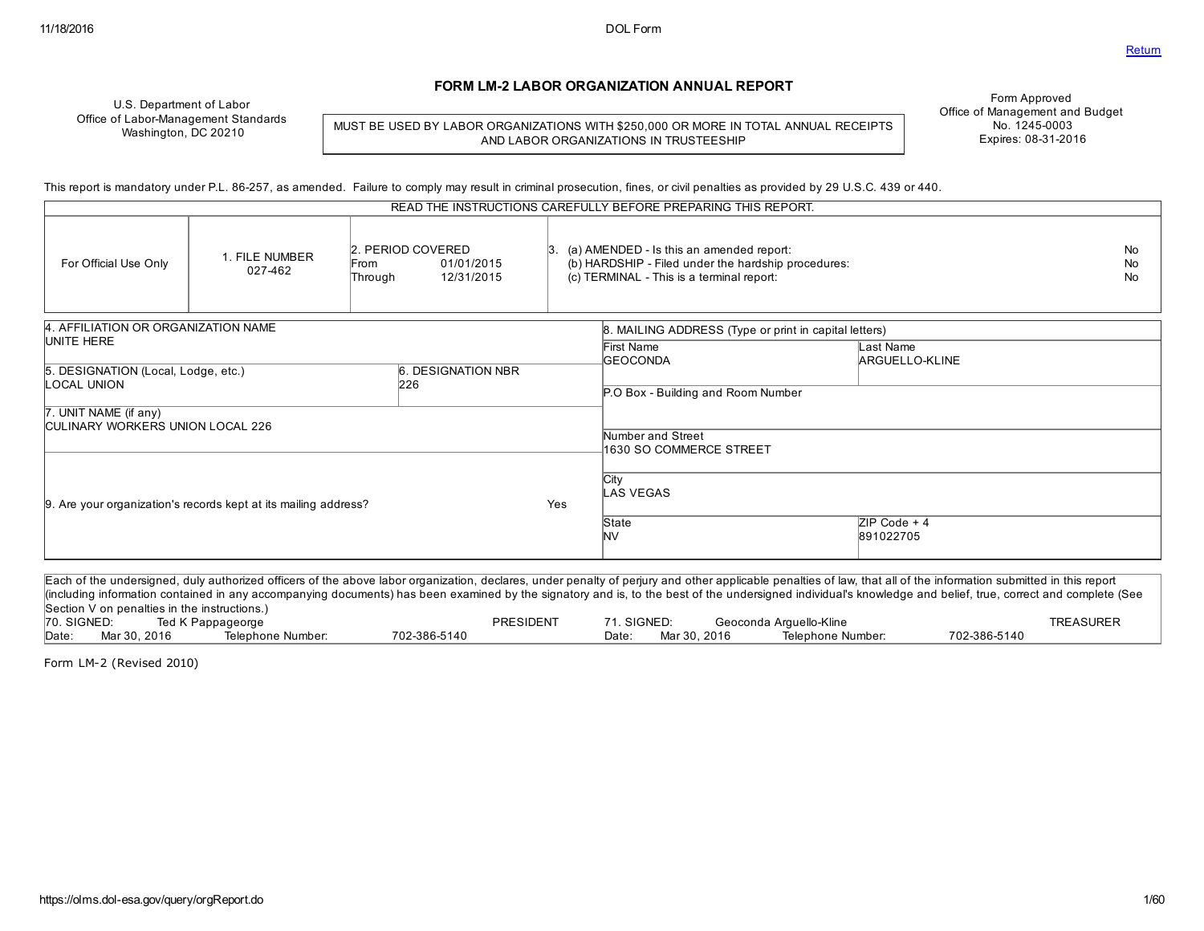# FORM LM-2 LABOR ORGANIZATION ANNUAL REPORT

U.S. Department of Labor
Office of Labor-Management Standards
Washington, DC 20210

MUST BE USED BY LABOR ORGANIZATIONS WITH $250,000 OR MORE IN TOTAL ANNUAL RECEIPTS AND LABOR ORGANIZATIONS IN TRUSTEESHIP

Form Approved
Office of Management and Budget
No. 1245-0003
Expires: 08-31-2016

This report is mandatory under P.L. 86-257, as amended. Failure to comply may result in criminal prosecution, fines, or civil penalties as provided by 29 U.S.C. 439 or 440.

READ THE INSTRUCTIONS CAREFULLY BEFORE PREPARING THIS REPORT.

| For Official Use Only | 1. FILE NUMBER | 2. PERIOD COVERED | 3. | |
|---|---|---|---|---|
| | 027-462 | From 01/01/2015 | (a) AMENDED - Is this an amended report: | No |
| | | Through 12/31/2015 | (b) HARDSHIP - Filed under the hardship procedures: | No |
| | | | (c) TERMINAL - This is a terminal report: | No |

| 4. AFFILIATION OR ORGANIZATION NAME | | 8. MAILING ADDRESS (Type or print in capital letters) | |
|---|---|---|---|
| UNITE HERE | | First Name: GEOCONDA | Last Name: ARGUELLO-KLINE |
| 5. DESIGNATION (Local, Lodge, etc.): LOCAL UNION | 6. DESIGNATION NBR: 226 | P.O Box - Building and Room Number: | |
| 7. UNIT NAME (if any): CULINARY WORKERS UNION LOCAL 226 | | Number and Street: 1630 SO COMMERCE STREET | |
| 9. Are your organization's records kept at its mailing address? | Yes | City: LAS VEGAS | |
| | | State: NV | ZIP Code + 4: 891022705 |

Each of the undersigned, duly authorized officers of the above labor organization, declares, under penalty of perjury and other applicable penalties of law, that all of the information submitted in this report (including information contained in any accompanying documents) has been examined by the signatory and is, to the best of the undersigned individual's knowledge and belief, true, correct and complete (See Section V on penalties in the instructions.)

| 70. SIGNED: | Ted K Pappageorge | | PRESIDENT | 71. SIGNED: | Geoconda Arguello-Kline | | TREASURER |
|---|---|---|---|---|---|---|---|
| Date: Mar 30, 2016 | Telephone Number: | 702-386-5140 | | Date: Mar 30, 2016 | Telephone Number: | 702-386-5140 | |

Form LM-2 (Revised 2010)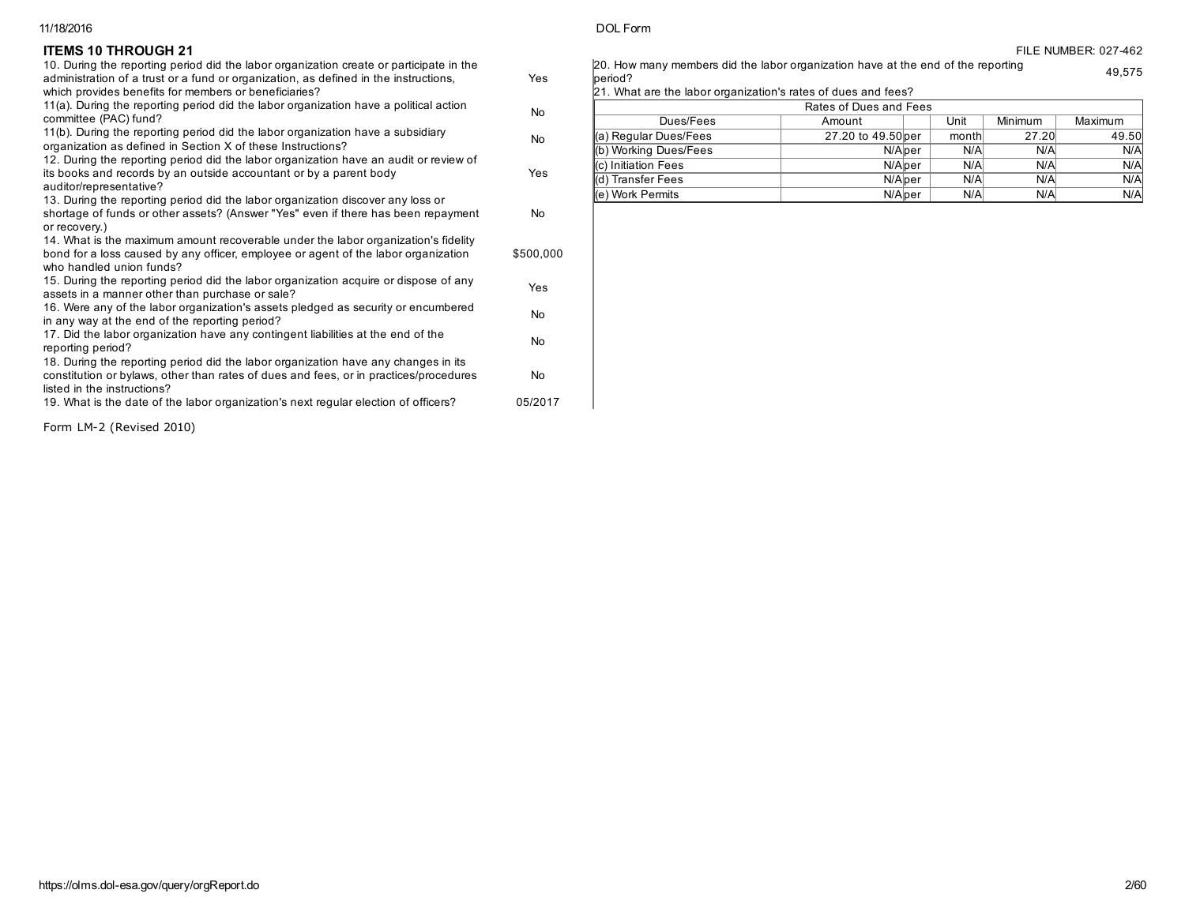FILE NUMBER: 027-462

## ITEMS 10 THROUGH 21

| Item | Answer |
|---|---|
| 10. During the reporting period did the labor organization create or participate in the administration of a trust or a fund or organization, as defined in the instructions, which provides benefits for members or beneficiaries? | Yes |
| 11(a). During the reporting period did the labor organization have a political action committee (PAC) fund? | No |
| 11(b). During the reporting period did the labor organization have a subsidiary organization as defined in Section X of these Instructions? | No |
| 12. During the reporting period did the labor organization have an audit or review of its books and records by an outside accountant or by a parent body auditor/representative? | Yes |
| 13. During the reporting period did the labor organization discover any loss or shortage of funds or other assets? (Answer "Yes" even if there has been repayment or recovery.) | No |
| 14. What is the maximum amount recoverable under the labor organization's fidelity bond for a loss caused by any officer, employee or agent of the labor organization who handled union funds? | $500,000 |
| 15. During the reporting period did the labor organization acquire or dispose of any assets in a manner other than purchase or sale? | Yes |
| 16. Were any of the labor organization's assets pledged as security or encumbered in any way at the end of the reporting period? | No |
| 17. Did the labor organization have any contingent liabilities at the end of the reporting period? | No |
| 18. During the reporting period did the labor organization have any changes in its constitution or bylaws, other than rates of dues and fees, or in practices/procedures listed in the instructions? | No |
| 19. What is the date of the labor organization's next regular election of officers? | 05/2017 |

20. How many members did the labor organization have at the end of the reporting period? 49,575

21. What are the labor organization's rates of dues and fees?

| Rates of Dues and Fees | | | | | |
|---|---|---|---|---|---|
| Dues/Fees | Amount | | Unit | Minimum | Maximum |
| (a) Regular Dues/Fees | 27.20 to 49.50 | per | month | 27.20 | 49.50 |
| (b) Working Dues/Fees | N/A | per | N/A | N/A | N/A |
| (c) Initiation Fees | N/A | per | N/A | N/A | N/A |
| (d) Transfer Fees | N/A | per | N/A | N/A | N/A |
| (e) Work Permits | N/A | per | N/A | N/A | N/A |

Form LM-2 (Revised 2010)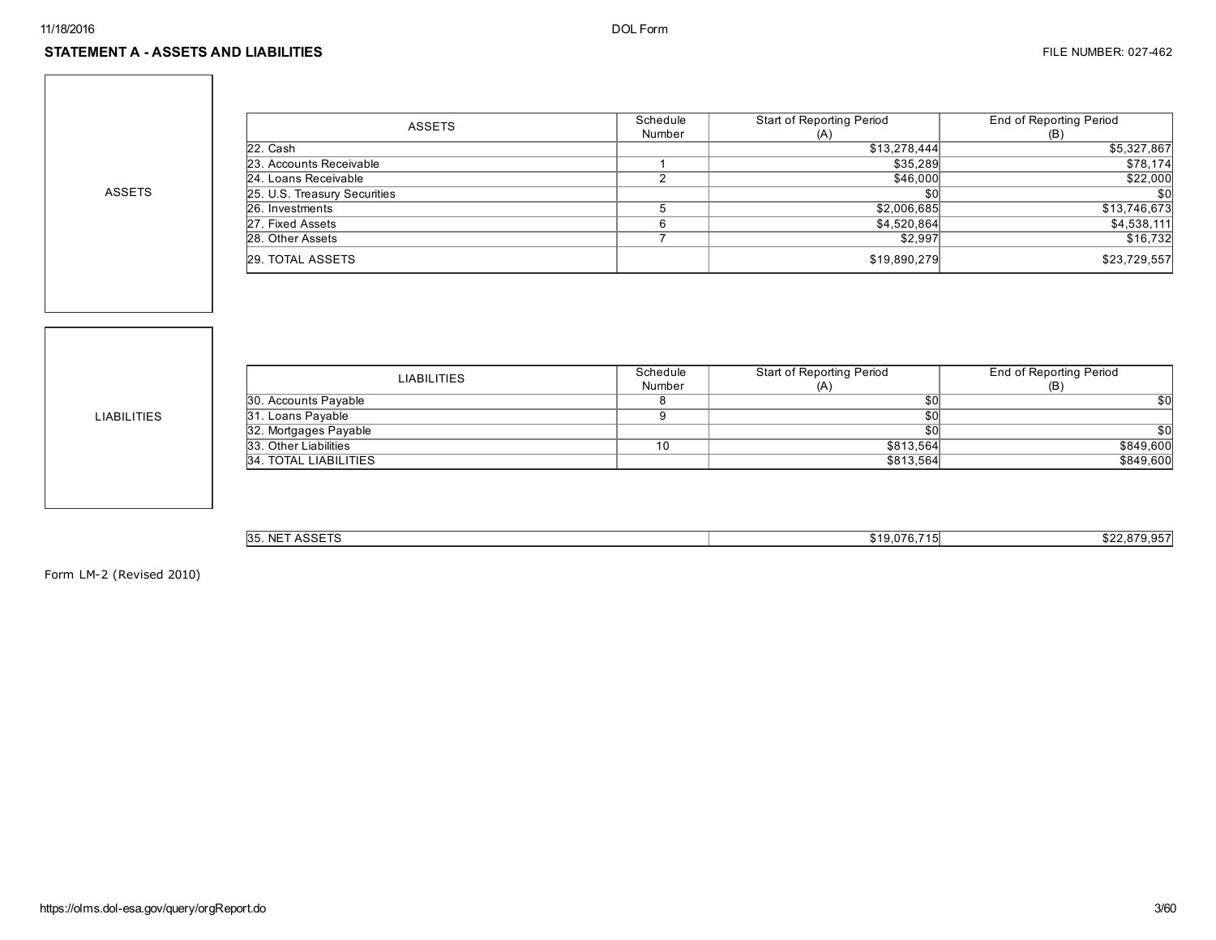## STATEMENT A - ASSETS AND LIABILITIES

FILE NUMBER: 027-462

**ASSETS**

| ASSETS | Schedule Number | Start of Reporting Period (A) | End of Reporting Period (B) |
|---|---|---|---|
| 22. Cash | | $13,278,444 | $5,327,867 |
| 23. Accounts Receivable | 1 | $35,289 | $78,174 |
| 24. Loans Receivable | 2 | $46,000 | $22,000 |
| 25. U.S. Treasury Securities | | $0 | $0 |
| 26. Investments | 5 | $2,006,685 | $13,746,673 |
| 27. Fixed Assets | 6 | $4,520,864 | $4,538,111 |
| 28. Other Assets | 7 | $2,997 | $16,732 |
| 29. TOTAL ASSETS | | $19,890,279 | $23,729,557 |

**LIABILITIES**

| LIABILITIES | Schedule Number | Start of Reporting Period (A) | End of Reporting Period (B) |
|---|---|---|---|
| 30. Accounts Payable | 8 | $0 | $0 |
| 31. Loans Payable | 9 | $0 | |
| 32. Mortgages Payable | | $0 | $0 |
| 33. Other Liabilities | 10 | $813,564 | $849,600 |
| 34. TOTAL LIABILITIES | | $813,564 | $849,600 |

| | Start of Reporting Period (A) | End of Reporting Period (B) |
|---|---|---|
| 35. NET ASSETS | $19,076,715 | $22,879,957 |

Form LM-2 (Revised 2010)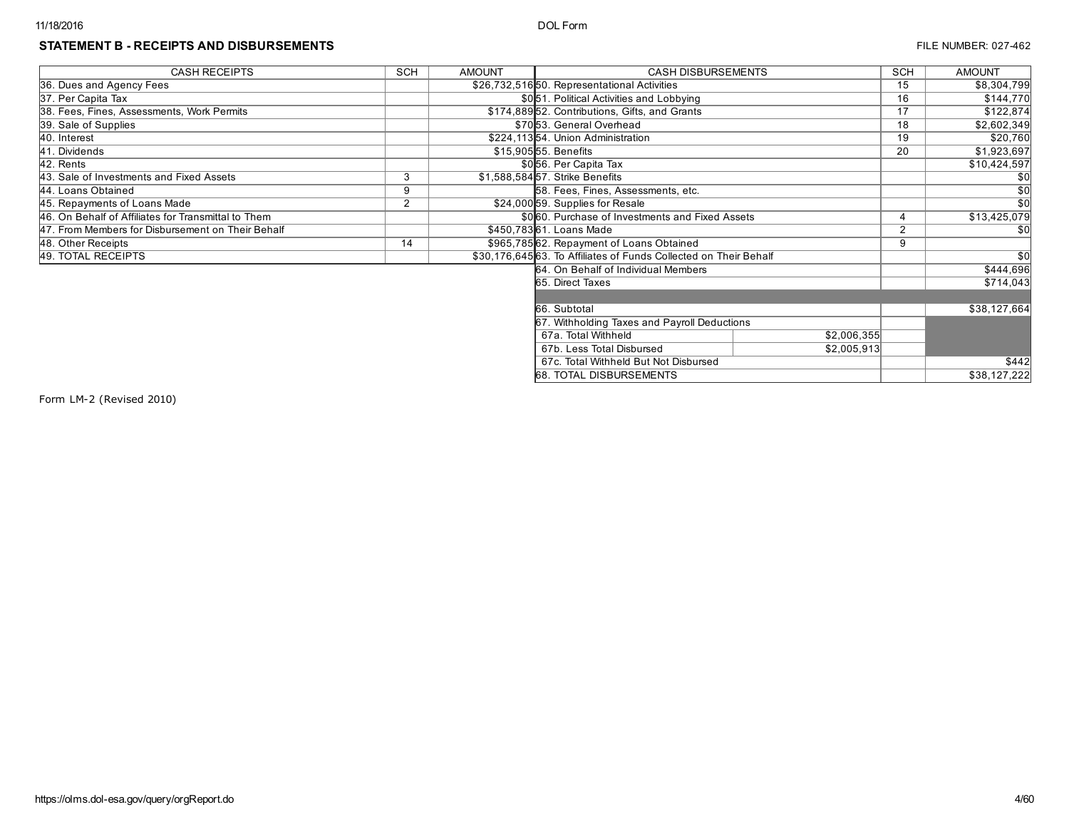## STATEMENT B - RECEIPTS AND DISBURSEMENTS

FILE NUMBER: 027-462

| CASH RECEIPTS | SCH | AMOUNT | CASH DISBURSEMENTS | | SCH | AMOUNT |
|---|---|---|---|---|---|---|
| 36. Dues and Agency Fees | | $26,732,516 | 50. Representational Activities | | 15 | $8,304,799 |
| 37. Per Capita Tax | | $0 | 51. Political Activities and Lobbying | | 16 | $144,770 |
| 38. Fees, Fines, Assessments, Work Permits | | $174,889 | 52. Contributions, Gifts, and Grants | | 17 | $122,874 |
| 39. Sale of Supplies | | $70 | 53. General Overhead | | 18 | $2,602,349 |
| 40. Interest | | $224,113 | 54. Union Administration | | 19 | $20,760 |
| 41. Dividends | | $15,905 | 55. Benefits | | 20 | $1,923,697 |
| 42. Rents | | $0 | 56. Per Capita Tax | | | $10,424,597 |
| 43. Sale of Investments and Fixed Assets | 3 | $1,588,584 | 57. Strike Benefits | | | $0 |
| 44. Loans Obtained | 9 | | 58. Fees, Fines, Assessments, etc. | | | $0 |
| 45. Repayments of Loans Made | 2 | $24,000 | 59. Supplies for Resale | | | $0 |
| 46. On Behalf of Affiliates for Transmittal to Them | | $0 | 60. Purchase of Investments and Fixed Assets | | 4 | $13,425,079 |
| 47. From Members for Disbursement on Their Behalf | | $450,783 | 61. Loans Made | | 2 | $0 |
| 48. Other Receipts | 14 | $965,785 | 62. Repayment of Loans Obtained | | 9 | |
| 49. TOTAL RECEIPTS | | $30,176,645 | 63. To Affiliates of Funds Collected on Their Behalf | | | $0 |
| | | | 64. On Behalf of Individual Members | | | $444,696 |
| | | | 65. Direct Taxes | | | $714,043 |
| | | | | | | |
| | | | 66. Subtotal | | | $38,127,664 |
| | | | 67. Withholding Taxes and Payroll Deductions | | | |
| | | | 67a. Total Withheld | $2,006,355 | | |
| | | | 67b. Less Total Disbursed | $2,005,913 | | |
| | | | 67c. Total Withheld But Not Disbursed | | | $442 |
| | | | 68. TOTAL DISBURSEMENTS | | | $38,127,222 |

Form LM-2 (Revised 2010)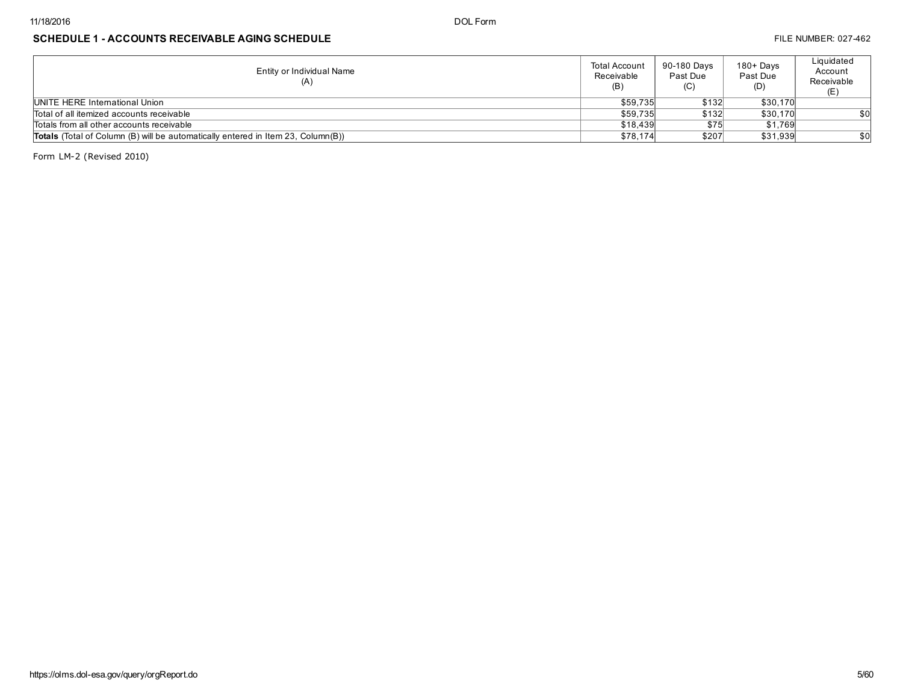## SCHEDULE 1 - ACCOUNTS RECEIVABLE AGING SCHEDULE

FILE NUMBER: 027-462

| Entity or Individual Name (A) | Total Account Receivable (B) | 90-180 Days Past Due (C) | 180+ Days Past Due (D) | Liquidated Account Receivable (E) |
|---|---|---|---|---|
| UNITE HERE International Union | $59,735 | $132 | $30,170 | |
| Total of all itemized accounts receivable | $59,735 | $132 | $30,170 | $0 |
| Totals from all other accounts receivable | $18,439 | $75 | $1,769 | |
| **Totals** (Total of Column (B) will be automatically entered in Item 23, Column(B)) | $78,174 | $207 | $31,939 | $0 |

Form LM-2 (Revised 2010)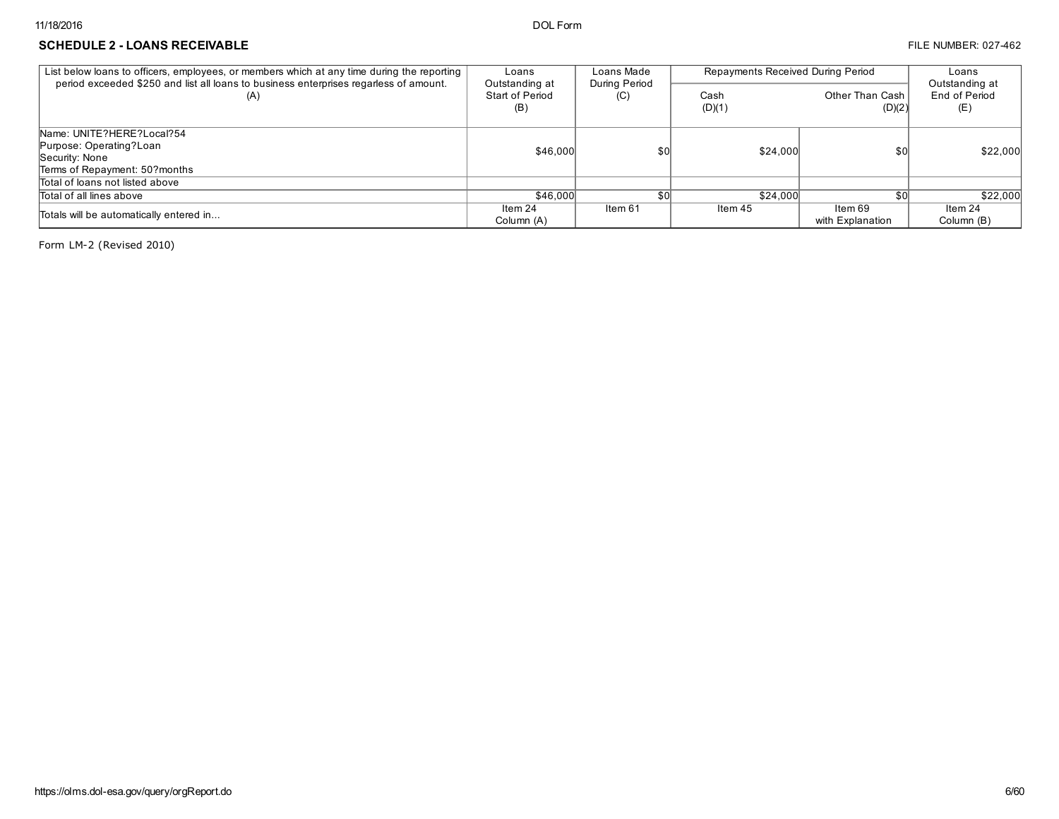## SCHEDULE 2 - LOANS RECEIVABLE

FILE NUMBER: 027-462

| List below loans to officers, employees, or members which at any time during the reporting period exceeded $250 and list all loans to business enterprises regarless of amount. (A) | Loans Outstanding at Start of Period (B) | Loans Made During Period (C) | Repayments Received During Period | | Loans Outstanding at End of Period (E) |
|---|---|---|---|---|---|
| | | | Cash (D)(1) | Other Than Cash (D)(2) | |
| Name: UNITE?HERE?Local?54<br>Purpose: Operating?Loan<br>Security: None<br>Terms of Repayment: 50?months | $46,000 | $0 | $24,000 | $0 | $22,000 |
| Total of loans not listed above | | | | | |
| Total of all lines above | $46,000 | $0 | $24,000 | $0 | $22,000 |
| Totals will be automatically entered in... | Item 24 Column (A) | Item 61 | Item 45 | Item 69 with Explanation | Item 24 Column (B) |

Form LM-2 (Revised 2010)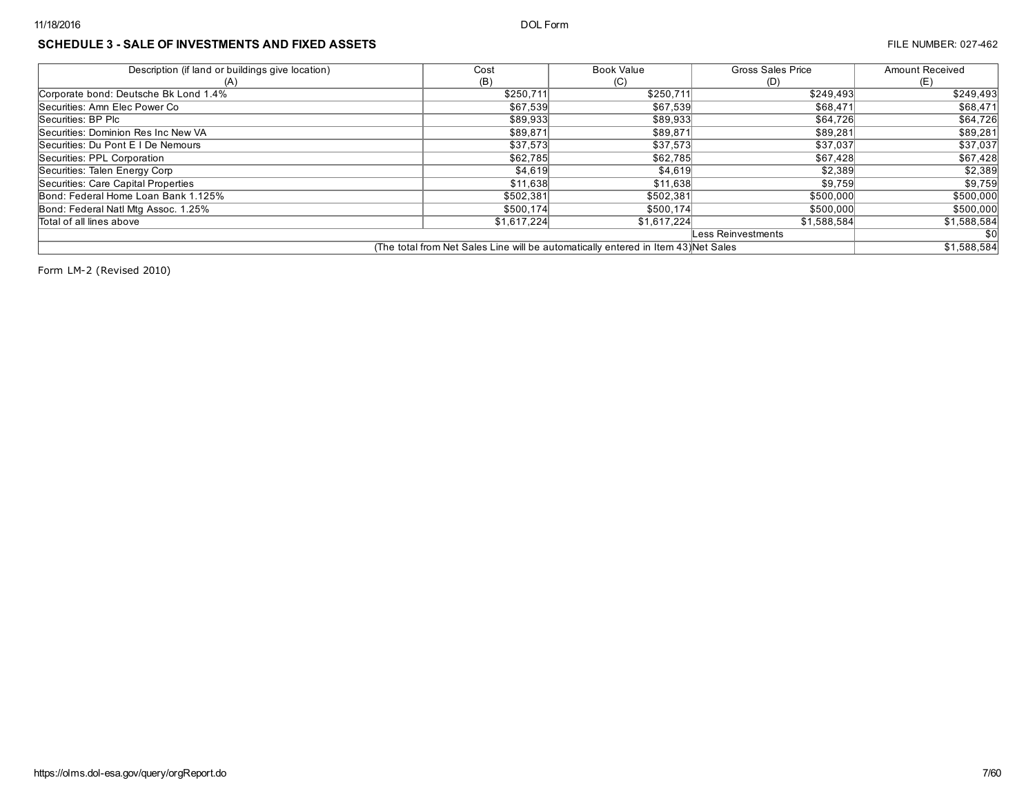## SCHEDULE 3 - SALE OF INVESTMENTS AND FIXED ASSETS

FILE NUMBER: 027-462

| Description (if land or buildings give location) (A) | Cost (B) | Book Value (C) | Gross Sales Price (D) | Amount Received (E) |
|---|---|---|---|---|
| Corporate bond: Deutsche Bk Lond 1.4% | $250,711 | $250,711 | $249,493 | $249,493 |
| Securities: Amn Elec Power Co | $67,539 | $67,539 | $68,471 | $68,471 |
| Securities: BP Plc | $89,933 | $89,933 | $64,726 | $64,726 |
| Securities: Dominion Res Inc New VA | $89,871 | $89,871 | $89,281 | $89,281 |
| Securities: Du Pont E I De Nemours | $37,573 | $37,573 | $37,037 | $37,037 |
| Securities: PPL Corporation | $62,785 | $62,785 | $67,428 | $67,428 |
| Securities: Talen Energy Corp | $4,619 | $4,619 | $2,389 | $2,389 |
| Securities: Care Capital Properties | $11,638 | $11,638 | $9,759 | $9,759 |
| Bond: Federal Home Loan Bank 1.125% | $502,381 | $502,381 | $500,000 | $500,000 |
| Bond: Federal Natl Mtg Assoc. 1.25% | $500,174 | $500,174 | $500,000 | $500,000 |
| Total of all lines above | $1,617,224 | $1,617,224 | $1,588,584 | $1,588,584 |
| | | | Less Reinvestments | $0 |
| (The total from Net Sales Line will be automatically entered in Item 43) | | | Net Sales | $1,588,584 |

Form LM-2 (Revised 2010)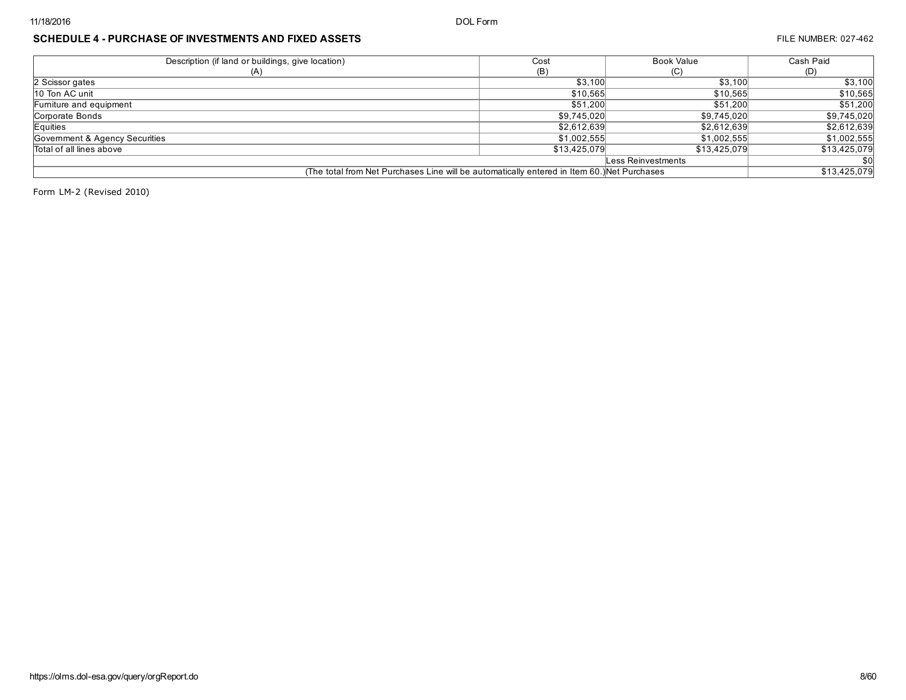## SCHEDULE 4 - PURCHASE OF INVESTMENTS AND FIXED ASSETS

FILE NUMBER: 027-462

| Description (if land or buildings, give location) (A) | Cost (B) | Book Value (C) | Cash Paid (D) |
|---|---|---|---|
| 2 Scissor gates | $3,100 | $3,100 | $3,100 |
| 10 Ton AC unit | $10,565 | $10,565 | $10,565 |
| Furniture and equipment | $51,200 | $51,200 | $51,200 |
| Corporate Bonds | $9,745,020 | $9,745,020 | $9,745,020 |
| Equities | $2,612,639 | $2,612,639 | $2,612,639 |
| Government & Agency Securities | $1,002,555 | $1,002,555 | $1,002,555 |
| Total of all lines above | $13,425,079 | $13,425,079 | $13,425,079 |
| | | Less Reinvestments | $0 |
| (The total from Net Purchases Line will be automatically entered in Item 60.) | | Net Purchases | $13,425,079 |

Form LM-2 (Revised 2010)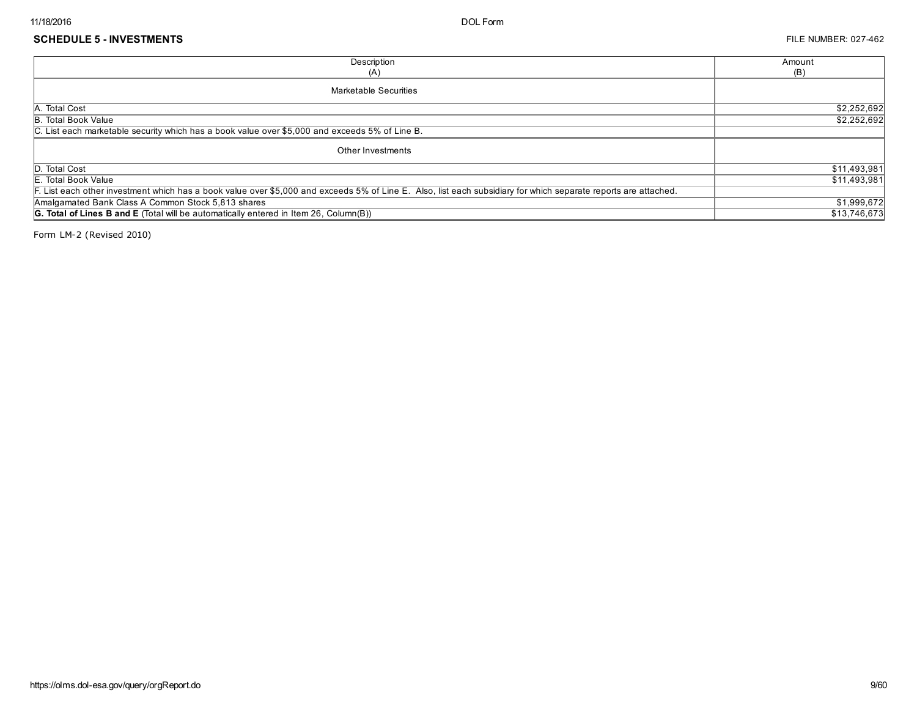## SCHEDULE 5 - INVESTMENTS

FILE NUMBER: 027-462

| Description (A) | Amount (B) |
|---|---|
| Marketable Securities | |
| A. Total Cost | $2,252,692 |
| B. Total Book Value | $2,252,692 |
| C. List each marketable security which has a book value over $5,000 and exceeds 5% of Line B. | |
| Other Investments | |
| D. Total Cost | $11,493,981 |
| E. Total Book Value | $11,493,981 |
| F. List each other investment which has a book value over $5,000 and exceeds 5% of Line E. Also, list each subsidiary for which separate reports are attached. | |
| Amalgamated Bank Class A Common Stock 5,813 shares | $1,999,672 |
| **G. Total of Lines B and E** (Total will be automatically entered in Item 26, Column(B)) | $13,746,673 |

Form LM-2 (Revised 2010)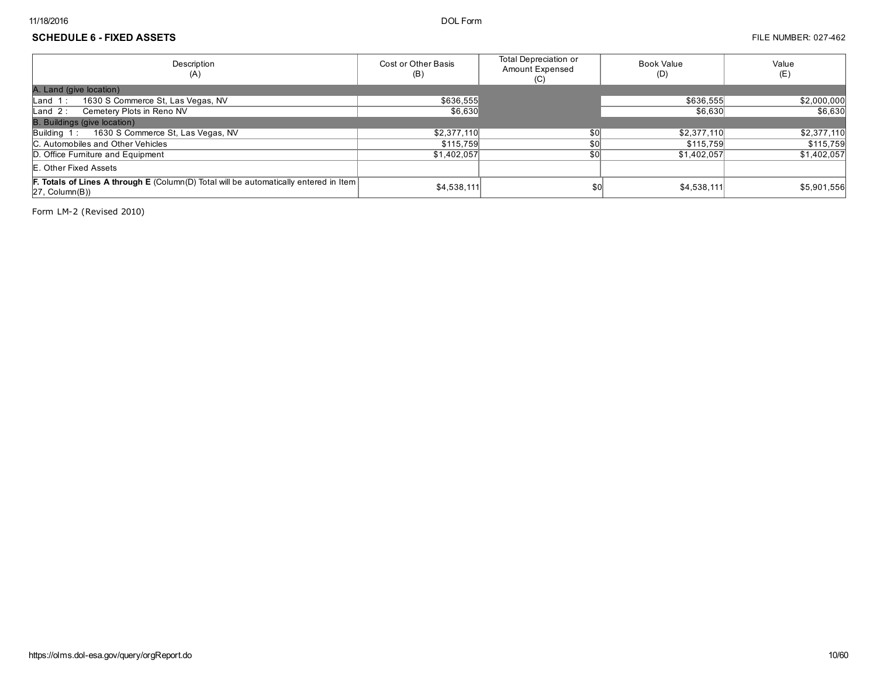## SCHEDULE 6 - FIXED ASSETS

FILE NUMBER: 027-462

| Description (A) | Cost or Other Basis (B) | Total Depreciation or Amount Expensed (C) | Book Value (D) | Value (E) |
|---|---|---|---|---|
| A. Land (give location) | | | | |
| Land 1 : 1630 S Commerce St, Las Vegas, NV | $636,555 | | $636,555 | $2,000,000 |
| Land 2 : Cemetery Plots in Reno NV | $6,630 | | $6,630 | $6,630 |
| B. Buildings (give location) | | | | |
| Building 1 : 1630 S Commerce St, Las Vegas, NV | $2,377,110 | $0 | $2,377,110 | $2,377,110 |
| C. Automobiles and Other Vehicles | $115,759 | $0 | $115,759 | $115,759 |
| D. Office Furniture and Equipment | $1,402,057 | $0 | $1,402,057 | $1,402,057 |
| E. Other Fixed Assets | | | | |
| **F. Totals of Lines A through E** (Column(D) Total will be automatically entered in Item 27, Column(B)) | $4,538,111 | $0 | $4,538,111 | $5,901,556 |

Form LM-2 (Revised 2010)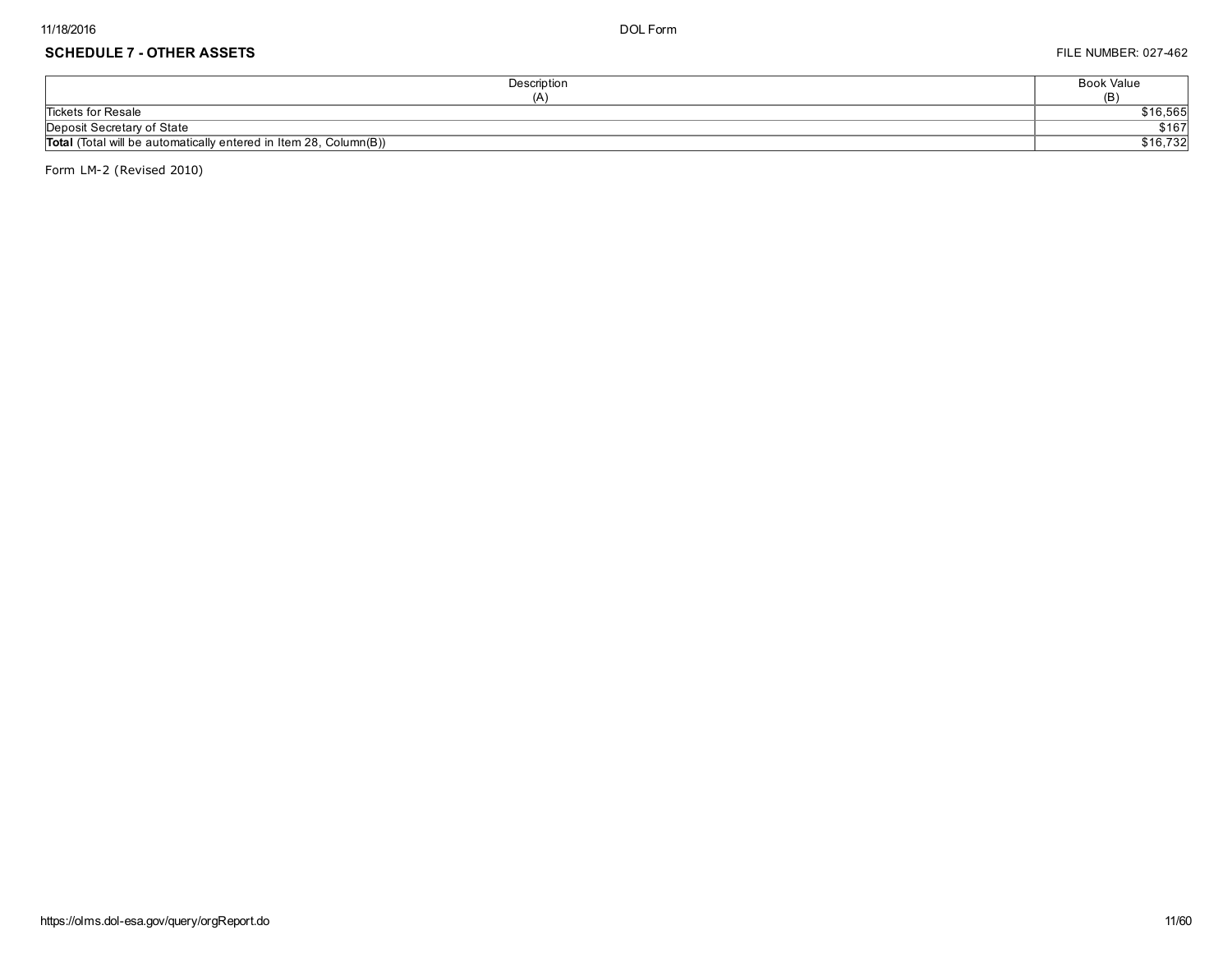## SCHEDULE 7 - OTHER ASSETS

FILE NUMBER: 027-462

| Description (A) | Book Value (B) |
| --- | --- |
| Tickets for Resale | $16,565 |
| Deposit Secretary of State | $167 |
| **Total** (Total will be automatically entered in Item 28, Column(B)) | $16,732 |

Form LM-2 (Revised 2010)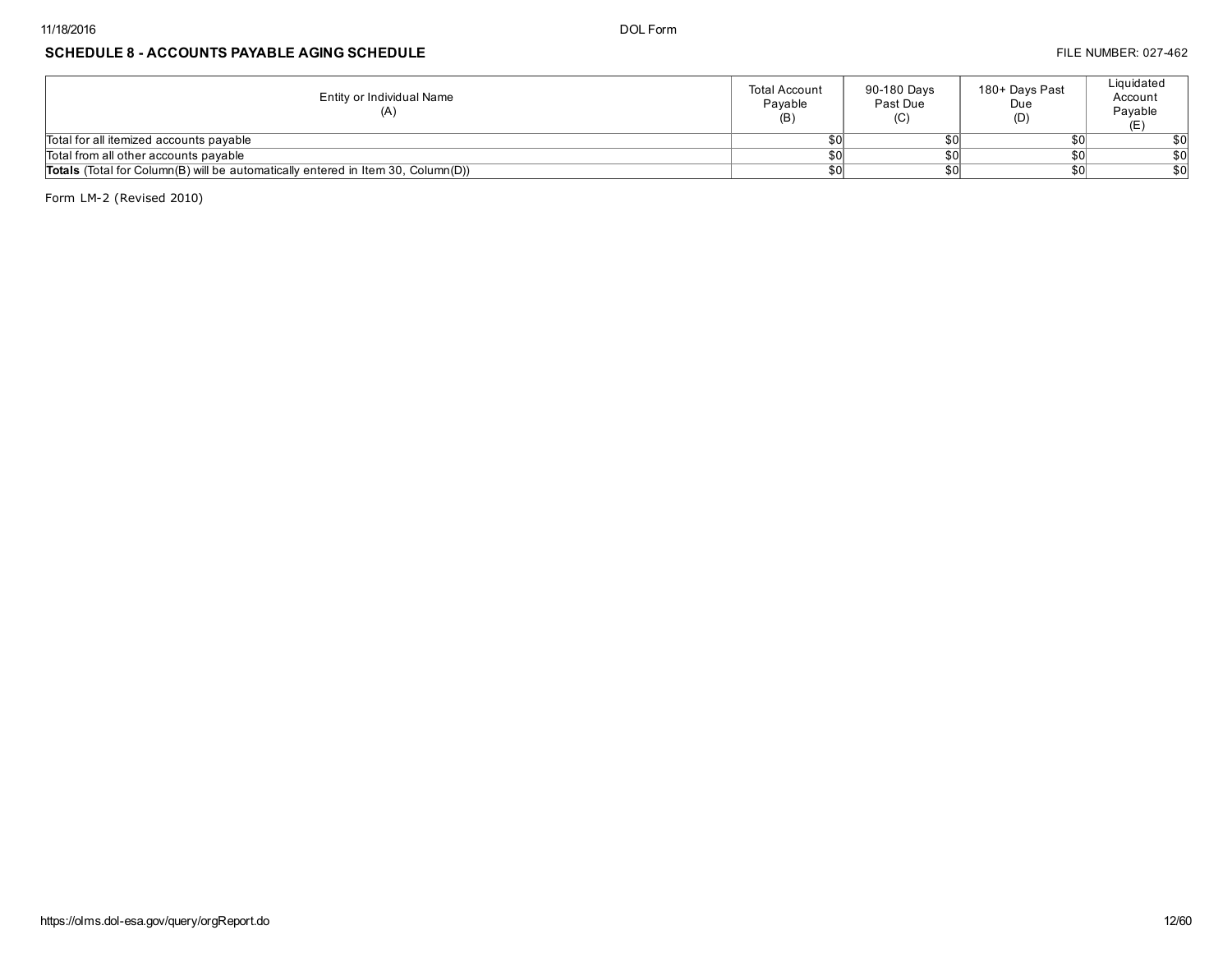## SCHEDULE 8 - ACCOUNTS PAYABLE AGING SCHEDULE

FILE NUMBER: 027-462

| Entity or Individual Name (A) | Total Account Payable (B) | 90-180 Days Past Due (C) | 180+ Days Past Due (D) | Liquidated Account Payable (E) |
|---|---|---|---|---|
| Total for all itemized accounts payable | $0 | $0 | $0 | $0 |
| Total from all other accounts payable | $0 | $0 | $0 | $0 |
| **Totals** (Total for Column(B) will be automatically entered in Item 30, Column(D)) | $0 | $0 | $0 | $0 |

Form LM-2 (Revised 2010)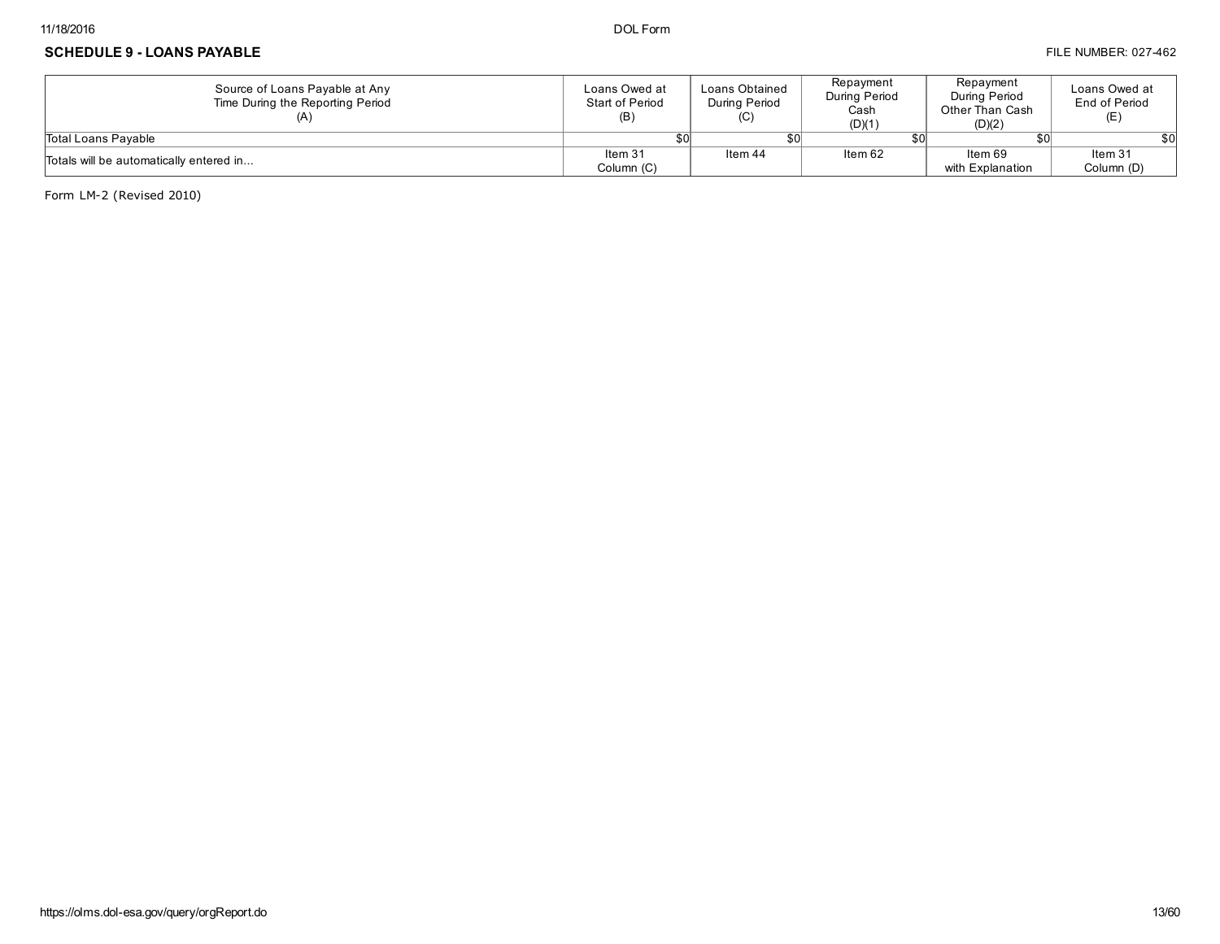## SCHEDULE 9 - LOANS PAYABLE

FILE NUMBER: 027-462

| Source of Loans Payable at Any Time During the Reporting Period (A) | Loans Owed at Start of Period (B) | Loans Obtained During Period (C) | Repayment During Period Cash (D)(1) | Repayment During Period Other Than Cash (D)(2) | Loans Owed at End of Period (E) |
|---|---|---|---|---|---|
| Total Loans Payable | $0 | $0 | $0 | $0 | $0 |
| Totals will be automatically entered in... | Item 31 Column (C) | Item 44 | Item 62 | Item 69 with Explanation | Item 31 Column (D) |

Form LM-2 (Revised 2010)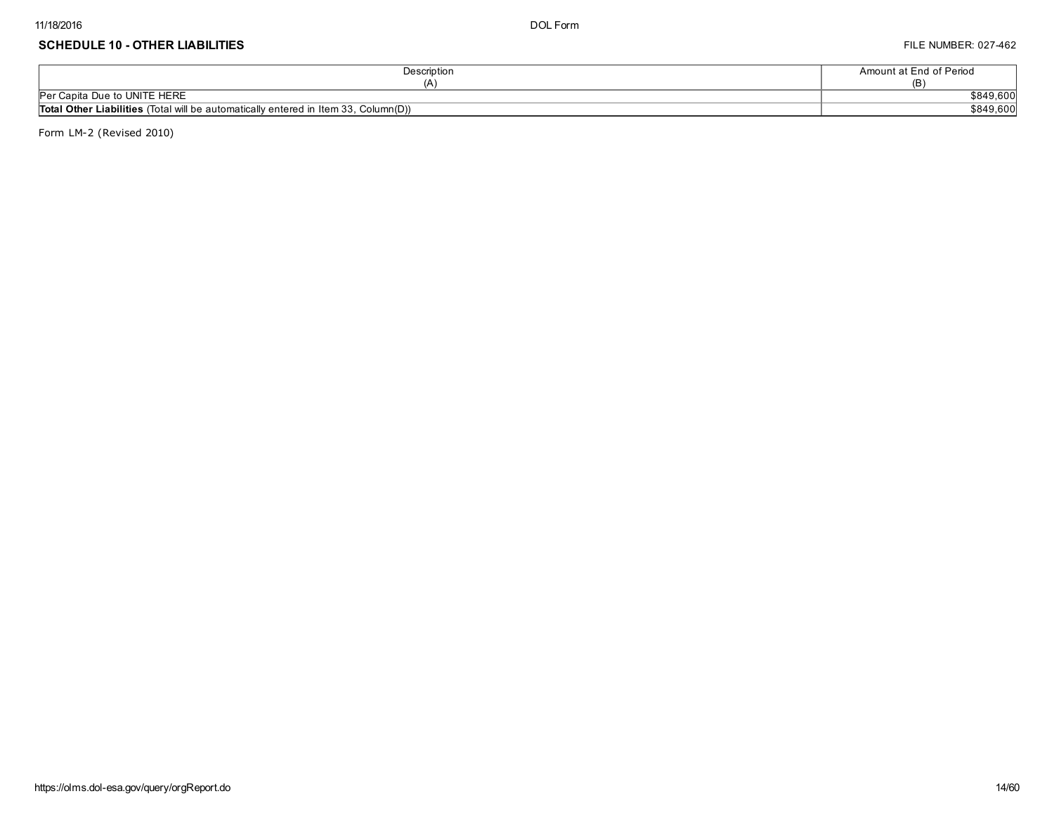## SCHEDULE 10 - OTHER LIABILITIES

FILE NUMBER: 027-462

| Description (A) | Amount at End of Period (B) |
|---|---|
| Per Capita Due to UNITE HERE | $849,600 |
| **Total Other Liabilities** (Total will be automatically entered in Item 33, Column(D)) | $849,600 |

Form LM-2 (Revised 2010)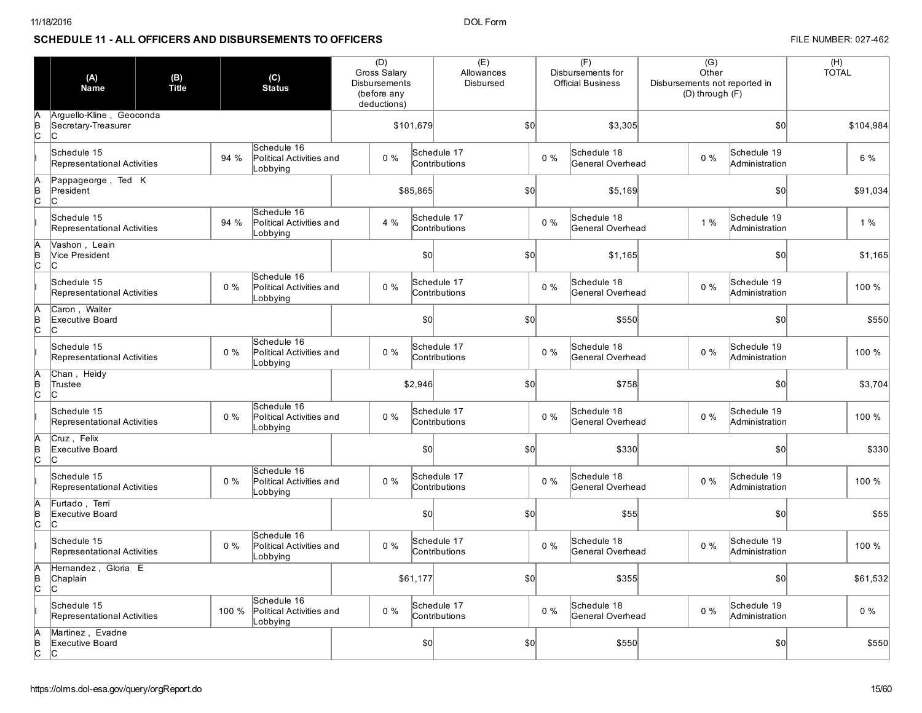## SCHEDULE 11 - ALL OFFICERS AND DISBURSEMENTS TO OFFICERS

FILE NUMBER: 027-462

| | (A) Name | (B) Title | (C) Status | (D) Gross Salary Disbursements (before any deductions) | (E) Allowances Disbursed | (F) Disbursements for Official Business | (G) Other Disbursements not reported in (D) through (F) | (H) TOTAL |
|---|---|---|---|---|---|---|---|---|
| A B C | Arguello-Kline , Geoconda | Secretary-Treasurer | C | $101,679 | $0 | $3,305 | $0 | $104,984 |
| I | Schedule 15 Representational Activities 94 % | Schedule 16 Political Activities and Lobbying 0 % | Schedule 17 Contributions 0 % | Schedule 18 General Overhead 0 % | Schedule 19 Administration 6 % | | | |
| A B C | Pappageorge , Ted K | President | C | $85,865 | $0 | $5,169 | $0 | $91,034 |
| I | Schedule 15 Representational Activities 94 % | Schedule 16 Political Activities and Lobbying 4 % | Schedule 17 Contributions 0 % | Schedule 18 General Overhead 1 % | Schedule 19 Administration 1 % | | | |
| A B C | Vashon , Leain | Vice President | C | $0 | $0 | $1,165 | $0 | $1,165 |
| I | Schedule 15 Representational Activities 0 % | Schedule 16 Political Activities and Lobbying 0 % | Schedule 17 Contributions 0 % | Schedule 18 General Overhead 0 % | Schedule 19 Administration 100 % | | | |
| A B C | Caron , Walter | Executive Board | C | $0 | $0 | $550 | $0 | $550 |
| I | Schedule 15 Representational Activities 0 % | Schedule 16 Political Activities and Lobbying 0 % | Schedule 17 Contributions 0 % | Schedule 18 General Overhead 0 % | Schedule 19 Administration 100 % | | | |
| A B C | Chan , Heidy | Trustee | C | $2,946 | $0 | $758 | $0 | $3,704 |
| I | Schedule 15 Representational Activities 0 % | Schedule 16 Political Activities and Lobbying 0 % | Schedule 17 Contributions 0 % | Schedule 18 General Overhead 0 % | Schedule 19 Administration 100 % | | | |
| A B C | Cruz , Felix | Executive Board | C | $0 | $0 | $330 | $0 | $330 |
| I | Schedule 15 Representational Activities 0 % | Schedule 16 Political Activities and Lobbying 0 % | Schedule 17 Contributions 0 % | Schedule 18 General Overhead 0 % | Schedule 19 Administration 100 % | | | |
| A B C | Furtado , Terri | Executive Board | C | $0 | $0 | $55 | $0 | $55 |
| I | Schedule 15 Representational Activities 0 % | Schedule 16 Political Activities and Lobbying 0 % | Schedule 17 Contributions 0 % | Schedule 18 General Overhead 0 % | Schedule 19 Administration 100 % | | | |
| A B C | Hernandez , Gloria E | Chaplain | C | $61,177 | $0 | $355 | $0 | $61,532 |
| I | Schedule 15 Representational Activities 100 % | Schedule 16 Political Activities and Lobbying 0 % | Schedule 17 Contributions 0 % | Schedule 18 General Overhead 0 % | Schedule 19 Administration 0 % | | | |
| A B C | Martinez , Evadne | Executive Board | C | $0 | $0 | $550 | $0 | $550 |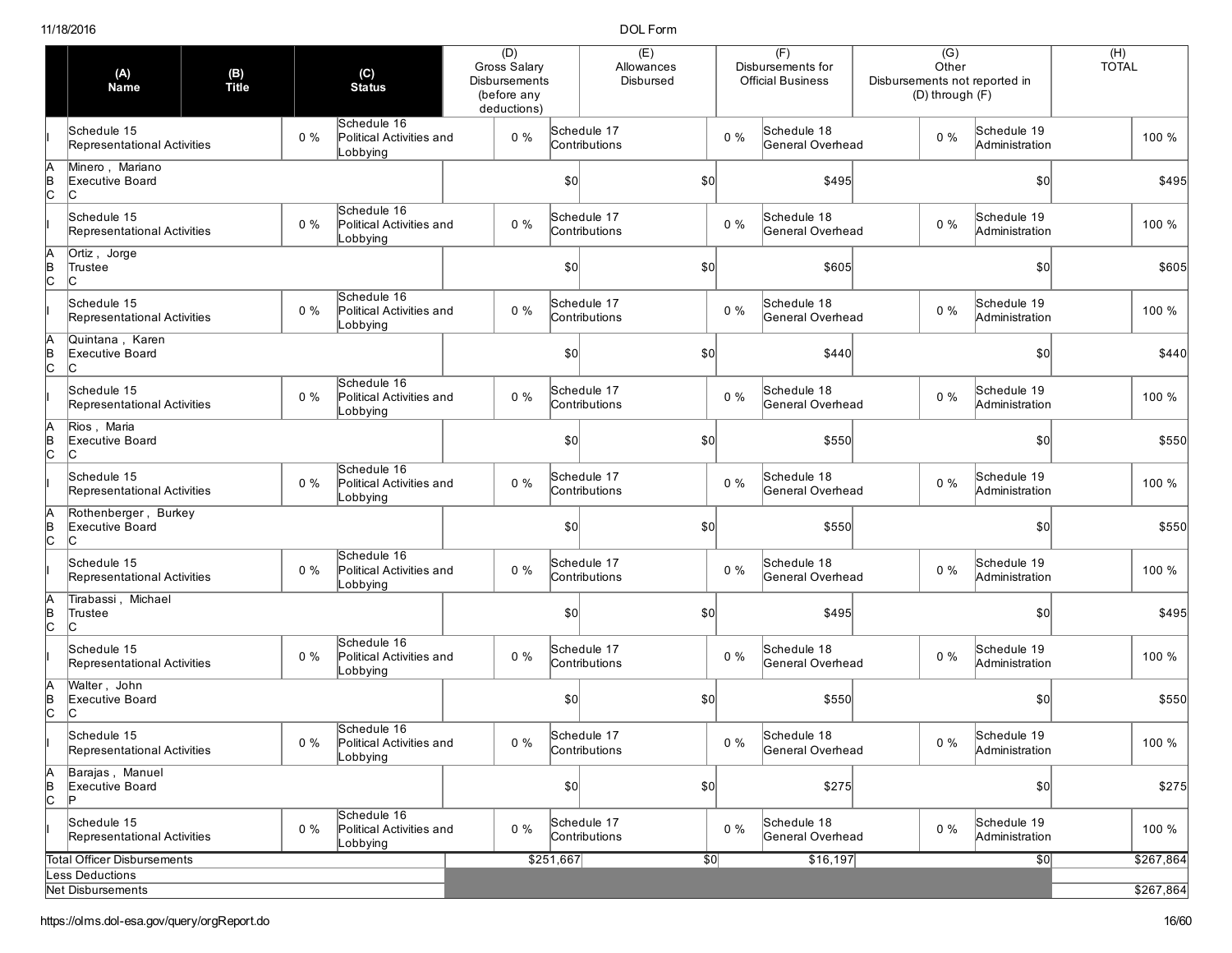| | (A) Name | (B) Title | (C) Status | (D) Gross Salary Disbursements (before any deductions) | (E) Allowances Disbursed | (F) Disbursements for Official Business | (G) Other Disbursements not reported in (D) through (F) | (H) TOTAL |
|---|---|---|---|---|---|---|---|---|
| I | Schedule 15 Representational Activities 0 % | | Schedule 16 Political Activities and Lobbying 0 % | Schedule 17 Contributions 0 % | | Schedule 18 General Overhead 0 % | Schedule 19 Administration | 100 % |
| A B C | Minero , Mariano | Executive Board | C | $0 | $0 | $495 | $0 | $495 |
| I | Schedule 15 Representational Activities 0 % | | Schedule 16 Political Activities and Lobbying 0 % | Schedule 17 Contributions 0 % | | Schedule 18 General Overhead 0 % | Schedule 19 Administration | 100 % |
| A B C | Ortiz , Jorge | Trustee | C | $0 | $0 | $605 | $0 | $605 |
| I | Schedule 15 Representational Activities 0 % | | Schedule 16 Political Activities and Lobbying 0 % | Schedule 17 Contributions 0 % | | Schedule 18 General Overhead 0 % | Schedule 19 Administration | 100 % |
| A B C | Quintana , Karen | Executive Board | C | $0 | $0 | $440 | $0 | $440 |
| I | Schedule 15 Representational Activities 0 % | | Schedule 16 Political Activities and Lobbying 0 % | Schedule 17 Contributions 0 % | | Schedule 18 General Overhead 0 % | Schedule 19 Administration | 100 % |
| A B C | Rios , Maria | Executive Board | C | $0 | $0 | $550 | $0 | $550 |
| I | Schedule 15 Representational Activities 0 % | | Schedule 16 Political Activities and Lobbying 0 % | Schedule 17 Contributions 0 % | | Schedule 18 General Overhead 0 % | Schedule 19 Administration | 100 % |
| A B C | Rothenberger , Burkey | Executive Board | C | $0 | $0 | $550 | $0 | $550 |
| I | Schedule 15 Representational Activities 0 % | | Schedule 16 Political Activities and Lobbying 0 % | Schedule 17 Contributions 0 % | | Schedule 18 General Overhead 0 % | Schedule 19 Administration | 100 % |
| A B C | Tirabassi , Michael | Trustee | C | $0 | $0 | $495 | $0 | $495 |
| I | Schedule 15 Representational Activities 0 % | | Schedule 16 Political Activities and Lobbying 0 % | Schedule 17 Contributions 0 % | | Schedule 18 General Overhead 0 % | Schedule 19 Administration | 100 % |
| A B C | Walter , John | Executive Board | C | $0 | $0 | $550 | $0 | $550 |
| I | Schedule 15 Representational Activities 0 % | | Schedule 16 Political Activities and Lobbying 0 % | Schedule 17 Contributions 0 % | | Schedule 18 General Overhead 0 % | Schedule 19 Administration | 100 % |
| A B C | Barajas , Manuel | Executive Board | P | $0 | $0 | $275 | $0 | $275 |
| I | Schedule 15 Representational Activities 0 % | | Schedule 16 Political Activities and Lobbying 0 % | Schedule 17 Contributions 0 % | | Schedule 18 General Overhead 0 % | Schedule 19 Administration | 100 % |
| | Total Officer Disbursements | | | $251,667 | $0 | $16,197 | $0 | $267,864 |
| | Less Deductions | | | | | | | |
| | Net Disbursements | | | | | | | $267,864 |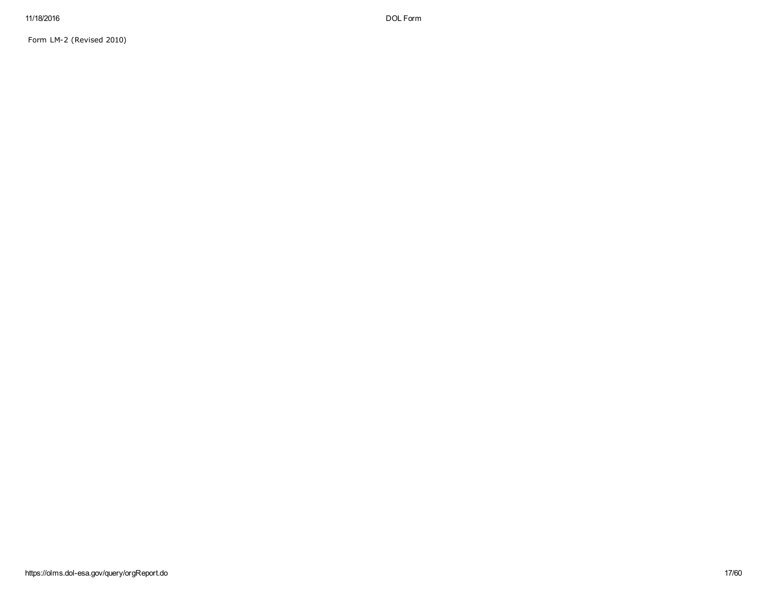Form LM-2 (Revised 2010)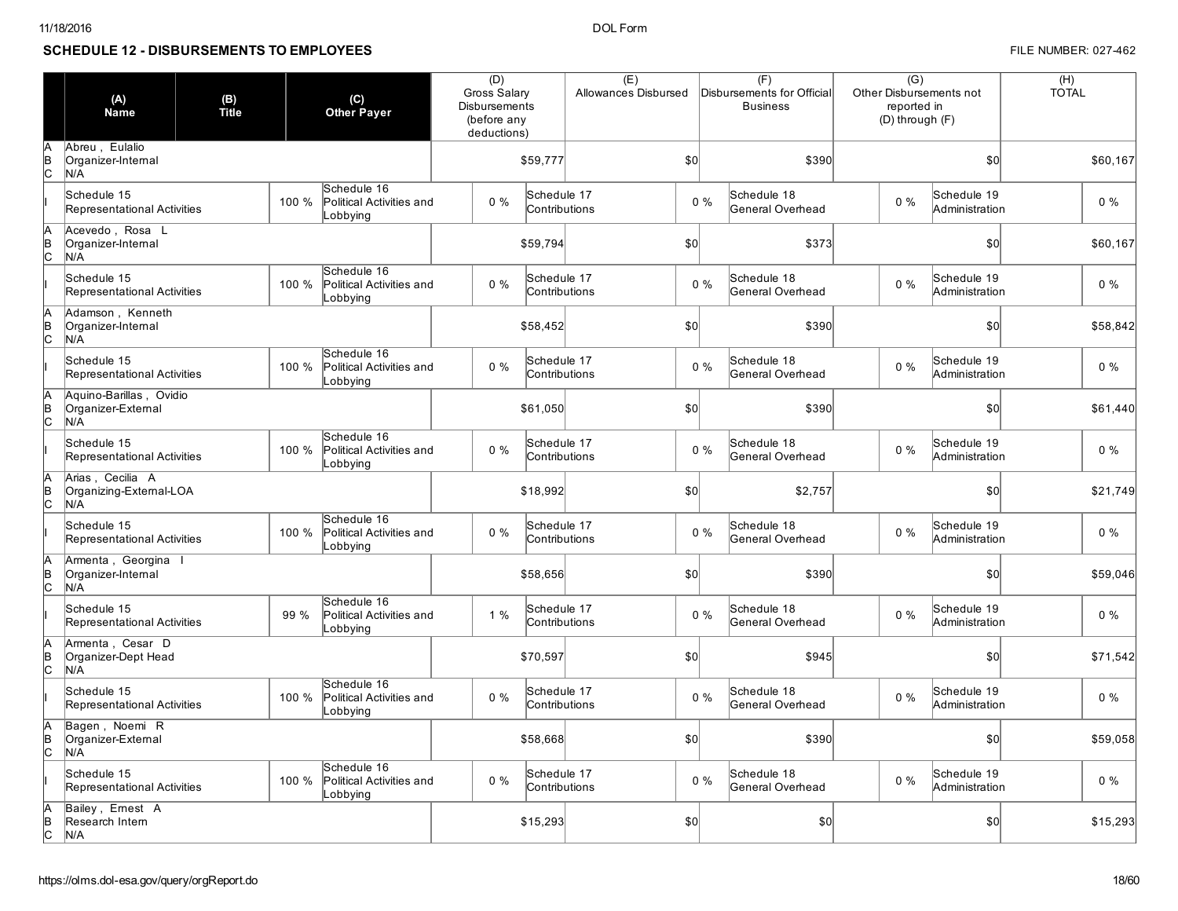## SCHEDULE 12 - DISBURSEMENTS TO EMPLOYEES

FILE NUMBER: 027-462

| | (A) Name | (B) Title | (C) Other Payer | (D) Gross Salary Disbursements (before any deductions) | (E) Allowances Disbursed | (F) Disbursements for Official Business | (G) Other Disbursements not reported in (D) through (F) | (H) TOTAL |
|---|---|---|---|---|---|---|---|---|
| A B C | Abreu , Eulalio<br>Organizer-Internal<br>N/A | | | $59,777 | $0 | $390 | $0 | $60,167 |
| I | Schedule 15 Representational Activities 100 % | Schedule 16 Political Activities and Lobbying 0 % | | Schedule 17 Contributions 0 % | | Schedule 18 General Overhead 0 % | Schedule 19 Administration 0 % | |
| A B C | Acevedo , Rosa L<br>Organizer-Internal<br>N/A | | | $59,794 | $0 | $373 | $0 | $60,167 |
| I | Schedule 15 Representational Activities 100 % | Schedule 16 Political Activities and Lobbying 0 % | | Schedule 17 Contributions 0 % | | Schedule 18 General Overhead 0 % | Schedule 19 Administration 0 % | |
| A B C | Adamson , Kenneth<br>Organizer-Internal<br>N/A | | | $58,452 | $0 | $390 | $0 | $58,842 |
| I | Schedule 15 Representational Activities 100 % | Schedule 16 Political Activities and Lobbying 0 % | | Schedule 17 Contributions 0 % | | Schedule 18 General Overhead 0 % | Schedule 19 Administration 0 % | |
| A B C | Aquino-Barillas , Ovidio<br>Organizer-External<br>N/A | | | $61,050 | $0 | $390 | $0 | $61,440 |
| I | Schedule 15 Representational Activities 100 % | Schedule 16 Political Activities and Lobbying 0 % | | Schedule 17 Contributions 0 % | | Schedule 18 General Overhead 0 % | Schedule 19 Administration 0 % | |
| A B C | Arias , Cecilia A<br>Organizing-External-LOA<br>N/A | | | $18,992 | $0 | $2,757 | $0 | $21,749 |
| I | Schedule 15 Representational Activities 100 % | Schedule 16 Political Activities and Lobbying 0 % | | Schedule 17 Contributions 0 % | | Schedule 18 General Overhead 0 % | Schedule 19 Administration 0 % | |
| A B C | Armenta , Georgina I<br>Organizer-Internal<br>N/A | | | $58,656 | $0 | $390 | $0 | $59,046 |
| I | Schedule 15 Representational Activities 99 % | Schedule 16 Political Activities and Lobbying 1 % | | Schedule 17 Contributions 0 % | | Schedule 18 General Overhead 0 % | Schedule 19 Administration 0 % | |
| A B C | Armenta , Cesar D<br>Organizer-Dept Head<br>N/A | | | $70,597 | $0 | $945 | $0 | $71,542 |
| I | Schedule 15 Representational Activities 100 % | Schedule 16 Political Activities and Lobbying 0 % | | Schedule 17 Contributions 0 % | | Schedule 18 General Overhead 0 % | Schedule 19 Administration 0 % | |
| A B C | Bagen , Noemi R<br>Organizer-External<br>N/A | | | $58,668 | $0 | $390 | $0 | $59,058 |
| I | Schedule 15 Representational Activities 100 % | Schedule 16 Political Activities and Lobbying 0 % | | Schedule 17 Contributions 0 % | | Schedule 18 General Overhead 0 % | Schedule 19 Administration 0 % | |
| A B C | Bailey , Ernest A<br>Research Intern<br>N/A | | | $15,293 | $0 | $0 | $0 | $15,293 |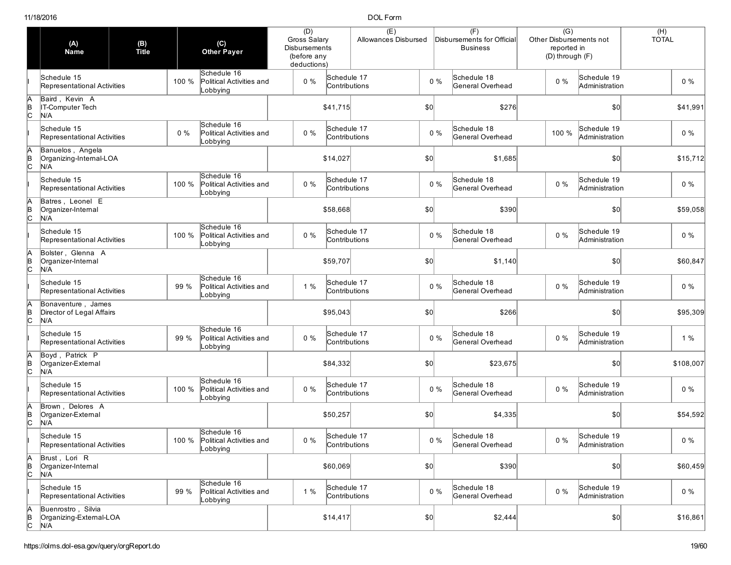| | (A) Name | (B) Title | | (C) Other Payer | | (D) Gross Salary Disbursements (before any deductions) | | (E) Allowances Disbursed | | (F) Disbursements for Official Business | | (G) Other Disbursements not reported in (D) through (F) | | (H) TOTAL |
|---|---|---|---|---|---|---|---|---|---|---|---|---|---|---|
| I | Schedule 15 Representational Activities | | 100 % | Schedule 16 Political Activities and Lobbying | | 0 % | Schedule 17 Contributions | | 0 % | Schedule 18 General Overhead | 0 % | Schedule 19 Administration | | 0 % |
| A B C | Baird , Kevin A<br>IT-Computer Tech<br>N/A | | | | | $41,715 | | $0 | | $276 | | $0 | | $41,991 |
| I | Schedule 15 Representational Activities | | 0 % | Schedule 16 Political Activities and Lobbying | | 0 % | Schedule 17 Contributions | | 0 % | Schedule 18 General Overhead | 100 % | Schedule 19 Administration | | 0 % |
| A B C | Banuelos , Angela<br>Organizing-Internal-LOA<br>N/A | | | | | $14,027 | | $0 | | $1,685 | | $0 | | $15,712 |
| I | Schedule 15 Representational Activities | | 100 % | Schedule 16 Political Activities and Lobbying | | 0 % | Schedule 17 Contributions | | 0 % | Schedule 18 General Overhead | 0 % | Schedule 19 Administration | | 0 % |
| A B C | Batres , Leonel E<br>Organizer-Internal<br>N/A | | | | | $58,668 | | $0 | | $390 | | $0 | | $59,058 |
| I | Schedule 15 Representational Activities | | 100 % | Schedule 16 Political Activities and Lobbying | | 0 % | Schedule 17 Contributions | | 0 % | Schedule 18 General Overhead | 0 % | Schedule 19 Administration | | 0 % |
| A B C | Bolster , Glenna A<br>Organizer-Internal<br>N/A | | | | | $59,707 | | $0 | | $1,140 | | $0 | | $60,847 |
| I | Schedule 15 Representational Activities | | 99 % | Schedule 16 Political Activities and Lobbying | | 1 % | Schedule 17 Contributions | | 0 % | Schedule 18 General Overhead | 0 % | Schedule 19 Administration | | 0 % |
| A B C | Bonaventure , James<br>Director of Legal Affairs<br>N/A | | | | | $95,043 | | $0 | | $266 | | $0 | | $95,309 |
| I | Schedule 15 Representational Activities | | 99 % | Schedule 16 Political Activities and Lobbying | | 0 % | Schedule 17 Contributions | | 0 % | Schedule 18 General Overhead | 0 % | Schedule 19 Administration | | 1 % |
| A B C | Boyd , Patrick P<br>Organizer-External<br>N/A | | | | | $84,332 | | $0 | | $23,675 | | $0 | | $108,007 |
| I | Schedule 15 Representational Activities | | 100 % | Schedule 16 Political Activities and Lobbying | | 0 % | Schedule 17 Contributions | | 0 % | Schedule 18 General Overhead | 0 % | Schedule 19 Administration | | 0 % |
| A B C | Brown , Delores A<br>Organizer-External<br>N/A | | | | | $50,257 | | $0 | | $4,335 | | $0 | | $54,592 |
| I | Schedule 15 Representational Activities | | 100 % | Schedule 16 Political Activities and Lobbying | | 0 % | Schedule 17 Contributions | | 0 % | Schedule 18 General Overhead | 0 % | Schedule 19 Administration | | 0 % |
| A B C | Brust , Lori R<br>Organizer-Internal<br>N/A | | | | | $60,069 | | $0 | | $390 | | $0 | | $60,459 |
| I | Schedule 15 Representational Activities | | 99 % | Schedule 16 Political Activities and Lobbying | | 1 % | Schedule 17 Contributions | | 0 % | Schedule 18 General Overhead | 0 % | Schedule 19 Administration | | 0 % |
| A B C | Buenrostro , Silvia<br>Organizing-External-LOA<br>N/A | | | | | $14,417 | | $0 | | $2,444 | | $0 | | $16,861 |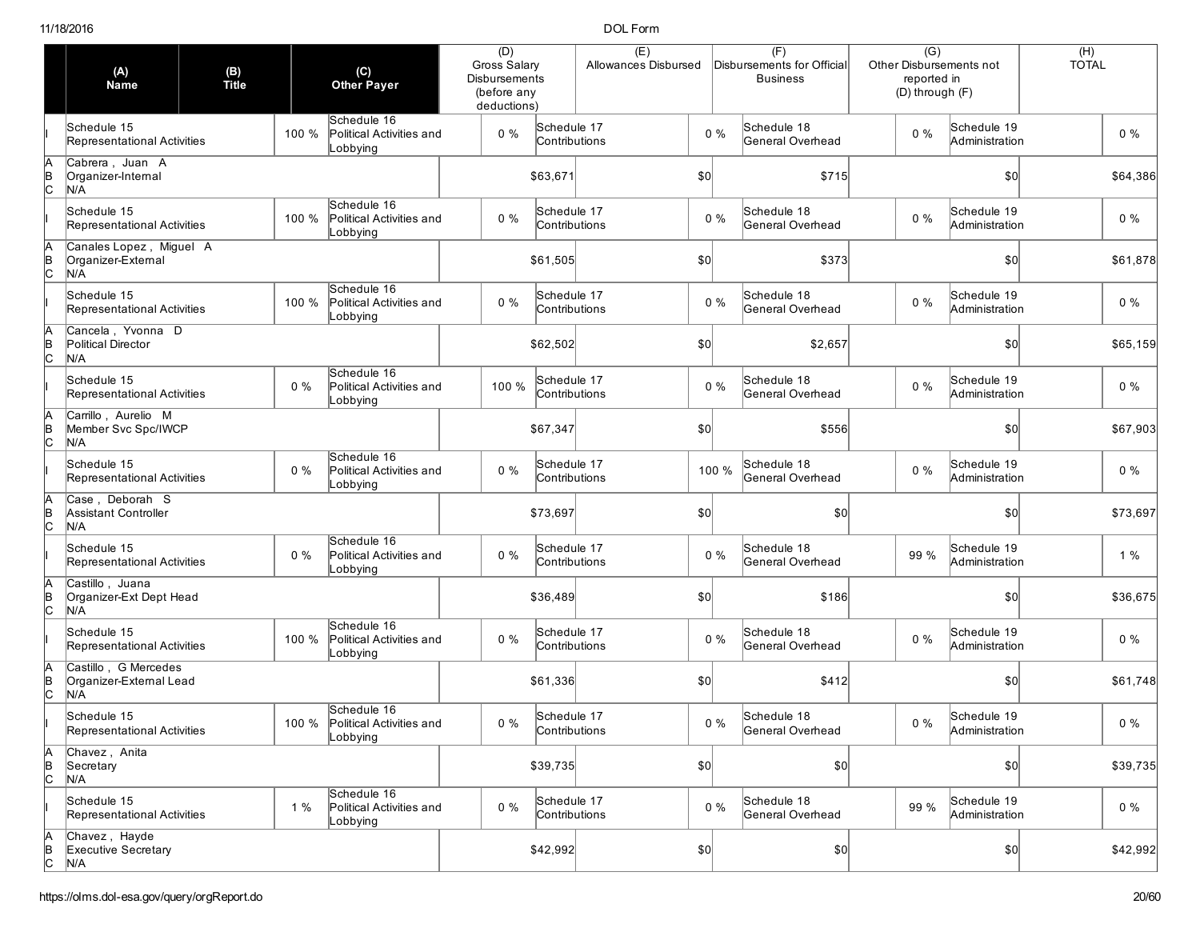| | (A) Name | (B) Title | | (C) Other Payer | (D) Gross Salary Disbursements (before any deductions) | | (E) Allowances Disbursed | | (F) Disbursements for Official Business | | (G) Other Disbursements not reported in (D) through (F) | | (H) TOTAL |
|---|---|---|---|---|---|---|---|---|---|---|---|---|---|
| I | Schedule 15 Representational Activities | | 100 % | Schedule 16 Political Activities and Lobbying | 0 % | Schedule 17 Contributions | | 0 % | Schedule 18 General Overhead | 0 % | Schedule 19 Administration | | 0 % |
| A B C | Cabrera , Juan A Organizer-Internal N/A | | | | | $63,671 | | $0 | | $715 | | $0 | $64,386 |
| I | Schedule 15 Representational Activities | | 100 % | Schedule 16 Political Activities and Lobbying | 0 % | Schedule 17 Contributions | | 0 % | Schedule 18 General Overhead | 0 % | Schedule 19 Administration | | 0 % |
| A B C | Canales Lopez , Miguel A Organizer-External N/A | | | | | $61,505 | | $0 | | $373 | | $0 | $61,878 |
| I | Schedule 15 Representational Activities | | 100 % | Schedule 16 Political Activities and Lobbying | 0 % | Schedule 17 Contributions | | 0 % | Schedule 18 General Overhead | 0 % | Schedule 19 Administration | | 0 % |
| A B C | Cancela , Yvonna D Political Director N/A | | | | | $62,502 | | $0 | | $2,657 | | $0 | $65,159 |
| I | Schedule 15 Representational Activities | | 0 % | Schedule 16 Political Activities and Lobbying | 100 % | Schedule 17 Contributions | | 0 % | Schedule 18 General Overhead | 0 % | Schedule 19 Administration | | 0 % |
| A B C | Carrillo , Aurelio M Member Svc Spc/IWCP N/A | | | | | $67,347 | | $0 | | $556 | | $0 | $67,903 |
| I | Schedule 15 Representational Activities | | 0 % | Schedule 16 Political Activities and Lobbying | 0 % | Schedule 17 Contributions | | 100 % | Schedule 18 General Overhead | 0 % | Schedule 19 Administration | | 0 % |
| A B C | Case , Deborah S Assistant Controller N/A | | | | | $73,697 | | $0 | | $0 | | $0 | $73,697 |
| I | Schedule 15 Representational Activities | | 0 % | Schedule 16 Political Activities and Lobbying | 0 % | Schedule 17 Contributions | | 0 % | Schedule 18 General Overhead | 99 % | Schedule 19 Administration | | 1 % |
| A B C | Castillo , Juana Organizer-Ext Dept Head N/A | | | | | $36,489 | | $0 | | $186 | | $0 | $36,675 |
| I | Schedule 15 Representational Activities | | 100 % | Schedule 16 Political Activities and Lobbying | 0 % | Schedule 17 Contributions | | 0 % | Schedule 18 General Overhead | 0 % | Schedule 19 Administration | | 0 % |
| A B C | Castillo , G Mercedes Organizer-External Lead N/A | | | | | $61,336 | | $0 | | $412 | | $0 | $61,748 |
| I | Schedule 15 Representational Activities | | 100 % | Schedule 16 Political Activities and Lobbying | 0 % | Schedule 17 Contributions | | 0 % | Schedule 18 General Overhead | 0 % | Schedule 19 Administration | | 0 % |
| A B C | Chavez , Anita Secretary N/A | | | | | $39,735 | | $0 | | $0 | | $0 | $39,735 |
| I | Schedule 15 Representational Activities | | 1 % | Schedule 16 Political Activities and Lobbying | 0 % | Schedule 17 Contributions | | 0 % | Schedule 18 General Overhead | 99 % | Schedule 19 Administration | | 0 % |
| A B C | Chavez , Hayde Executive Secretary N/A | | | | | $42,992 | | $0 | | $0 | | $0 | $42,992 |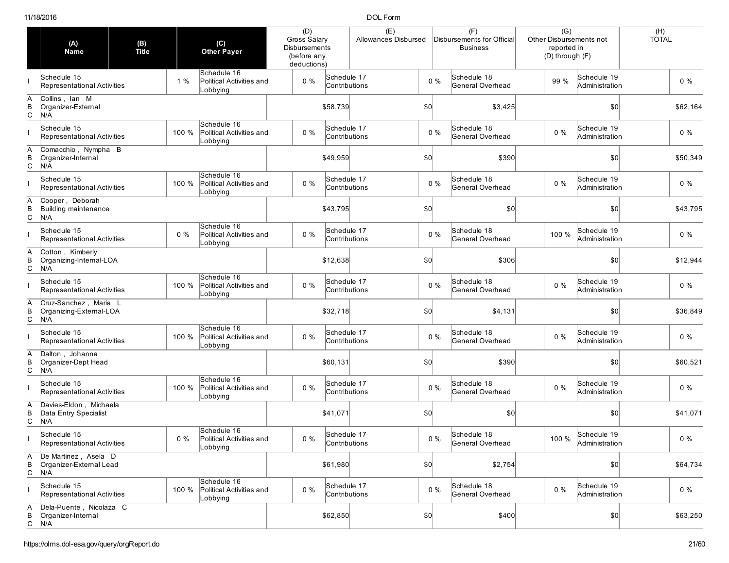| | (A) Name | (B) Title | | (C) Other Payer | (D) Gross Salary Disbursements (before any deductions) | | (E) Allowances Disbursed | | (F) Disbursements for Official Business | | (G) Other Disbursements not reported in (D) through (F) | | (H) TOTAL |
|---|---|---|---|---|---|---|---|---|---|---|---|---|---|
| I | Schedule 15 Representational Activities | | 1 % | Schedule 16 Political Activities and Lobbying | 0 % | Schedule 17 Contributions | | 0 % | Schedule 18 General Overhead | 99 % | Schedule 19 Administration | | 0 % |
| A B C | Collins , Ian M Organizer-External N/A | | | | | $58,739 | | $0 | | $3,425 | | $0 | $62,164 |
| I | Schedule 15 Representational Activities | | 100 % | Schedule 16 Political Activities and Lobbying | 0 % | Schedule 17 Contributions | | 0 % | Schedule 18 General Overhead | 0 % | Schedule 19 Administration | | 0 % |
| A B C | Comacchio , Nympha B Organizer-Internal N/A | | | | | $49,959 | | $0 | | $390 | | $0 | $50,349 |
| I | Schedule 15 Representational Activities | | 100 % | Schedule 16 Political Activities and Lobbying | 0 % | Schedule 17 Contributions | | 0 % | Schedule 18 General Overhead | 0 % | Schedule 19 Administration | | 0 % |
| A B C | Cooper , Deborah Building maintenance N/A | | | | | $43,795 | | $0 | | $0 | | $0 | $43,795 |
| I | Schedule 15 Representational Activities | | 0 % | Schedule 16 Political Activities and Lobbying | 0 % | Schedule 17 Contributions | | 0 % | Schedule 18 General Overhead | 100 % | Schedule 19 Administration | | 0 % |
| A B C | Cotton , Kimberly Organizing-Internal-LOA N/A | | | | | $12,638 | | $0 | | $306 | | $0 | $12,944 |
| I | Schedule 15 Representational Activities | | 100 % | Schedule 16 Political Activities and Lobbying | 0 % | Schedule 17 Contributions | | 0 % | Schedule 18 General Overhead | 0 % | Schedule 19 Administration | | 0 % |
| A B C | Cruz-Sanchez , Maria L Organizing-External-LOA N/A | | | | | $32,718 | | $0 | | $4,131 | | $0 | $36,849 |
| I | Schedule 15 Representational Activities | | 100 % | Schedule 16 Political Activities and Lobbying | 0 % | Schedule 17 Contributions | | 0 % | Schedule 18 General Overhead | 0 % | Schedule 19 Administration | | 0 % |
| A B C | Dalton , Johanna Organizer-Dept Head N/A | | | | | $60,131 | | $0 | | $390 | | $0 | $60,521 |
| I | Schedule 15 Representational Activities | | 100 % | Schedule 16 Political Activities and Lobbying | 0 % | Schedule 17 Contributions | | 0 % | Schedule 18 General Overhead | 0 % | Schedule 19 Administration | | 0 % |
| A B C | Davies-Eldon , Michaela Data Entry Specialist N/A | | | | | $41,071 | | $0 | | $0 | | $0 | $41,071 |
| I | Schedule 15 Representational Activities | | 0 % | Schedule 16 Political Activities and Lobbying | 0 % | Schedule 17 Contributions | | 0 % | Schedule 18 General Overhead | 100 % | Schedule 19 Administration | | 0 % |
| A B C | De Martinez , Asela D Organizer-External Lead N/A | | | | | $61,980 | | $0 | | $2,754 | | $0 | $64,734 |
| I | Schedule 15 Representational Activities | | 100 % | Schedule 16 Political Activities and Lobbying | 0 % | Schedule 17 Contributions | | 0 % | Schedule 18 General Overhead | 0 % | Schedule 19 Administration | | 0 % |
| A B C | Dela-Puente , Nicolaza C Organizer-Internal N/A | | | | | $62,850 | | $0 | | $400 | | $0 | $63,250 |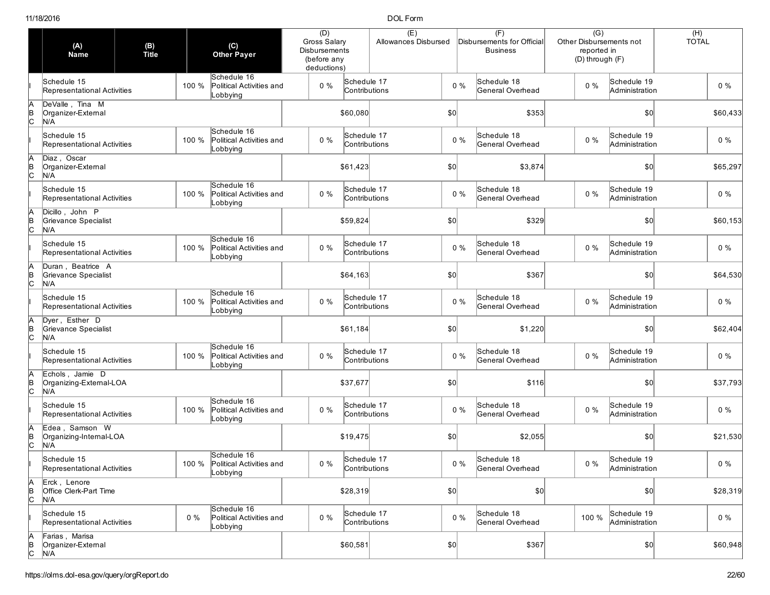| | (A) Name | (B) Title | (C) Other Payer | (D) Gross Salary Disbursements (before any deductions) | (E) Allowances Disbursed | (F) Disbursements for Official Business | (G) Other Disbursements not reported in (D) through (F) | (H) TOTAL |
|---|---|---|---|---|---|---|---|---|
| I | Schedule 15 Representational Activities 100 % | | Schedule 16 Political Activities and Lobbying 0 % | Schedule 17 Contributions 0 % | | Schedule 18 General Overhead 0 % | Schedule 19 Administration | 0 % |
| A B C | DeValle , Tina M | Organizer-External | N/A | $60,080 | $0 | $353 | $0 | $60,433 |
| I | Schedule 15 Representational Activities 100 % | | Schedule 16 Political Activities and Lobbying 0 % | Schedule 17 Contributions 0 % | | Schedule 18 General Overhead 0 % | Schedule 19 Administration | 0 % |
| A B C | Diaz , Oscar | Organizer-External | N/A | $61,423 | $0 | $3,874 | $0 | $65,297 |
| I | Schedule 15 Representational Activities 100 % | | Schedule 16 Political Activities and Lobbying 0 % | Schedule 17 Contributions 0 % | | Schedule 18 General Overhead 0 % | Schedule 19 Administration | 0 % |
| A B C | Dicillo , John P | Grievance Specialist | N/A | $59,824 | $0 | $329 | $0 | $60,153 |
| I | Schedule 15 Representational Activities 100 % | | Schedule 16 Political Activities and Lobbying 0 % | Schedule 17 Contributions 0 % | | Schedule 18 General Overhead 0 % | Schedule 19 Administration | 0 % |
| A B C | Duran , Beatrice A | Grievance Specialist | N/A | $64,163 | $0 | $367 | $0 | $64,530 |
| I | Schedule 15 Representational Activities 100 % | | Schedule 16 Political Activities and Lobbying 0 % | Schedule 17 Contributions 0 % | | Schedule 18 General Overhead 0 % | Schedule 19 Administration | 0 % |
| A B C | Dyer , Esther D | Grievance Specialist | N/A | $61,184 | $0 | $1,220 | $0 | $62,404 |
| I | Schedule 15 Representational Activities 100 % | | Schedule 16 Political Activities and Lobbying 0 % | Schedule 17 Contributions 0 % | | Schedule 18 General Overhead 0 % | Schedule 19 Administration | 0 % |
| A B C | Echols , Jamie D | Organizing-External-LOA | N/A | $37,677 | $0 | $116 | $0 | $37,793 |
| I | Schedule 15 Representational Activities 100 % | | Schedule 16 Political Activities and Lobbying 0 % | Schedule 17 Contributions 0 % | | Schedule 18 General Overhead 0 % | Schedule 19 Administration | 0 % |
| A B C | Edea , Samson W | Organizing-Internal-LOA | N/A | $19,475 | $0 | $2,055 | $0 | $21,530 |
| I | Schedule 15 Representational Activities 100 % | | Schedule 16 Political Activities and Lobbying 0 % | Schedule 17 Contributions 0 % | | Schedule 18 General Overhead 0 % | Schedule 19 Administration | 0 % |
| A B C | Erck , Lenore | Office Clerk-Part Time | N/A | $28,319 | $0 | $0 | $0 | $28,319 |
| I | Schedule 15 Representational Activities 0 % | | Schedule 16 Political Activities and Lobbying 0 % | Schedule 17 Contributions 0 % | | Schedule 18 General Overhead 100 % | Schedule 19 Administration | 0 % |
| A B C | Farias , Marisa | Organizer-External | N/A | $60,581 | $0 | $367 | $0 | $60,948 |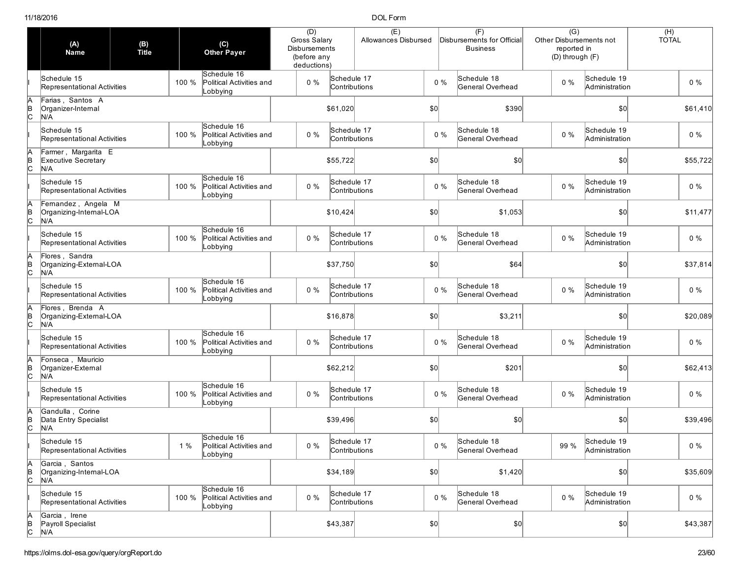| | (A) Name | (B) Title | (C) Other Payer | (D) Gross Salary Disbursements (before any deductions) | (E) Allowances Disbursed | (F) Disbursements for Official Business | (G) Other Disbursements not reported in (D) through (F) | (H) TOTAL |
|---|---|---|---|---|---|---|---|---|
| I | Schedule 15 Representational Activities 100 % | | Schedule 16 Political Activities and Lobbying 0 % | Schedule 17 Contributions 0 % | | Schedule 18 General Overhead 0 % | Schedule 19 Administration | 0 % |
| A B C | Farias , Santos A<br>Organizer-Internal<br>N/A | | | $61,020 | $0 | $390 | $0 | $61,410 |
| I | Schedule 15 Representational Activities 100 % | | Schedule 16 Political Activities and Lobbying 0 % | Schedule 17 Contributions 0 % | | Schedule 18 General Overhead 0 % | Schedule 19 Administration | 0 % |
| A B C | Farmer , Margarita E<br>Executive Secretary<br>N/A | | | $55,722 | $0 | $0 | $0 | $55,722 |
| I | Schedule 15 Representational Activities 100 % | | Schedule 16 Political Activities and Lobbying 0 % | Schedule 17 Contributions 0 % | | Schedule 18 General Overhead 0 % | Schedule 19 Administration | 0 % |
| A B C | Fernandez , Angela M<br>Organizing-Internal-LOA<br>N/A | | | $10,424 | $0 | $1,053 | $0 | $11,477 |
| I | Schedule 15 Representational Activities 100 % | | Schedule 16 Political Activities and Lobbying 0 % | Schedule 17 Contributions 0 % | | Schedule 18 General Overhead 0 % | Schedule 19 Administration | 0 % |
| A B C | Flores , Sandra<br>Organizing-External-LOA<br>N/A | | | $37,750 | $0 | $64 | $0 | $37,814 |
| I | Schedule 15 Representational Activities 100 % | | Schedule 16 Political Activities and Lobbying 0 % | Schedule 17 Contributions 0 % | | Schedule 18 General Overhead 0 % | Schedule 19 Administration | 0 % |
| A B C | Flores , Brenda A<br>Organizing-External-LOA<br>N/A | | | $16,878 | $0 | $3,211 | $0 | $20,089 |
| I | Schedule 15 Representational Activities 100 % | | Schedule 16 Political Activities and Lobbying 0 % | Schedule 17 Contributions 0 % | | Schedule 18 General Overhead 0 % | Schedule 19 Administration | 0 % |
| A B C | Fonseca , Mauricio<br>Organizer-External<br>N/A | | | $62,212 | $0 | $201 | $0 | $62,413 |
| I | Schedule 15 Representational Activities 100 % | | Schedule 16 Political Activities and Lobbying 0 % | Schedule 17 Contributions 0 % | | Schedule 18 General Overhead 0 % | Schedule 19 Administration | 0 % |
| A B C | Gandulla , Corine<br>Data Entry Specialist<br>N/A | | | $39,496 | $0 | $0 | $0 | $39,496 |
| I | Schedule 15 Representational Activities 1 % | | Schedule 16 Political Activities and Lobbying 0 % | Schedule 17 Contributions 0 % | | Schedule 18 General Overhead 99 % | Schedule 19 Administration | 0 % |
| A B C | Garcia , Santos<br>Organizing-Internal-LOA<br>N/A | | | $34,189 | $0 | $1,420 | $0 | $35,609 |
| I | Schedule 15 Representational Activities 100 % | | Schedule 16 Political Activities and Lobbying 0 % | Schedule 17 Contributions 0 % | | Schedule 18 General Overhead 0 % | Schedule 19 Administration | 0 % |
| A B C | Garcia , Irene<br>Payroll Specialist<br>N/A | | | $43,387 | $0 | $0 | $0 | $43,387 |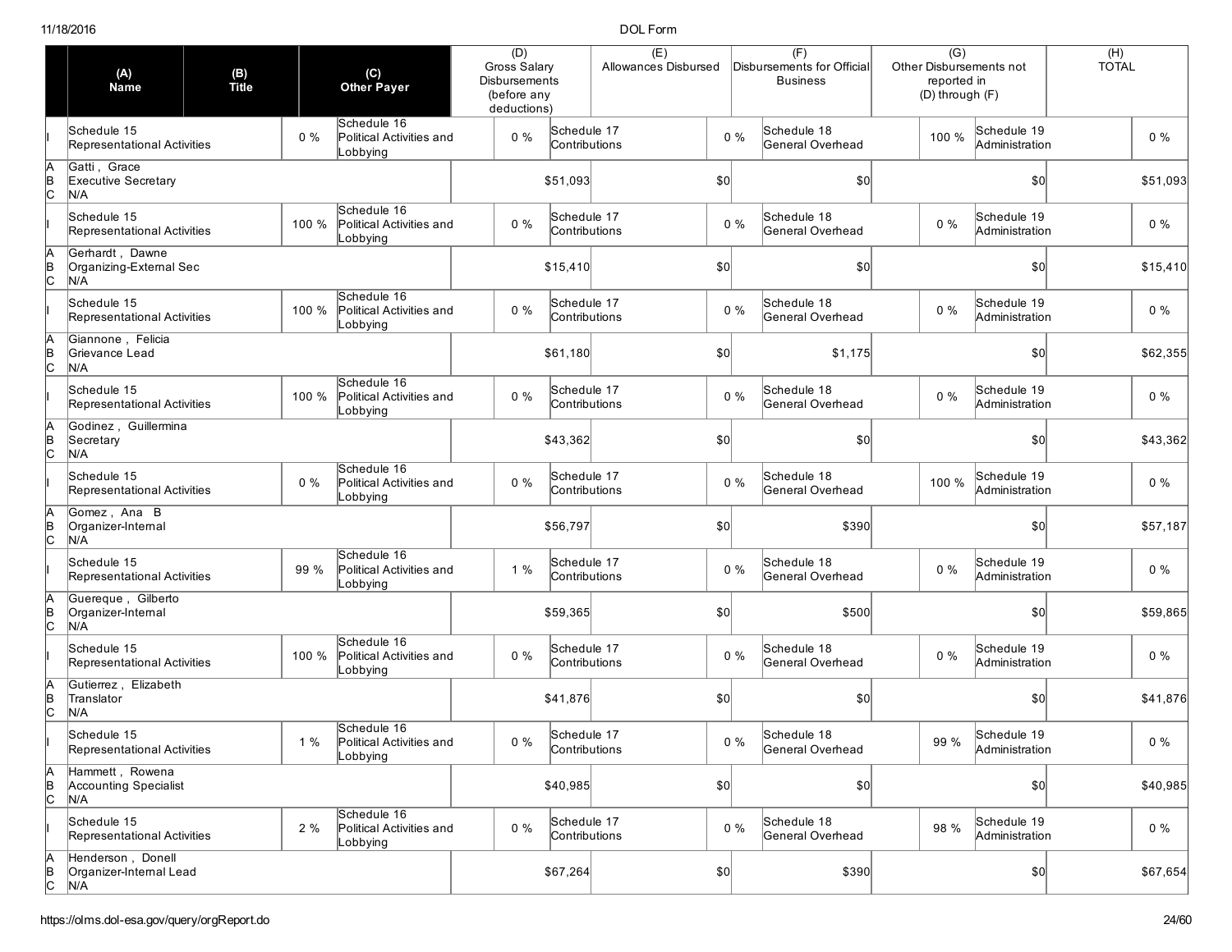| | (A) Name | (B) Title | | (C) Other Payer | (D) Gross Salary Disbursements (before any deductions) | | (E) Allowances Disbursed | | (F) Disbursements for Official Business | | (G) Other Disbursements not reported in (D) through (F) | (H) TOTAL |
|---|---|---|---|---|---|---|---|---|---|---|---|---|
| I | Schedule 15 Representational Activities | | 0 % | Schedule 16 Political Activities and Lobbying | 0 % | Schedule 17 Contributions | | 0 % | Schedule 18 General Overhead | 100 % | Schedule 19 Administration | 0 % |
| A B C | Gatti , Grace Executive Secretary N/A | | | | $51,093 | | $0 | | $0 | | $0 | $51,093 |
| I | Schedule 15 Representational Activities | | 100 % | Schedule 16 Political Activities and Lobbying | 0 % | Schedule 17 Contributions | | 0 % | Schedule 18 General Overhead | 0 % | Schedule 19 Administration | 0 % |
| A B C | Gerhardt , Dawne Organizing-External Sec N/A | | | | $15,410 | | $0 | | $0 | | $0 | $15,410 |
| I | Schedule 15 Representational Activities | | 100 % | Schedule 16 Political Activities and Lobbying | 0 % | Schedule 17 Contributions | | 0 % | Schedule 18 General Overhead | 0 % | Schedule 19 Administration | 0 % |
| A B C | Giannone , Felicia Grievance Lead N/A | | | | $61,180 | | $0 | | $1,175 | | $0 | $62,355 |
| I | Schedule 15 Representational Activities | | 100 % | Schedule 16 Political Activities and Lobbying | 0 % | Schedule 17 Contributions | | 0 % | Schedule 18 General Overhead | 0 % | Schedule 19 Administration | 0 % |
| A B C | Godinez , Guillermina Secretary N/A | | | | $43,362 | | $0 | | $0 | | $0 | $43,362 |
| I | Schedule 15 Representational Activities | | 0 % | Schedule 16 Political Activities and Lobbying | 0 % | Schedule 17 Contributions | | 0 % | Schedule 18 General Overhead | 100 % | Schedule 19 Administration | 0 % |
| A B C | Gomez , Ana B Organizer-Internal N/A | | | | $56,797 | | $0 | | $390 | | $0 | $57,187 |
| I | Schedule 15 Representational Activities | | 99 % | Schedule 16 Political Activities and Lobbying | 1 % | Schedule 17 Contributions | | 0 % | Schedule 18 General Overhead | 0 % | Schedule 19 Administration | 0 % |
| A B C | Guereque , Gilberto Organizer-Internal N/A | | | | $59,365 | | $0 | | $500 | | $0 | $59,865 |
| I | Schedule 15 Representational Activities | | 100 % | Schedule 16 Political Activities and Lobbying | 0 % | Schedule 17 Contributions | | 0 % | Schedule 18 General Overhead | 0 % | Schedule 19 Administration | 0 % |
| A B C | Gutierrez , Elizabeth Translator N/A | | | | $41,876 | | $0 | | $0 | | $0 | $41,876 |
| I | Schedule 15 Representational Activities | | 1 % | Schedule 16 Political Activities and Lobbying | 0 % | Schedule 17 Contributions | | 0 % | Schedule 18 General Overhead | 99 % | Schedule 19 Administration | 0 % |
| A B C | Hammett , Rowena Accounting Specialist N/A | | | | $40,985 | | $0 | | $0 | | $0 | $40,985 |
| I | Schedule 15 Representational Activities | | 2 % | Schedule 16 Political Activities and Lobbying | 0 % | Schedule 17 Contributions | | 0 % | Schedule 18 General Overhead | 98 % | Schedule 19 Administration | 0 % |
| A B C | Henderson , Donell Organizer-Internal Lead N/A | | | | $67,264 | | $0 | | $390 | | $0 | $67,654 |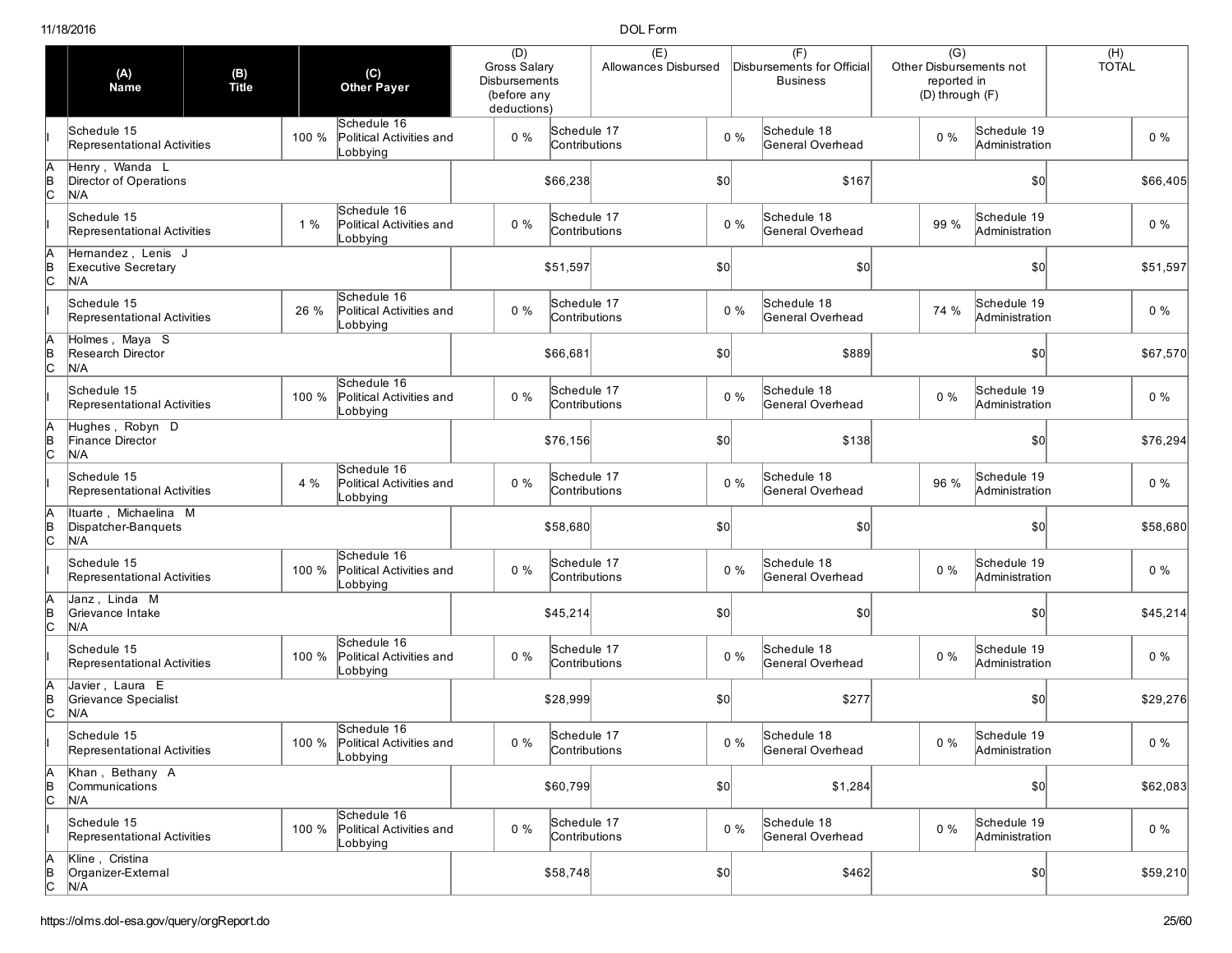| | (A) Name | (B) Title | (C) Other Payer | (D) Gross Salary Disbursements (before any deductions) | (E) Allowances Disbursed | (F) Disbursements for Official Business | (G) Other Disbursements not reported in (D) through (F) | (H) TOTAL |
|---|---|---|---|---|---|---|---|---|
| I | Schedule 15 Representational Activities 100 % | | Schedule 16 Political Activities and Lobbying 0 % | Schedule 17 Contributions 0 % | | Schedule 18 General Overhead 0 % | Schedule 19 Administration 0 % | |
| A B C | Henry , Wanda L<br>Director of Operations<br>N/A | | | $66,238 | $0 | $167 | $0 | $66,405 |
| I | Schedule 15 Representational Activities 1 % | | Schedule 16 Political Activities and Lobbying 0 % | Schedule 17 Contributions 0 % | | Schedule 18 General Overhead 99 % | Schedule 19 Administration 0 % | |
| A B C | Hernandez , Lenis J<br>Executive Secretary<br>N/A | | | $51,597 | $0 | $0 | $0 | $51,597 |
| I | Schedule 15 Representational Activities 26 % | | Schedule 16 Political Activities and Lobbying 0 % | Schedule 17 Contributions 0 % | | Schedule 18 General Overhead 74 % | Schedule 19 Administration 0 % | |
| A B C | Holmes , Maya S<br>Research Director<br>N/A | | | $66,681 | $0 | $889 | $0 | $67,570 |
| I | Schedule 15 Representational Activities 100 % | | Schedule 16 Political Activities and Lobbying 0 % | Schedule 17 Contributions 0 % | | Schedule 18 General Overhead 0 % | Schedule 19 Administration 0 % | |
| A B C | Hughes , Robyn D<br>Finance Director<br>N/A | | | $76,156 | $0 | $138 | $0 | $76,294 |
| I | Schedule 15 Representational Activities 4 % | | Schedule 16 Political Activities and Lobbying 0 % | Schedule 17 Contributions 0 % | | Schedule 18 General Overhead 96 % | Schedule 19 Administration 0 % | |
| A B C | Ituarte , Michaelina M<br>Dispatcher-Banquets<br>N/A | | | $58,680 | $0 | $0 | $0 | $58,680 |
| I | Schedule 15 Representational Activities 100 % | | Schedule 16 Political Activities and Lobbying 0 % | Schedule 17 Contributions 0 % | | Schedule 18 General Overhead 0 % | Schedule 19 Administration 0 % | |
| A B C | Janz , Linda M<br>Grievance Intake<br>N/A | | | $45,214 | $0 | $0 | $0 | $45,214 |
| I | Schedule 15 Representational Activities 100 % | | Schedule 16 Political Activities and Lobbying 0 % | Schedule 17 Contributions 0 % | | Schedule 18 General Overhead 0 % | Schedule 19 Administration 0 % | |
| A B C | Javier , Laura E<br>Grievance Specialist<br>N/A | | | $28,999 | $0 | $277 | $0 | $29,276 |
| I | Schedule 15 Representational Activities 100 % | | Schedule 16 Political Activities and Lobbying 0 % | Schedule 17 Contributions 0 % | | Schedule 18 General Overhead 0 % | Schedule 19 Administration 0 % | |
| A B C | Khan , Bethany A<br>Communications<br>N/A | | | $60,799 | $0 | $1,284 | $0 | $62,083 |
| I | Schedule 15 Representational Activities 100 % | | Schedule 16 Political Activities and Lobbying 0 % | Schedule 17 Contributions 0 % | | Schedule 18 General Overhead 0 % | Schedule 19 Administration 0 % | |
| A B C | Kline , Cristina<br>Organizer-External<br>N/A | | | $58,748 | $0 | $462 | $0 | $59,210 |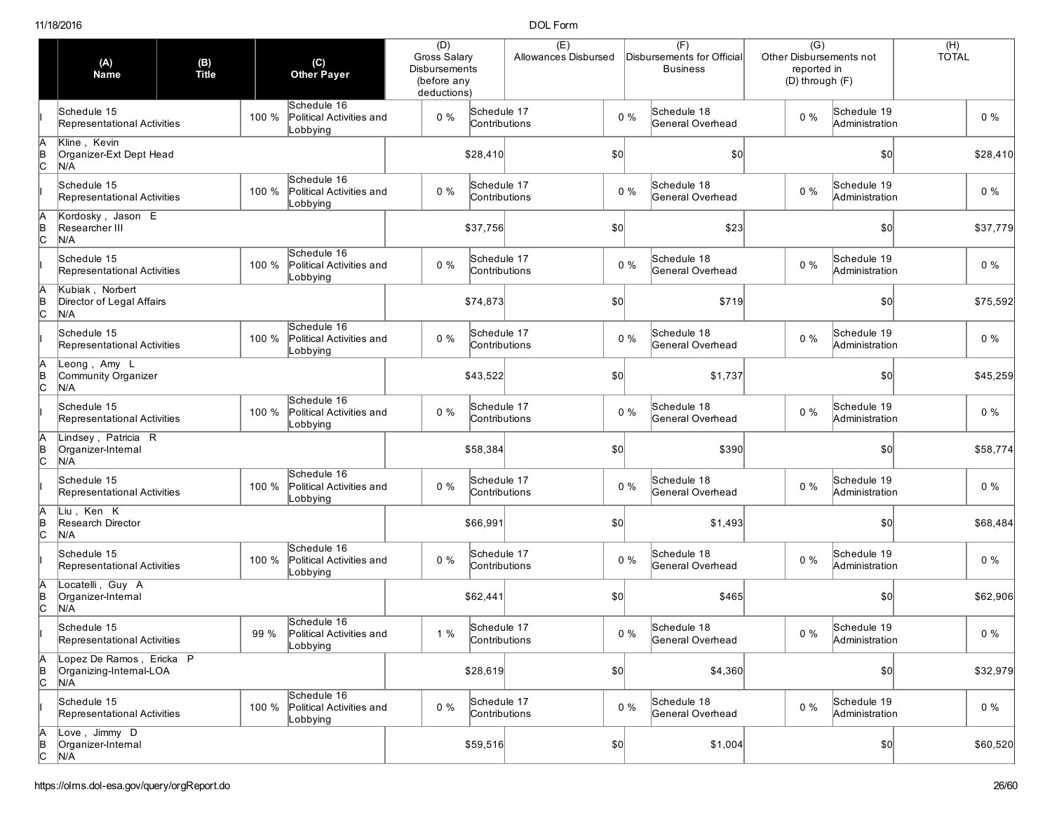| | (A) Name | (B) Title | (C) Other Payer | (D) Gross Salary Disbursements (before any deductions) | (E) Allowances Disbursed | (F) Disbursements for Official Business | (G) Other Disbursements not reported in (D) through (F) | (H) TOTAL |
|---|---|---|---|---|---|---|---|---|
| I | Schedule 15 Representational Activities 100 % | | Schedule 16 Political Activities and Lobbying 0 % | Schedule 17 Contributions 0 % | | Schedule 18 General Overhead 0 % | Schedule 19 Administration | 0 % |
| A B C | Kline , Kevin<br>Organizer-Ext Dept Head<br>N/A | | | $28,410 | $0 | $0 | $0 | $28,410 |
| I | Schedule 15 Representational Activities 100 % | | Schedule 16 Political Activities and Lobbying 0 % | Schedule 17 Contributions 0 % | | Schedule 18 General Overhead 0 % | Schedule 19 Administration | 0 % |
| A B C | Kordosky , Jason E<br>Researcher III<br>N/A | | | $37,756 | $0 | $23 | $0 | $37,779 |
| I | Schedule 15 Representational Activities 100 % | | Schedule 16 Political Activities and Lobbying 0 % | Schedule 17 Contributions 0 % | | Schedule 18 General Overhead 0 % | Schedule 19 Administration | 0 % |
| A B C | Kubiak , Norbert<br>Director of Legal Affairs<br>N/A | | | $74,873 | $0 | $719 | $0 | $75,592 |
| I | Schedule 15 Representational Activities 100 % | | Schedule 16 Political Activities and Lobbying 0 % | Schedule 17 Contributions 0 % | | Schedule 18 General Overhead 0 % | Schedule 19 Administration | 0 % |
| A B C | Leong , Amy L<br>Community Organizer<br>N/A | | | $43,522 | $0 | $1,737 | $0 | $45,259 |
| I | Schedule 15 Representational Activities 100 % | | Schedule 16 Political Activities and Lobbying 0 % | Schedule 17 Contributions 0 % | | Schedule 18 General Overhead 0 % | Schedule 19 Administration | 0 % |
| A B C | Lindsey , Patricia R<br>Organizer-Internal<br>N/A | | | $58,384 | $0 | $390 | $0 | $58,774 |
| I | Schedule 15 Representational Activities 100 % | | Schedule 16 Political Activities and Lobbying 0 % | Schedule 17 Contributions 0 % | | Schedule 18 General Overhead 0 % | Schedule 19 Administration | 0 % |
| A B C | Liu , Ken K<br>Research Director<br>N/A | | | $66,991 | $0 | $1,493 | $0 | $68,484 |
| I | Schedule 15 Representational Activities 100 % | | Schedule 16 Political Activities and Lobbying 0 % | Schedule 17 Contributions 0 % | | Schedule 18 General Overhead 0 % | Schedule 19 Administration | 0 % |
| A B C | Locatelli , Guy A<br>Organizer-Internal<br>N/A | | | $62,441 | $0 | $465 | $0 | $62,906 |
| I | Schedule 15 Representational Activities 99 % | | Schedule 16 Political Activities and Lobbying 1 % | Schedule 17 Contributions 0 % | | Schedule 18 General Overhead 0 % | Schedule 19 Administration | 0 % |
| A B C | Lopez De Ramos , Ericka P<br>Organizing-Internal-LOA<br>N/A | | | $28,619 | $0 | $4,360 | $0 | $32,979 |
| I | Schedule 15 Representational Activities 100 % | | Schedule 16 Political Activities and Lobbying 0 % | Schedule 17 Contributions 0 % | | Schedule 18 General Overhead 0 % | Schedule 19 Administration | 0 % |
| A B C | Love , Jimmy D<br>Organizer-Internal<br>N/A | | | $59,516 | $0 | $1,004 | $0 | $60,520 |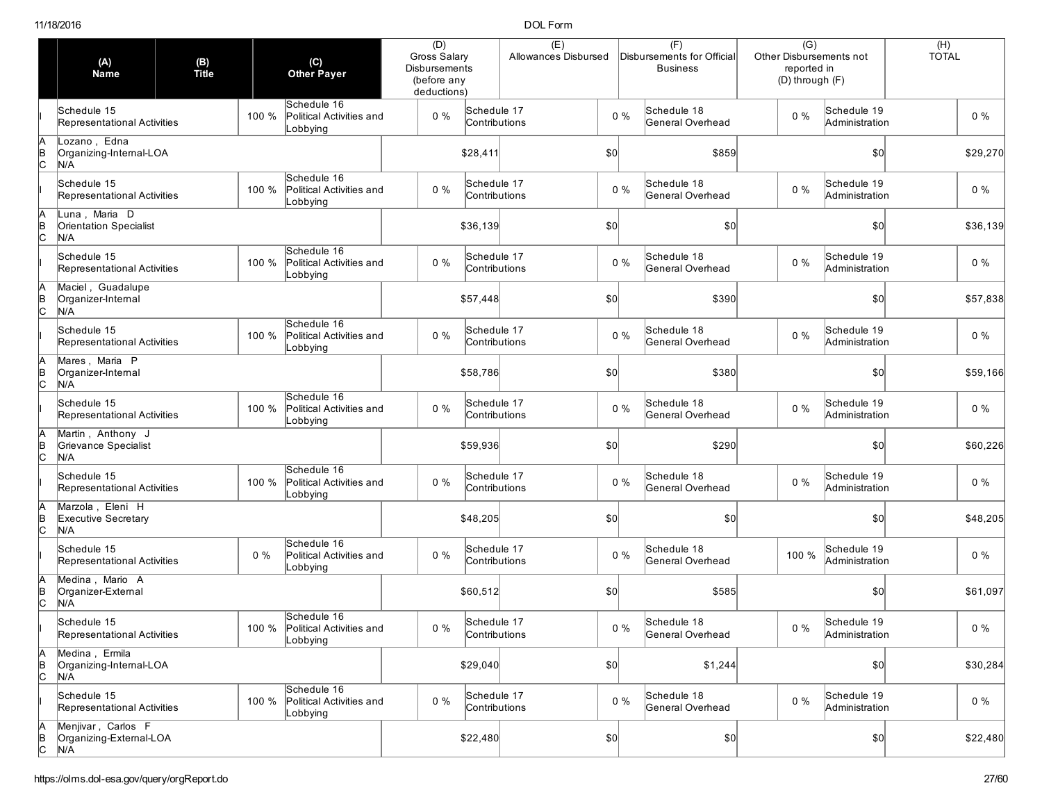| | (A) Name | (B) Title | | (C) Other Payer | (D) Gross Salary Disbursements (before any deductions) | (E) Allowances Disbursed | (F) Disbursements for Official Business | (G) Other Disbursements not reported in (D) through (F) | (H) TOTAL |
|---|---|---|---|---|---|---|---|---|---|
| I | Schedule 15 Representational Activities | | 100 % | Schedule 16 Political Activities and Lobbying | 0 % | Schedule 17 Contributions | 0 % | Schedule 18 General Overhead | 0 % | Schedule 19 Administration | 0 % |
| A B C | Lozano , Edna<br>Organizing-Internal-LOA<br>N/A | | | | $28,411 | $0 | $859 | $0 | $29,270 |
| I | Schedule 15 Representational Activities | | 100 % | Schedule 16 Political Activities and Lobbying | 0 % | Schedule 17 Contributions | 0 % | Schedule 18 General Overhead | 0 % | Schedule 19 Administration | 0 % |
| A B C | Luna , Maria D<br>Orientation Specialist<br>N/A | | | | $36,139 | $0 | $0 | $0 | $36,139 |
| I | Schedule 15 Representational Activities | | 100 % | Schedule 16 Political Activities and Lobbying | 0 % | Schedule 17 Contributions | 0 % | Schedule 18 General Overhead | 0 % | Schedule 19 Administration | 0 % |
| A B C | Maciel , Guadalupe<br>Organizer-Internal<br>N/A | | | | $57,448 | $0 | $390 | $0 | $57,838 |
| I | Schedule 15 Representational Activities | | 100 % | Schedule 16 Political Activities and Lobbying | 0 % | Schedule 17 Contributions | 0 % | Schedule 18 General Overhead | 0 % | Schedule 19 Administration | 0 % |
| A B C | Mares , Maria P<br>Organizer-Internal<br>N/A | | | | $58,786 | $0 | $380 | $0 | $59,166 |
| I | Schedule 15 Representational Activities | | 100 % | Schedule 16 Political Activities and Lobbying | 0 % | Schedule 17 Contributions | 0 % | Schedule 18 General Overhead | 0 % | Schedule 19 Administration | 0 % |
| A B C | Martin , Anthony J<br>Grievance Specialist<br>N/A | | | | $59,936 | $0 | $290 | $0 | $60,226 |
| I | Schedule 15 Representational Activities | | 100 % | Schedule 16 Political Activities and Lobbying | 0 % | Schedule 17 Contributions | 0 % | Schedule 18 General Overhead | 0 % | Schedule 19 Administration | 0 % |
| A B C | Marzola , Eleni H<br>Executive Secretary<br>N/A | | | | $48,205 | $0 | $0 | $0 | $48,205 |
| I | Schedule 15 Representational Activities | | 0 % | Schedule 16 Political Activities and Lobbying | 0 % | Schedule 17 Contributions | 0 % | Schedule 18 General Overhead | 100 % | Schedule 19 Administration | 0 % |
| A B C | Medina , Mario A<br>Organizer-External<br>N/A | | | | $60,512 | $0 | $585 | $0 | $61,097 |
| I | Schedule 15 Representational Activities | | 100 % | Schedule 16 Political Activities and Lobbying | 0 % | Schedule 17 Contributions | 0 % | Schedule 18 General Overhead | 0 % | Schedule 19 Administration | 0 % |
| A B C | Medina , Ermila<br>Organizing-Internal-LOA<br>N/A | | | | $29,040 | $0 | $1,244 | $0 | $30,284 |
| I | Schedule 15 Representational Activities | | 100 % | Schedule 16 Political Activities and Lobbying | 0 % | Schedule 17 Contributions | 0 % | Schedule 18 General Overhead | 0 % | Schedule 19 Administration | 0 % |
| A B C | Menjivar , Carlos F<br>Organizing-External-LOA<br>N/A | | | | $22,480 | $0 | $0 | $0 | $22,480 |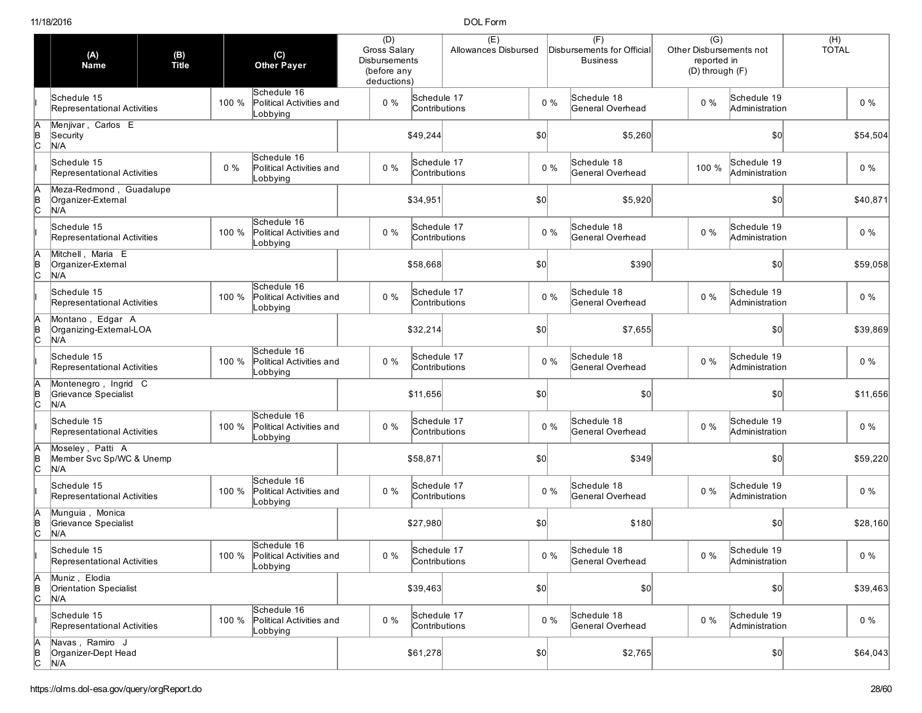| | (A) Name | (B) Title | | (C) Other Payer | (D) Gross Salary Disbursements (before any deductions) | | (E) Allowances Disbursed | | (F) Disbursements for Official Business | | (G) Other Disbursements not reported in (D) through (F) | | (H) TOTAL |
|---|---|---|---|---|---|---|---|---|---|---|---|---|---|
| I | Schedule 15 Representational Activities | | 100 % | Schedule 16 Political Activities and Lobbying | 0 % | Schedule 17 Contributions | | 0 % | Schedule 18 General Overhead | | 0 % | Schedule 19 Administration | 0 % |
| A B C | Menjivar , Carlos E Security N/A | | | | | $49,244 | | $0 | | $5,260 | | $0 | $54,504 |
| I | Schedule 15 Representational Activities | | 0 % | Schedule 16 Political Activities and Lobbying | 0 % | Schedule 17 Contributions | | 0 % | Schedule 18 General Overhead | | 100 % | Schedule 19 Administration | 0 % |
| A B C | Meza-Redmond , Guadalupe Organizer-External N/A | | | | | $34,951 | | $0 | | $5,920 | | $0 | $40,871 |
| I | Schedule 15 Representational Activities | | 100 % | Schedule 16 Political Activities and Lobbying | 0 % | Schedule 17 Contributions | | 0 % | Schedule 18 General Overhead | | 0 % | Schedule 19 Administration | 0 % |
| A B C | Mitchell , Maria E Organizer-External N/A | | | | | $58,668 | | $0 | | $390 | | $0 | $59,058 |
| I | Schedule 15 Representational Activities | | 100 % | Schedule 16 Political Activities and Lobbying | 0 % | Schedule 17 Contributions | | 0 % | Schedule 18 General Overhead | | 0 % | Schedule 19 Administration | 0 % |
| A B C | Montano , Edgar A Organizing-External-LOA N/A | | | | | $32,214 | | $0 | | $7,655 | | $0 | $39,869 |
| I | Schedule 15 Representational Activities | | 100 % | Schedule 16 Political Activities and Lobbying | 0 % | Schedule 17 Contributions | | 0 % | Schedule 18 General Overhead | | 0 % | Schedule 19 Administration | 0 % |
| A B C | Montenegro , Ingrid C Grievance Specialist N/A | | | | | $11,656 | | $0 | | $0 | | $0 | $11,656 |
| I | Schedule 15 Representational Activities | | 100 % | Schedule 16 Political Activities and Lobbying | 0 % | Schedule 17 Contributions | | 0 % | Schedule 18 General Overhead | | 0 % | Schedule 19 Administration | 0 % |
| A B C | Moseley , Patti A Member Svc Sp/WC & Unemp N/A | | | | | $58,871 | | $0 | | $349 | | $0 | $59,220 |
| I | Schedule 15 Representational Activities | | 100 % | Schedule 16 Political Activities and Lobbying | 0 % | Schedule 17 Contributions | | 0 % | Schedule 18 General Overhead | | 0 % | Schedule 19 Administration | 0 % |
| A B C | Munguia , Monica Grievance Specialist N/A | | | | | $27,980 | | $0 | | $180 | | $0 | $28,160 |
| I | Schedule 15 Representational Activities | | 100 % | Schedule 16 Political Activities and Lobbying | 0 % | Schedule 17 Contributions | | 0 % | Schedule 18 General Overhead | | 0 % | Schedule 19 Administration | 0 % |
| A B C | Muniz , Elodia Orientation Specialist N/A | | | | | $39,463 | | $0 | | $0 | | $0 | $39,463 |
| I | Schedule 15 Representational Activities | | 100 % | Schedule 16 Political Activities and Lobbying | 0 % | Schedule 17 Contributions | | 0 % | Schedule 18 General Overhead | | 0 % | Schedule 19 Administration | 0 % |
| A B C | Navas , Ramiro J Organizer-Dept Head N/A | | | | | $61,278 | | $0 | | $2,765 | | $0 | $64,043 |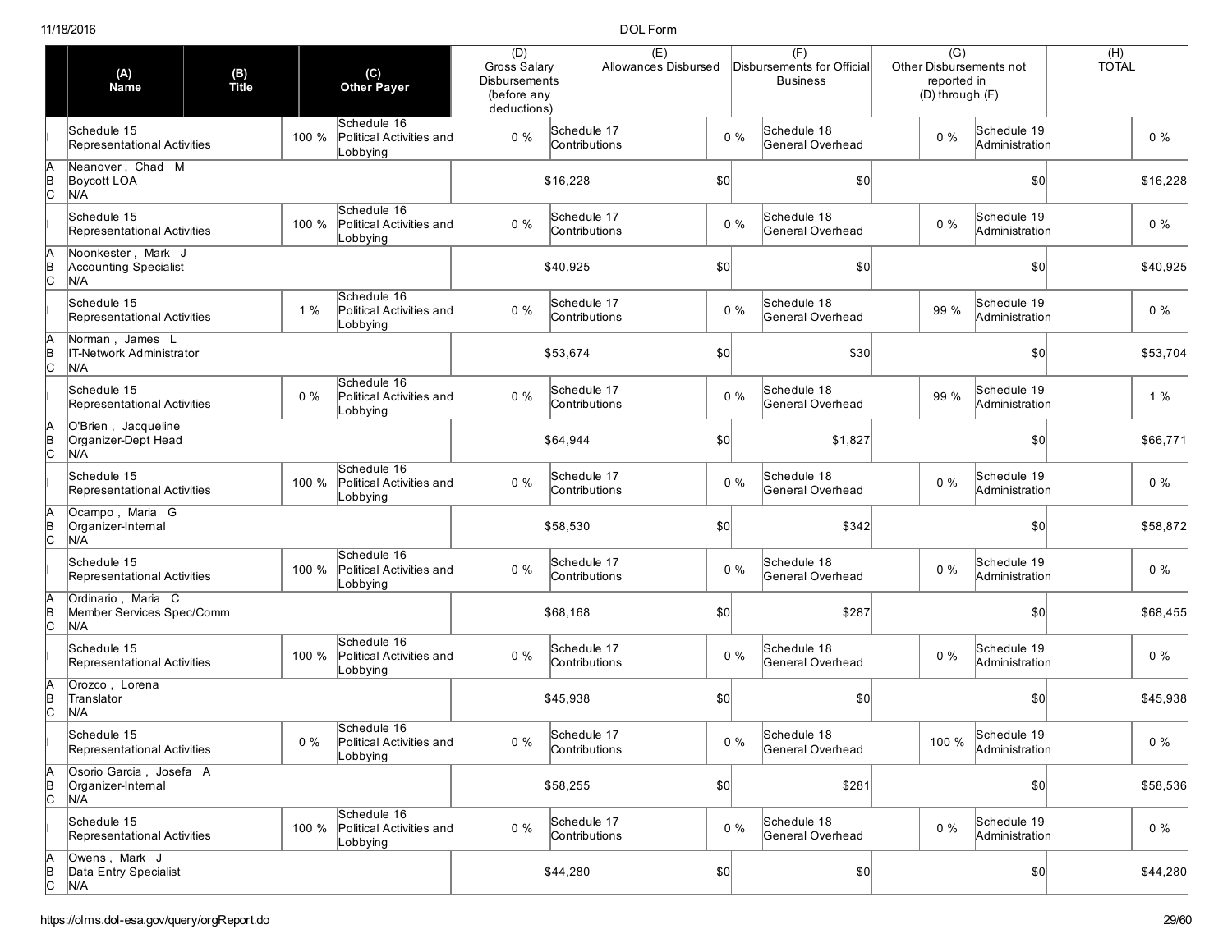| | (A) Name | (B) Title | (C) Other Payer | (D) Gross Salary Disbursements (before any deductions) | (E) Allowances Disbursed | (F) Disbursements for Official Business | (G) Other Disbursements not reported in (D) through (F) | (H) TOTAL |
|---|---|---|---|---|---|---|---|---|
| I | Schedule 15 Representational Activities | 100 % | Schedule 16 Political Activities and Lobbying | 0 % | Schedule 17 Contributions 0 % | Schedule 18 General Overhead 0 % | Schedule 19 Administration | 0 % |
| A B C | Neanover , Chad M | Boycott LOA | N/A | $16,228 | $0 | $0 | $0 | $16,228 |
| I | Schedule 15 Representational Activities | 100 % | Schedule 16 Political Activities and Lobbying | 0 % | Schedule 17 Contributions 0 % | Schedule 18 General Overhead 0 % | Schedule 19 Administration | 0 % |
| A B C | Noonkester , Mark J | Accounting Specialist | N/A | $40,925 | $0 | $0 | $0 | $40,925 |
| I | Schedule 15 Representational Activities | 1 % | Schedule 16 Political Activities and Lobbying | 0 % | Schedule 17 Contributions 0 % | Schedule 18 General Overhead 99 % | Schedule 19 Administration | 0 % |
| A B C | Norman , James L | IT-Network Administrator | N/A | $53,674 | $0 | $30 | $0 | $53,704 |
| I | Schedule 15 Representational Activities | 0 % | Schedule 16 Political Activities and Lobbying | 0 % | Schedule 17 Contributions 0 % | Schedule 18 General Overhead 99 % | Schedule 19 Administration | 1 % |
| A B C | O'Brien , Jacqueline | Organizer-Dept Head | N/A | $64,944 | $0 | $1,827 | $0 | $66,771 |
| I | Schedule 15 Representational Activities | 100 % | Schedule 16 Political Activities and Lobbying | 0 % | Schedule 17 Contributions 0 % | Schedule 18 General Overhead 0 % | Schedule 19 Administration | 0 % |
| A B C | Ocampo , Maria G | Organizer-Internal | N/A | $58,530 | $0 | $342 | $0 | $58,872 |
| I | Schedule 15 Representational Activities | 100 % | Schedule 16 Political Activities and Lobbying | 0 % | Schedule 17 Contributions 0 % | Schedule 18 General Overhead 0 % | Schedule 19 Administration | 0 % |
| A B C | Ordinario , Maria C | Member Services Spec/Comm | N/A | $68,168 | $0 | $287 | $0 | $68,455 |
| I | Schedule 15 Representational Activities | 100 % | Schedule 16 Political Activities and Lobbying | 0 % | Schedule 17 Contributions 0 % | Schedule 18 General Overhead 0 % | Schedule 19 Administration | 0 % |
| A B C | Orozco , Lorena | Translator | N/A | $45,938 | $0 | $0 | $0 | $45,938 |
| I | Schedule 15 Representational Activities | 0 % | Schedule 16 Political Activities and Lobbying | 0 % | Schedule 17 Contributions 0 % | Schedule 18 General Overhead 100 % | Schedule 19 Administration | 0 % |
| A B C | Osorio Garcia , Josefa A | Organizer-Internal | N/A | $58,255 | $0 | $281 | $0 | $58,536 |
| I | Schedule 15 Representational Activities | 100 % | Schedule 16 Political Activities and Lobbying | 0 % | Schedule 17 Contributions 0 % | Schedule 18 General Overhead 0 % | Schedule 19 Administration | 0 % |
| A B C | Owens , Mark J | Data Entry Specialist | N/A | $44,280 | $0 | $0 | $0 | $44,280 |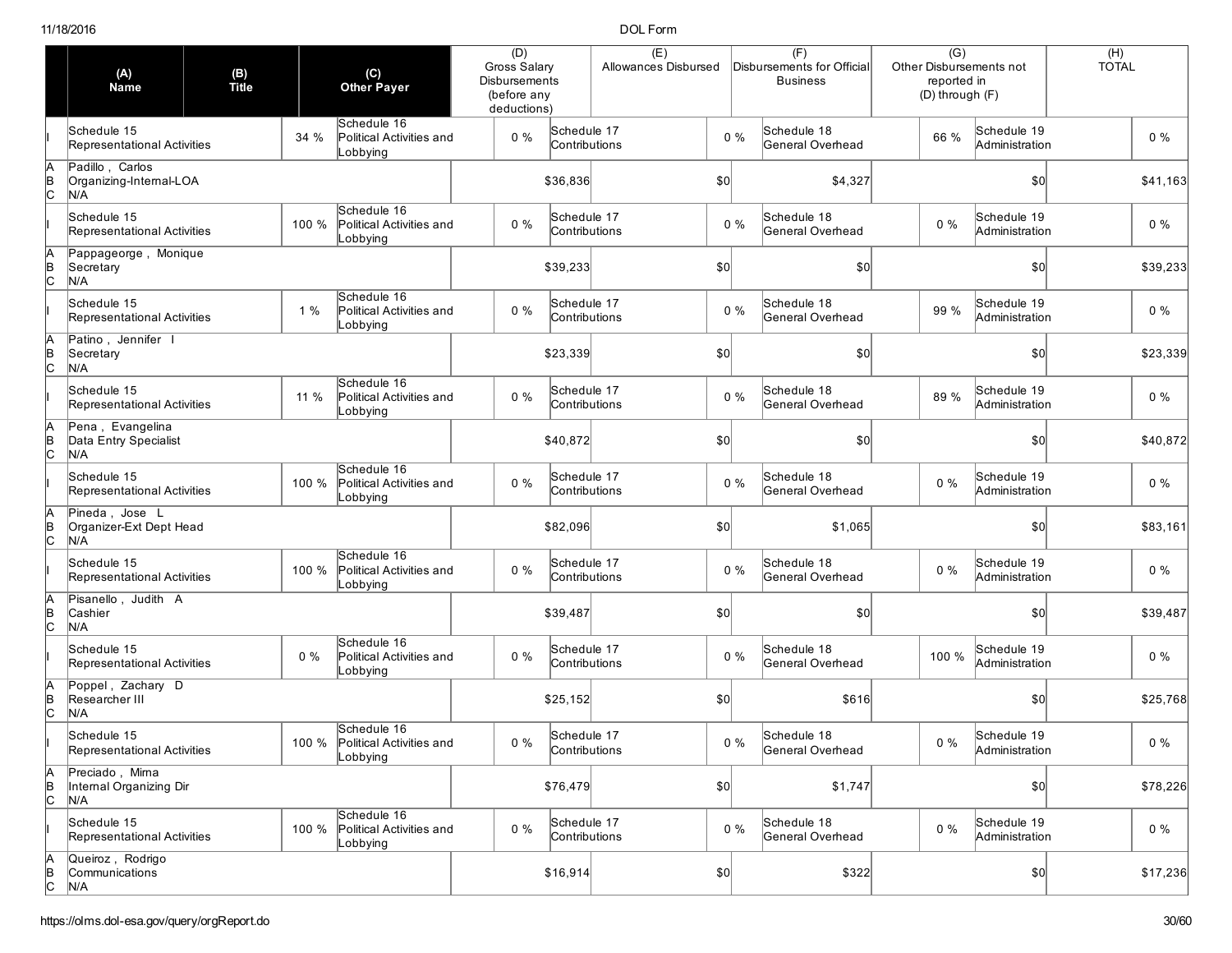| | (A) Name | (B) Title | | (C) Other Payer | (D) Gross Salary Disbursements (before any deductions) | | (E) Allowances Disbursed | | (F) Disbursements for Official Business | | (G) Other Disbursements not reported in (D) through (F) | | (H) TOTAL |
|---|---|---|---|---|---|---|---|---|---|---|---|---|---|
| I | Schedule 15 Representational Activities | | 34 % | Schedule 16 Political Activities and Lobbying | 0 % | | Schedule 17 Contributions | 0 % | Schedule 18 General Overhead | | 66 % | Schedule 19 Administration | 0 % |
| A B C | Padillo , Carlos Organizing-Internal-LOA N/A | | | | | $36,836 | | $0 | | $4,327 | | $0 | $41,163 |
| I | Schedule 15 Representational Activities | | 100 % | Schedule 16 Political Activities and Lobbying | 0 % | | Schedule 17 Contributions | 0 % | Schedule 18 General Overhead | | 0 % | Schedule 19 Administration | 0 % |
| A B C | Pappageorge , Monique Secretary N/A | | | | | $39,233 | | $0 | | $0 | | $0 | $39,233 |
| I | Schedule 15 Representational Activities | | 1 % | Schedule 16 Political Activities and Lobbying | 0 % | | Schedule 17 Contributions | 0 % | Schedule 18 General Overhead | | 99 % | Schedule 19 Administration | 0 % |
| A B C | Patino , Jennifer I Secretary N/A | | | | | $23,339 | | $0 | | $0 | | $0 | $23,339 |
| I | Schedule 15 Representational Activities | | 11 % | Schedule 16 Political Activities and Lobbying | 0 % | | Schedule 17 Contributions | 0 % | Schedule 18 General Overhead | | 89 % | Schedule 19 Administration | 0 % |
| A B C | Pena , Evangelina Data Entry Specialist N/A | | | | | $40,872 | | $0 | | $0 | | $0 | $40,872 |
| I | Schedule 15 Representational Activities | | 100 % | Schedule 16 Political Activities and Lobbying | 0 % | | Schedule 17 Contributions | 0 % | Schedule 18 General Overhead | | 0 % | Schedule 19 Administration | 0 % |
| A B C | Pineda , Jose L Organizer-Ext Dept Head N/A | | | | | $82,096 | | $0 | | $1,065 | | $0 | $83,161 |
| I | Schedule 15 Representational Activities | | 100 % | Schedule 16 Political Activities and Lobbying | 0 % | | Schedule 17 Contributions | 0 % | Schedule 18 General Overhead | | 0 % | Schedule 19 Administration | 0 % |
| A B C | Pisanello , Judith A Cashier N/A | | | | | $39,487 | | $0 | | $0 | | $0 | $39,487 |
| I | Schedule 15 Representational Activities | | 0 % | Schedule 16 Political Activities and Lobbying | 0 % | | Schedule 17 Contributions | 0 % | Schedule 18 General Overhead | | 100 % | Schedule 19 Administration | 0 % |
| A B C | Poppel , Zachary D Researcher III N/A | | | | | $25,152 | | $0 | | $616 | | $0 | $25,768 |
| I | Schedule 15 Representational Activities | | 100 % | Schedule 16 Political Activities and Lobbying | 0 % | | Schedule 17 Contributions | 0 % | Schedule 18 General Overhead | | 0 % | Schedule 19 Administration | 0 % |
| A B C | Preciado , Mirna Internal Organizing Dir N/A | | | | | $76,479 | | $0 | | $1,747 | | $0 | $78,226 |
| I | Schedule 15 Representational Activities | | 100 % | Schedule 16 Political Activities and Lobbying | 0 % | | Schedule 17 Contributions | 0 % | Schedule 18 General Overhead | | 0 % | Schedule 19 Administration | 0 % |
| A B C | Queiroz , Rodrigo Communications N/A | | | | | $16,914 | | $0 | | $322 | | $0 | $17,236 |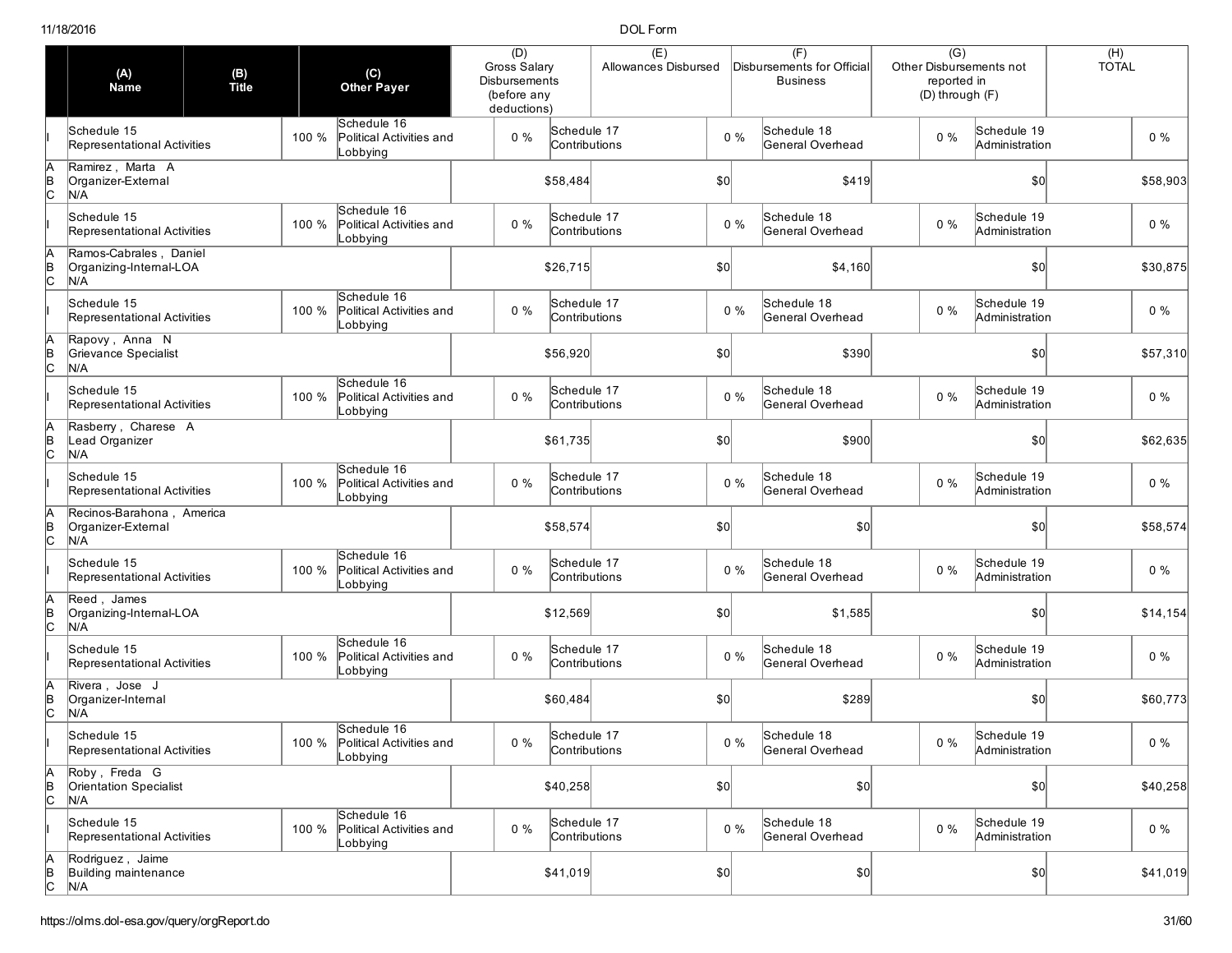| | (A) Name | (B) Title | (C) Other Payer | (D) Gross Salary Disbursements (before any deductions) | (E) Allowances Disbursed | (F) Disbursements for Official Business | (G) Other Disbursements not reported in (D) through (F) | (H) TOTAL |
|---|---|---|---|---|---|---|---|---|
| I | Schedule 15 Representational Activities 100 % | | Schedule 16 Political Activities and Lobbying 0 % | | Schedule 17 Contributions 0 % | Schedule 18 General Overhead 0 % | Schedule 19 Administration | 0 % |
| A B C | Ramirez , Marta A<br>Organizer-External<br>N/A | | | $58,484 | $0 | $419 | $0 | $58,903 |
| I | Schedule 15 Representational Activities 100 % | | Schedule 16 Political Activities and Lobbying 0 % | | Schedule 17 Contributions 0 % | Schedule 18 General Overhead 0 % | Schedule 19 Administration | 0 % |
| A B C | Ramos-Cabrales , Daniel<br>Organizing-Internal-LOA<br>N/A | | | $26,715 | $0 | $4,160 | $0 | $30,875 |
| I | Schedule 15 Representational Activities 100 % | | Schedule 16 Political Activities and Lobbying 0 % | | Schedule 17 Contributions 0 % | Schedule 18 General Overhead 0 % | Schedule 19 Administration | 0 % |
| A B C | Rapovy , Anna N<br>Grievance Specialist<br>N/A | | | $56,920 | $0 | $390 | $0 | $57,310 |
| I | Schedule 15 Representational Activities 100 % | | Schedule 16 Political Activities and Lobbying 0 % | | Schedule 17 Contributions 0 % | Schedule 18 General Overhead 0 % | Schedule 19 Administration | 0 % |
| A B C | Rasberry , Charese A<br>Lead Organizer<br>N/A | | | $61,735 | $0 | $900 | $0 | $62,635 |
| I | Schedule 15 Representational Activities 100 % | | Schedule 16 Political Activities and Lobbying 0 % | | Schedule 17 Contributions 0 % | Schedule 18 General Overhead 0 % | Schedule 19 Administration | 0 % |
| A B C | Recinos-Barahona , America<br>Organizer-External<br>N/A | | | $58,574 | $0 | $0 | $0 | $58,574 |
| I | Schedule 15 Representational Activities 100 % | | Schedule 16 Political Activities and Lobbying 0 % | | Schedule 17 Contributions 0 % | Schedule 18 General Overhead 0 % | Schedule 19 Administration | 0 % |
| A B C | Reed , James<br>Organizing-Internal-LOA<br>N/A | | | $12,569 | $0 | $1,585 | $0 | $14,154 |
| I | Schedule 15 Representational Activities 100 % | | Schedule 16 Political Activities and Lobbying 0 % | | Schedule 17 Contributions 0 % | Schedule 18 General Overhead 0 % | Schedule 19 Administration | 0 % |
| A B C | Rivera , Jose J<br>Organizer-Internal<br>N/A | | | $60,484 | $0 | $289 | $0 | $60,773 |
| I | Schedule 15 Representational Activities 100 % | | Schedule 16 Political Activities and Lobbying 0 % | | Schedule 17 Contributions 0 % | Schedule 18 General Overhead 0 % | Schedule 19 Administration | 0 % |
| A B C | Roby , Freda G<br>Orientation Specialist<br>N/A | | | $40,258 | $0 | $0 | $0 | $40,258 |
| I | Schedule 15 Representational Activities 100 % | | Schedule 16 Political Activities and Lobbying 0 % | | Schedule 17 Contributions 0 % | Schedule 18 General Overhead 0 % | Schedule 19 Administration | 0 % |
| A B C | Rodriguez , Jaime<br>Building maintenance<br>N/A | | | $41,019 | $0 | $0 | $0 | $41,019 |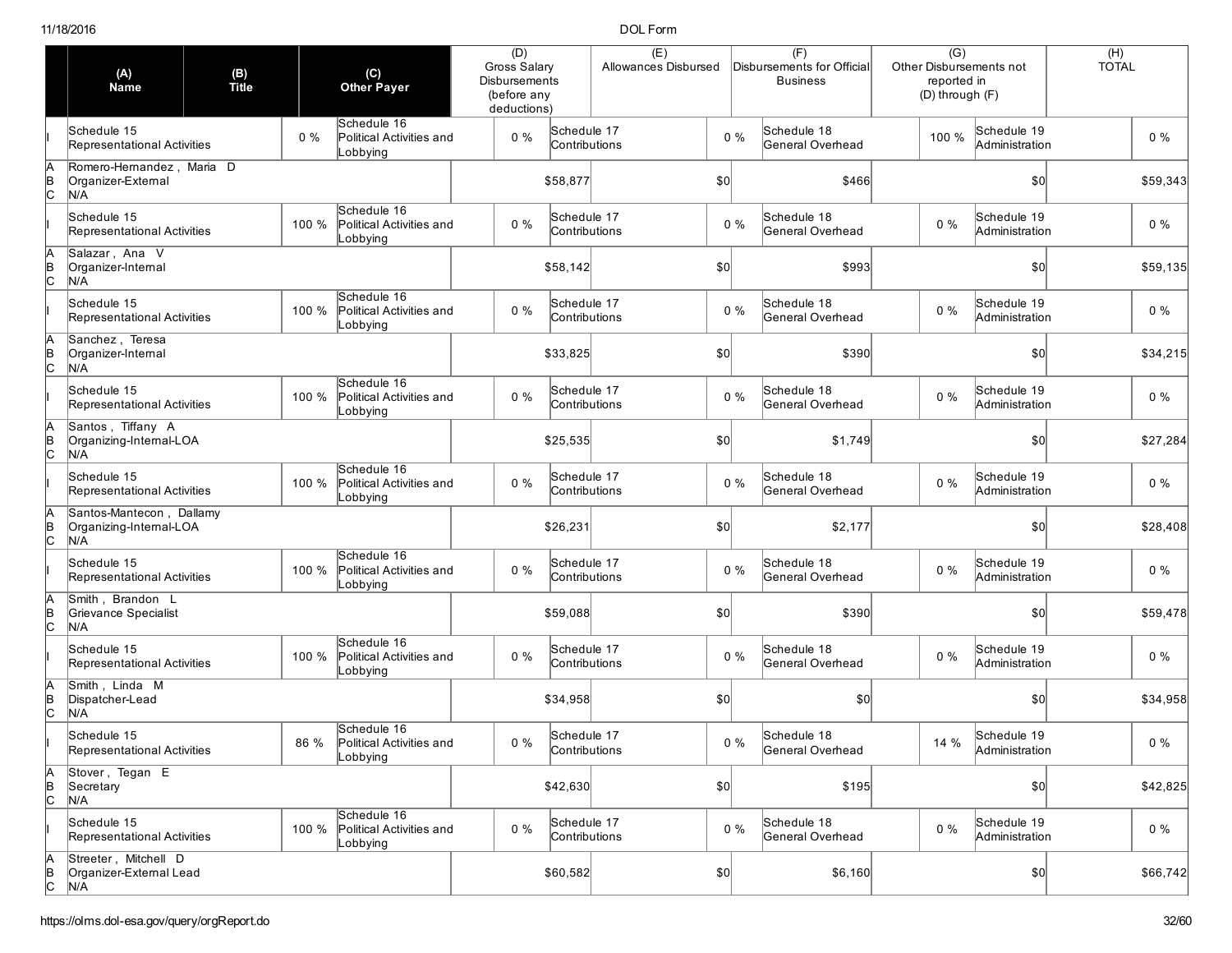| | (A) Name | (B) Title | | (C) Other Payer | | (D) Gross Salary Disbursements (before any deductions) | | (E) Allowances Disbursed | | (F) Disbursements for Official Business | | (G) Other Disbursements not reported in (D) through (F) | | (H) TOTAL |
|---|---|---|---|---|---|---|---|---|---|---|---|---|---|---|
| I | Schedule 15 Representational Activities | | 0 % | Schedule 16 Political Activities and Lobbying | | 0 % | Schedule 17 Contributions | | 0 % | Schedule 18 General Overhead | 100 % | Schedule 19 Administration | | 0 % |
| A B C | Romero-Hernandez , Maria D Organizer-External N/A | | | | | $58,877 | | $0 | | $466 | | $0 | | $59,343 |
| I | Schedule 15 Representational Activities | | 100 % | Schedule 16 Political Activities and Lobbying | | 0 % | Schedule 17 Contributions | | 0 % | Schedule 18 General Overhead | 0 % | Schedule 19 Administration | | 0 % |
| A B C | Salazar , Ana V Organizer-Internal N/A | | | | | $58,142 | | $0 | | $993 | | $0 | | $59,135 |
| I | Schedule 15 Representational Activities | | 100 % | Schedule 16 Political Activities and Lobbying | | 0 % | Schedule 17 Contributions | | 0 % | Schedule 18 General Overhead | 0 % | Schedule 19 Administration | | 0 % |
| A B C | Sanchez , Teresa Organizer-Internal N/A | | | | | $33,825 | | $0 | | $390 | | $0 | | $34,215 |
| I | Schedule 15 Representational Activities | | 100 % | Schedule 16 Political Activities and Lobbying | | 0 % | Schedule 17 Contributions | | 0 % | Schedule 18 General Overhead | 0 % | Schedule 19 Administration | | 0 % |
| A B C | Santos , Tiffany A Organizing-Internal-LOA N/A | | | | | $25,535 | | $0 | | $1,749 | | $0 | | $27,284 |
| I | Schedule 15 Representational Activities | | 100 % | Schedule 16 Political Activities and Lobbying | | 0 % | Schedule 17 Contributions | | 0 % | Schedule 18 General Overhead | 0 % | Schedule 19 Administration | | 0 % |
| A B C | Santos-Mantecon , Dallamy Organizing-Internal-LOA N/A | | | | | $26,231 | | $0 | | $2,177 | | $0 | | $28,408 |
| I | Schedule 15 Representational Activities | | 100 % | Schedule 16 Political Activities and Lobbying | | 0 % | Schedule 17 Contributions | | 0 % | Schedule 18 General Overhead | 0 % | Schedule 19 Administration | | 0 % |
| A B C | Smith , Brandon L Grievance Specialist N/A | | | | | $59,088 | | $0 | | $390 | | $0 | | $59,478 |
| I | Schedule 15 Representational Activities | | 100 % | Schedule 16 Political Activities and Lobbying | | 0 % | Schedule 17 Contributions | | 0 % | Schedule 18 General Overhead | 0 % | Schedule 19 Administration | | 0 % |
| A B C | Smith , Linda M Dispatcher-Lead N/A | | | | | $34,958 | | $0 | | $0 | | $0 | | $34,958 |
| I | Schedule 15 Representational Activities | | 86 % | Schedule 16 Political Activities and Lobbying | | 0 % | Schedule 17 Contributions | | 0 % | Schedule 18 General Overhead | 14 % | Schedule 19 Administration | | 0 % |
| A B C | Stover , Tegan E Secretary N/A | | | | | $42,630 | | $0 | | $195 | | $0 | | $42,825 |
| I | Schedule 15 Representational Activities | | 100 % | Schedule 16 Political Activities and Lobbying | | 0 % | Schedule 17 Contributions | | 0 % | Schedule 18 General Overhead | 0 % | Schedule 19 Administration | | 0 % |
| A B C | Streeter , Mitchell D Organizer-External Lead N/A | | | | | $60,582 | | $0 | | $6,160 | | $0 | | $66,742 |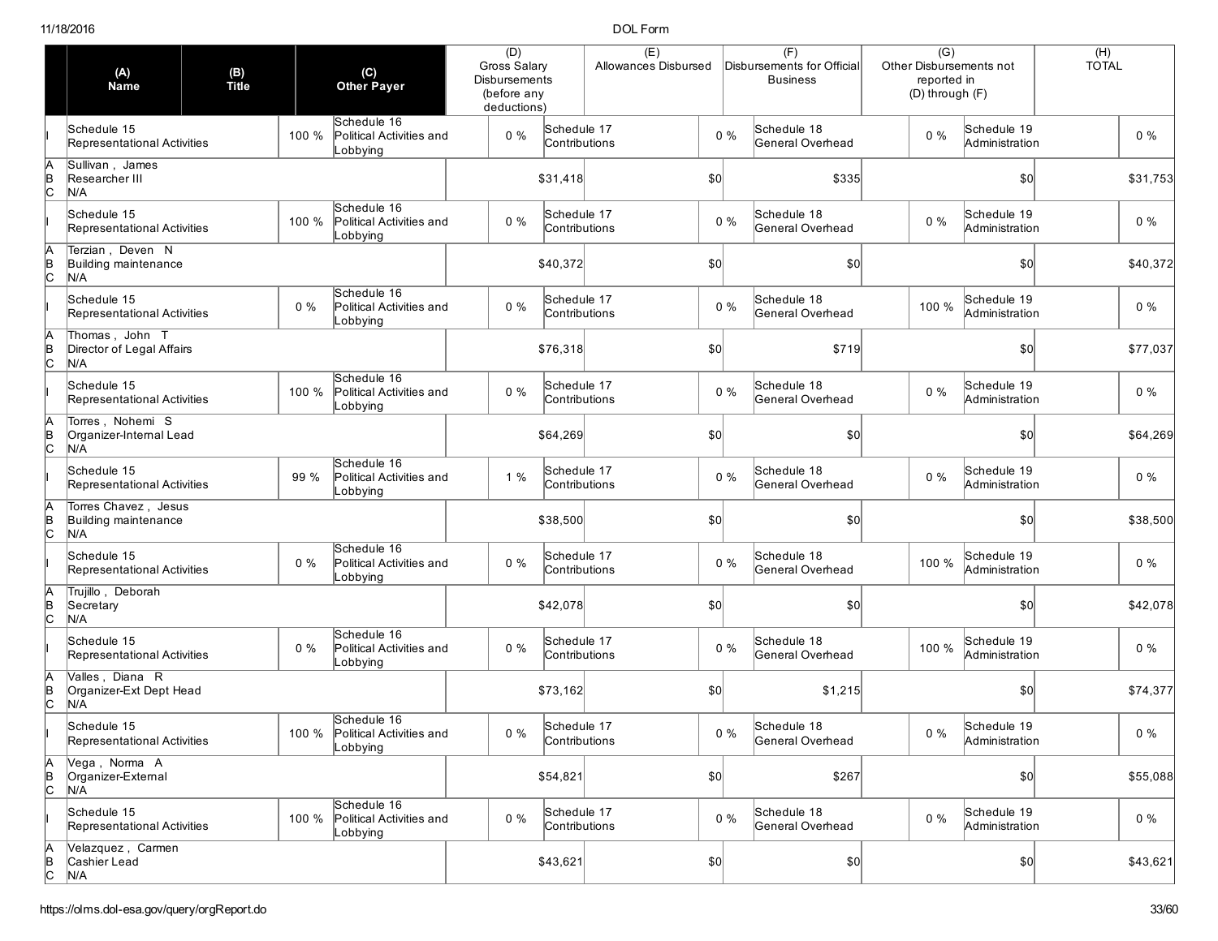| | (A) Name | (B) Title | (C) Other Payer | (D) Gross Salary Disbursements (before any deductions) | (E) Allowances Disbursed | (F) Disbursements for Official Business | (G) Other Disbursements not reported in (D) through (F) | (H) TOTAL |
|---|---|---|---|---|---|---|---|---|
| I | Schedule 15 Representational Activities 100 % | | Schedule 16 Political Activities and Lobbying 0 % | Schedule 17 Contributions 0 % | | Schedule 18 General Overhead 0 % | Schedule 19 Administration 0 % | |
| A B C | Sullivan , James<br>Researcher III<br>N/A | | | $31,418 | $0 | $335 | $0 | $31,753 |
| I | Schedule 15 Representational Activities 100 % | | Schedule 16 Political Activities and Lobbying 0 % | Schedule 17 Contributions 0 % | | Schedule 18 General Overhead 0 % | Schedule 19 Administration 0 % | |
| A B C | Terzian , Deven N<br>Building maintenance<br>N/A | | | $40,372 | $0 | $0 | $0 | $40,372 |
| I | Schedule 15 Representational Activities 0 % | | Schedule 16 Political Activities and Lobbying 0 % | Schedule 17 Contributions 0 % | | Schedule 18 General Overhead 100 % | Schedule 19 Administration 0 % | |
| A B C | Thomas , John T<br>Director of Legal Affairs<br>N/A | | | $76,318 | $0 | $719 | $0 | $77,037 |
| I | Schedule 15 Representational Activities 100 % | | Schedule 16 Political Activities and Lobbying 0 % | Schedule 17 Contributions 0 % | | Schedule 18 General Overhead 0 % | Schedule 19 Administration 0 % | |
| A B C | Torres , Nohemi S<br>Organizer-Internal Lead<br>N/A | | | $64,269 | $0 | $0 | $0 | $64,269 |
| I | Schedule 15 Representational Activities 99 % | | Schedule 16 Political Activities and Lobbying 1 % | Schedule 17 Contributions 0 % | | Schedule 18 General Overhead 0 % | Schedule 19 Administration 0 % | |
| A B C | Torres Chavez , Jesus<br>Building maintenance<br>N/A | | | $38,500 | $0 | $0 | $0 | $38,500 |
| I | Schedule 15 Representational Activities 0 % | | Schedule 16 Political Activities and Lobbying 0 % | Schedule 17 Contributions 0 % | | Schedule 18 General Overhead 100 % | Schedule 19 Administration 0 % | |
| A B C | Trujillo , Deborah<br>Secretary<br>N/A | | | $42,078 | $0 | $0 | $0 | $42,078 |
| I | Schedule 15 Representational Activities 0 % | | Schedule 16 Political Activities and Lobbying 0 % | Schedule 17 Contributions 0 % | | Schedule 18 General Overhead 100 % | Schedule 19 Administration 0 % | |
| A B C | Valles , Diana R<br>Organizer-Ext Dept Head<br>N/A | | | $73,162 | $0 | $1,215 | $0 | $74,377 |
| I | Schedule 15 Representational Activities 100 % | | Schedule 16 Political Activities and Lobbying 0 % | Schedule 17 Contributions 0 % | | Schedule 18 General Overhead 0 % | Schedule 19 Administration 0 % | |
| A B C | Vega , Norma A<br>Organizer-External<br>N/A | | | $54,821 | $0 | $267 | $0 | $55,088 |
| I | Schedule 15 Representational Activities 100 % | | Schedule 16 Political Activities and Lobbying 0 % | Schedule 17 Contributions 0 % | | Schedule 18 General Overhead 0 % | Schedule 19 Administration 0 % | |
| A B C | Velazquez , Carmen<br>Cashier Lead<br>N/A | | | $43,621 | $0 | $0 | $0 | $43,621 |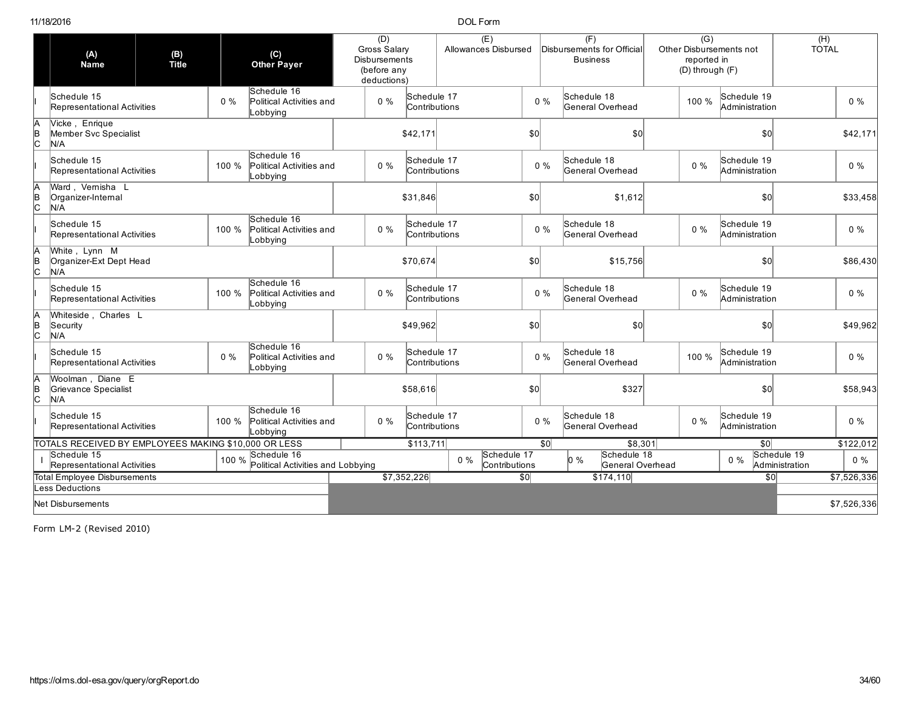| | (A) Name | (B) Title | | (C) Other Payer | | (D) Gross Salary Disbursements (before any deductions) | | (E) Allowances Disbursed | | (F) Disbursements for Official Business | | (G) Other Disbursements not reported in (D) through (F) | | (H) TOTAL |
|---|---|---|---|---|---|---|---|---|---|---|---|---|---|---|
| I | Schedule 15 Representational Activities | | 0 % | Schedule 16 Political Activities and Lobbying | 0 % | | Schedule 17 Contributions | | 0 % | Schedule 18 General Overhead | 100 % | Schedule 19 Administration | | 0 % |
| A B C | Vicke , Enrique Member Svc Specialist N/A | | | | | $42,171 | | $0 | | $0 | | $0 | | $42,171 |
| I | Schedule 15 Representational Activities | | 100 % | Schedule 16 Political Activities and Lobbying | 0 % | | Schedule 17 Contributions | | 0 % | Schedule 18 General Overhead | 0 % | Schedule 19 Administration | | 0 % |
| A B C | Ward , Vernisha L Organizer-Internal N/A | | | | | $31,846 | | $0 | | $1,612 | | $0 | | $33,458 |
| I | Schedule 15 Representational Activities | | 100 % | Schedule 16 Political Activities and Lobbying | 0 % | | Schedule 17 Contributions | | 0 % | Schedule 18 General Overhead | 0 % | Schedule 19 Administration | | 0 % |
| A B C | White , Lynn M Organizer-Ext Dept Head N/A | | | | | $70,674 | | $0 | | $15,756 | | $0 | | $86,430 |
| I | Schedule 15 Representational Activities | | 100 % | Schedule 16 Political Activities and Lobbying | 0 % | | Schedule 17 Contributions | | 0 % | Schedule 18 General Overhead | 0 % | Schedule 19 Administration | | 0 % |
| A B C | Whiteside , Charles L Security N/A | | | | | $49,962 | | $0 | | $0 | | $0 | | $49,962 |
| I | Schedule 15 Representational Activities | | 0 % | Schedule 16 Political Activities and Lobbying | 0 % | | Schedule 17 Contributions | | 0 % | Schedule 18 General Overhead | 100 % | Schedule 19 Administration | | 0 % |
| A B C | Woolman , Diane E Grievance Specialist N/A | | | | | $58,616 | | $0 | | $327 | | $0 | | $58,943 |
| I | Schedule 15 Representational Activities | | 100 % | Schedule 16 Political Activities and Lobbying | 0 % | | Schedule 17 Contributions | | 0 % | Schedule 18 General Overhead | 0 % | Schedule 19 Administration | | 0 % |
| | TOTALS RECEIVED BY EMPLOYEES MAKING $10,000 OR LESS | | | | | $113,711 | | $0 | | $8,301 | | $0 | | $122,012 |
| I | Schedule 15 Representational Activities | | 100 % | Schedule 16 Political Activities and Lobbying | | | 0 % | Schedule 17 Contributions | 0 % | Schedule 18 General Overhead | 0 % | Schedule 19 Administration | | 0 % |
| | Total Employee Disbursements | | | | | $7,352,226 | | $0 | | $174,110 | | $0 | | $7,526,336 |
| | Less Deductions | | | | | | | | | | | | | |
| | Net Disbursements | | | | | | | | | | | | | $7,526,336 |

Form LM-2 (Revised 2010)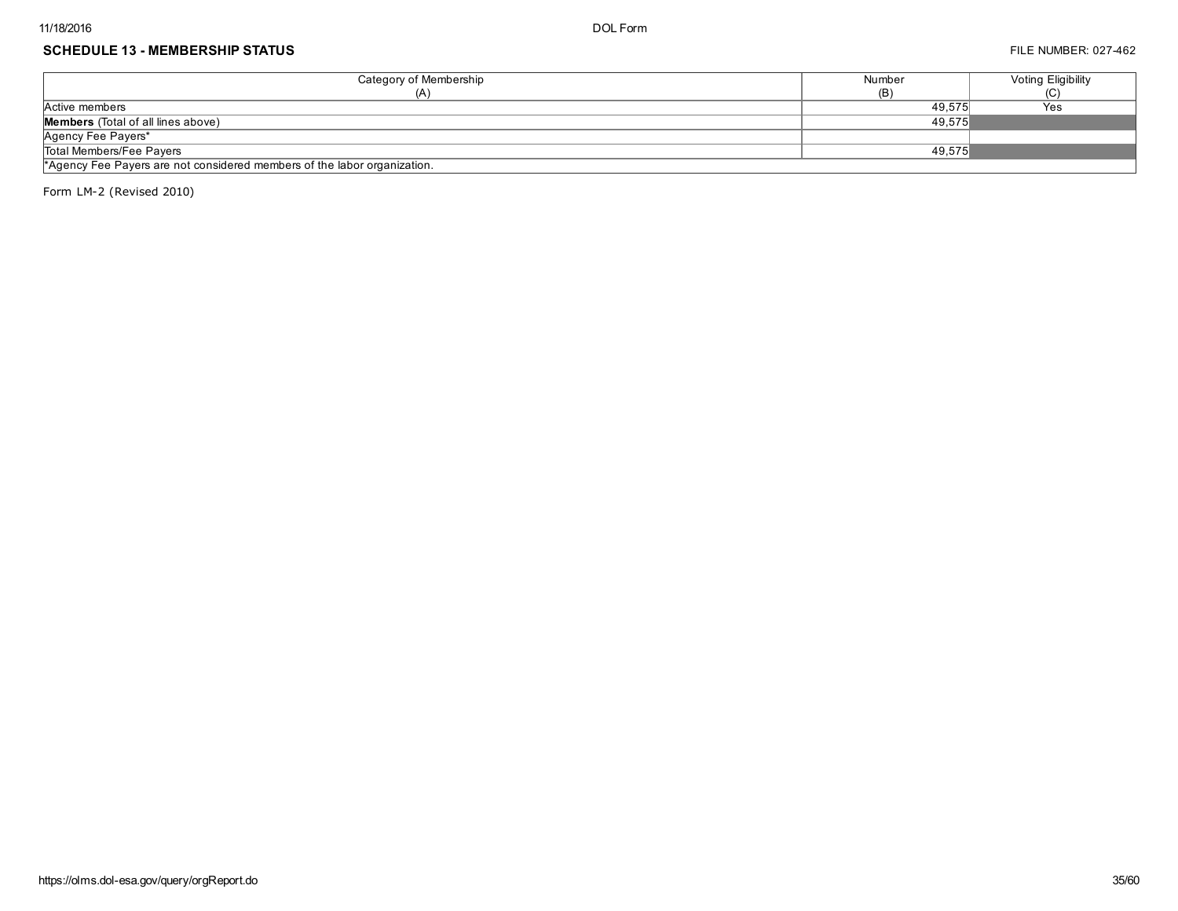## SCHEDULE 13 - MEMBERSHIP STATUS

FILE NUMBER: 027-462

| Category of Membership (A) | Number (B) | Voting Eligibility (C) |
|---|---|---|
| Active members | 49,575 | Yes |
| **Members** (Total of all lines above) | 49,575 | |
| Agency Fee Payers* | | |
| Total Members/Fee Payers | 49,575 | |

*Agency Fee Payers are not considered members of the labor organization.

Form LM-2 (Revised 2010)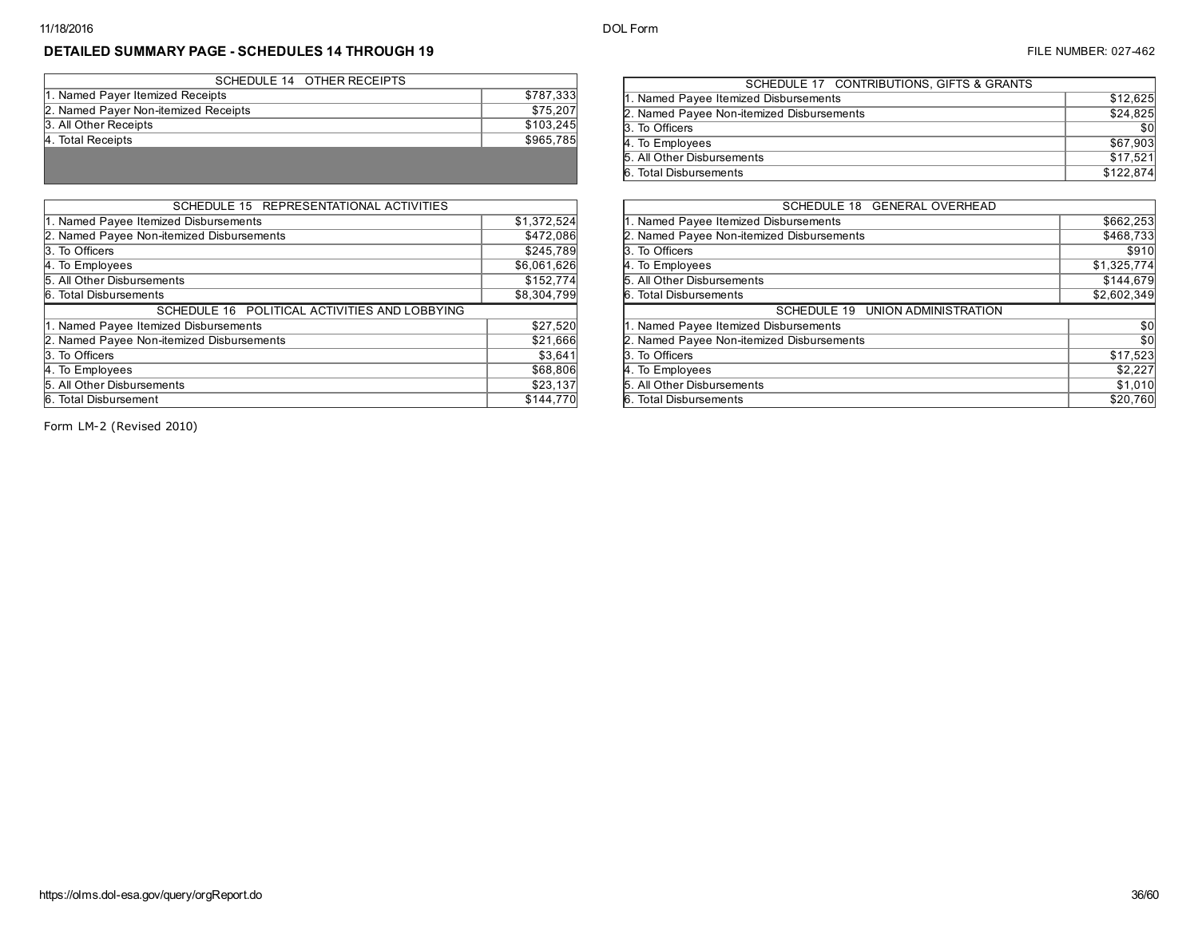## DETAILED SUMMARY PAGE - SCHEDULES 14 THROUGH 19

FILE NUMBER: 027-462

| SCHEDULE 14 OTHER RECEIPTS | |
|---|---|
| 1. Named Payer Itemized Receipts | $787,333 |
| 2. Named Payer Non-itemized Receipts | $75,207 |
| 3. All Other Receipts | $103,245 |
| 4. Total Receipts | $965,785 |

| SCHEDULE 15 REPRESENTATIONAL ACTIVITIES | |
|---|---|
| 1. Named Payee Itemized Disbursements | $1,372,524 |
| 2. Named Payee Non-itemized Disbursements | $472,086 |
| 3. To Officers | $245,789 |
| 4. To Employees | $6,061,626 |
| 5. All Other Disbursements | $152,774 |
| 6. Total Disbursements | $8,304,799 |

| SCHEDULE 16 POLITICAL ACTIVITIES AND LOBBYING | |
|---|---|
| 1. Named Payee Itemized Disbursements | $27,520 |
| 2. Named Payee Non-itemized Disbursements | $21,666 |
| 3. To Officers | $3,641 |
| 4. To Employees | $68,806 |
| 5. All Other Disbursements | $23,137 |
| 6. Total Disbursement | $144,770 |

| SCHEDULE 17 CONTRIBUTIONS, GIFTS & GRANTS | |
|---|---|
| 1. Named Payee Itemized Disbursements | $12,625 |
| 2. Named Payee Non-itemized Disbursements | $24,825 |
| 3. To Officers | $0 |
| 4. To Employees | $67,903 |
| 5. All Other Disbursements | $17,521 |
| 6. Total Disbursements | $122,874 |

| SCHEDULE 18 GENERAL OVERHEAD | |
|---|---|
| 1. Named Payee Itemized Disbursements | $662,253 |
| 2. Named Payee Non-itemized Disbursements | $468,733 |
| 3. To Officers | $910 |
| 4. To Employees | $1,325,774 |
| 5. All Other Disbursements | $144,679 |
| 6. Total Disbursements | $2,602,349 |

| SCHEDULE 19 UNION ADMINISTRATION | |
|---|---|
| 1. Named Payee Itemized Disbursements | $0 |
| 2. Named Payee Non-itemized Disbursements | $0 |
| 3. To Officers | $17,523 |
| 4. To Employees | $2,227 |
| 5. All Other Disbursements | $1,010 |
| 6. Total Disbursements | $20,760 |

Form LM-2 (Revised 2010)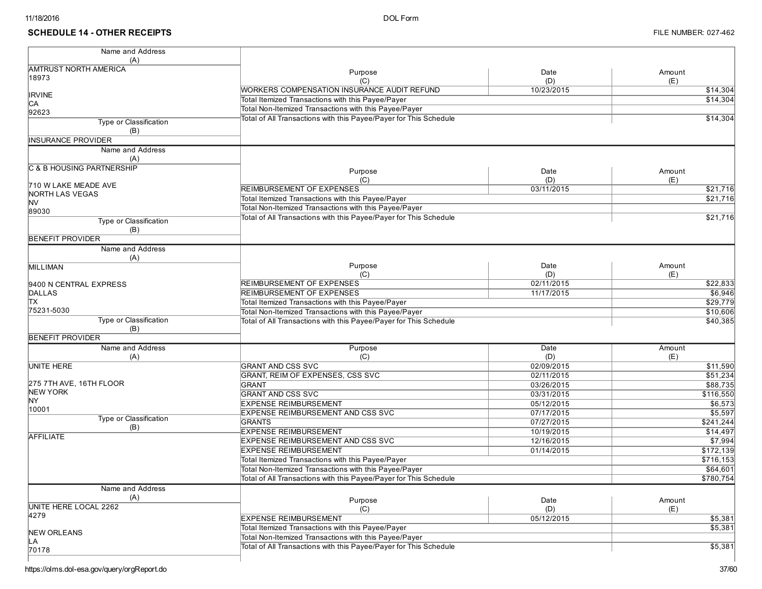## SCHEDULE 14 - OTHER RECEIPTS

FILE NUMBER: 027-462

| Name and Address (A) | Type or Classification (B) | Purpose (C) | Date (D) | Amount (E) |
|---|---|---|---|---|
| AMTRUST NORTH AMERICA<br>18973<br><br>IRVINE<br>CA<br>92623 | INSURANCE PROVIDER | WORKERS COMPENSATION INSURANCE AUDIT REFUND | 10/23/2015 | $14,304 |
| | | Total Itemized Transactions with this Payee/Payer | | $14,304 |
| | | Total Non-Itemized Transactions with this Payee/Payer | | |
| | | Total of All Transactions with this Payee/Payer for This Schedule | | $14,304 |
| C & B HOUSING PARTNERSHIP<br><br>710 W LAKE MEADE AVE<br>NORTH LAS VEGAS<br>NV<br>89030 | BENEFIT PROVIDER | REIMBURSEMENT OF EXPENSES | 03/11/2015 | $21,716 |
| | | Total Itemized Transactions with this Payee/Payer | | $21,716 |
| | | Total Non-Itemized Transactions with this Payee/Payer | | |
| | | Total of All Transactions with this Payee/Payer for This Schedule | | $21,716 |
| MILLIMAN<br><br>9400 N CENTRAL EXPRESS<br>DALLAS<br>TX<br>75231-5030 | BENEFIT PROVIDER | REIMBURSEMENT OF EXPENSES | 02/11/2015 | $22,833 |
| | | REIMBURSEMENT OF EXPENSES | 11/17/2015 | $6,946 |
| | | Total Itemized Transactions with this Payee/Payer | | $29,779 |
| | | Total Non-Itemized Transactions with this Payee/Payer | | $10,606 |
| | | Total of All Transactions with this Payee/Payer for This Schedule | | $40,385 |
| UNITE HERE<br><br>275 7TH AVE, 16TH FLOOR<br>NEW YORK<br>NY<br>10001 | AFFILIATE | GRANT AND CSS SVC | 02/09/2015 | $11,590 |
| | | GRANT, REIM OF EXPENSES, CSS SVC | 02/11/2015 | $51,234 |
| | | GRANT | 03/26/2015 | $88,735 |
| | | GRANT AND CSS SVC | 03/31/2015 | $116,550 |
| | | EXPENSE REIMBURSEMENT | 05/12/2015 | $6,573 |
| | | EXPENSE REIMBURSEMENT AND CSS SVC | 07/17/2015 | $5,597 |
| | | GRANTS | 07/27/2015 | $241,244 |
| | | EXPENSE REIMBURSEMENT | 10/19/2015 | $14,497 |
| | | EXPENSE REIMBURSEMENT AND CSS SVC | 12/16/2015 | $7,994 |
| | | EXPENSE REIMBURSEMENT | 01/14/2015 | $172,139 |
| | | Total Itemized Transactions with this Payee/Payer | | $716,153 |
| | | Total Non-Itemized Transactions with this Payee/Payer | | $64,601 |
| | | Total of All Transactions with this Payee/Payer for This Schedule | | $780,754 |
| UNITE HERE LOCAL 2262<br>4279<br><br>NEW ORLEANS<br>LA<br>70178 | | EXPENSE REIMBURSEMENT | 05/12/2015 | $5,381 |
| | | Total Itemized Transactions with this Payee/Payer | | $5,381 |
| | | Total Non-Itemized Transactions with this Payee/Payer | | |
| | | Total of All Transactions with this Payee/Payer for This Schedule | | $5,381 |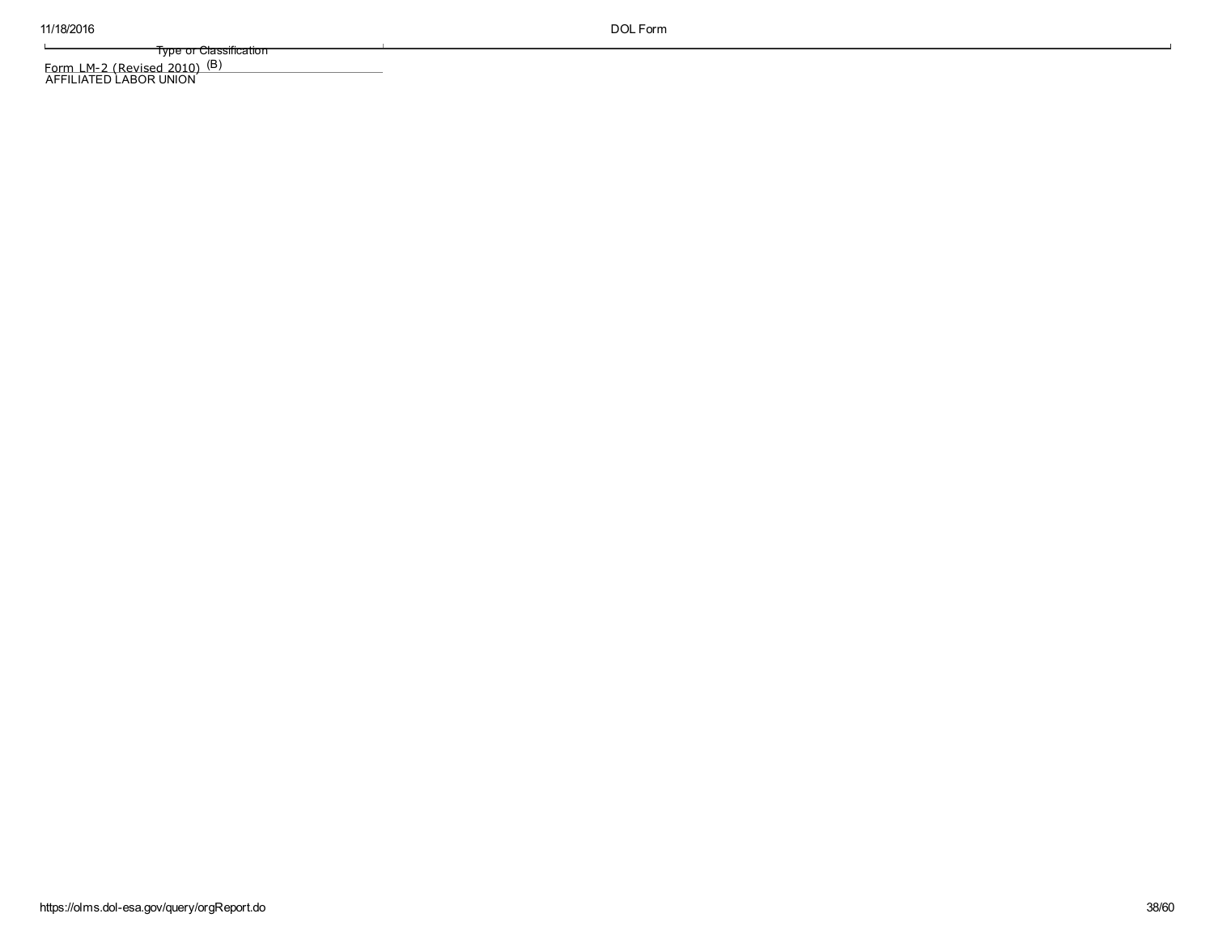| Type or Classification | |
| --- | --- |
| (B) | |
| AFFILIATED LABOR UNION | |

Form LM-2 (Revised 2010)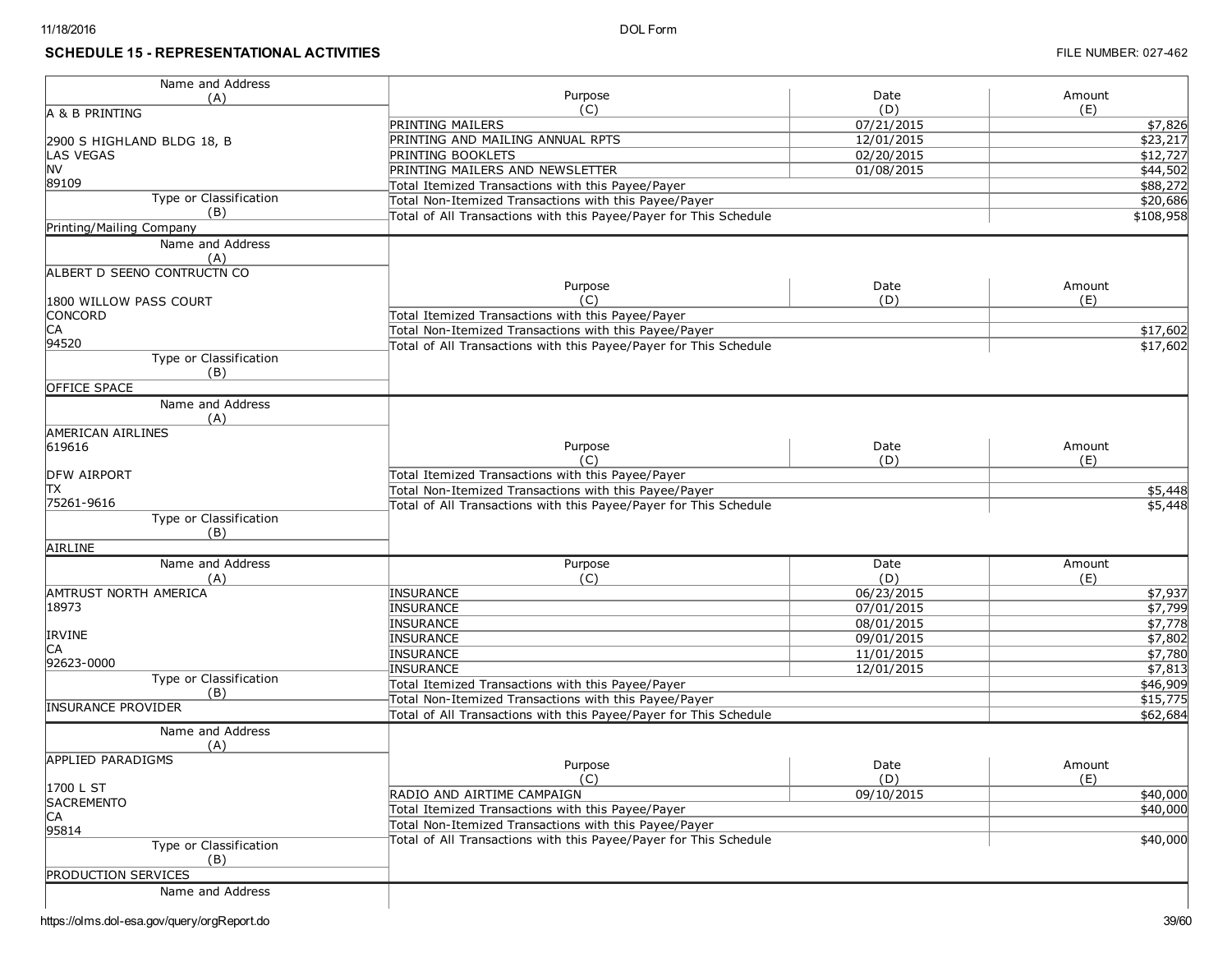## SCHEDULE 15 - REPRESENTATIONAL ACTIVITIES

FILE NUMBER: 027-462

| Name and Address (A) | Purpose (C) | Date (D) | Amount (E) |
|---|---|---|---|
| A & B PRINTING<br><br>2900 S HIGHLAND BLDG 18, B<br>LAS VEGAS<br>NV<br>89109 | PRINTING MAILERS | 07/21/2015 | $7,826 |
| | PRINTING AND MAILING ANNUAL RPTS | 12/01/2015 | $23,217 |
| | PRINTING BOOKLETS | 02/20/2015 | $12,727 |
| | PRINTING MAILERS AND NEWSLETTER | 01/08/2015 | $44,502 |
| | Total Itemized Transactions with this Payee/Payer | | $88,272 |
| Type or Classification (B) | Total Non-Itemized Transactions with this Payee/Payer | | $20,686 |
| Printing/Mailing Company | Total of All Transactions with this Payee/Payer for This Schedule | | $108,958 |

| Name and Address (A) | Purpose (C) | Date (D) | Amount (E) |
|---|---|---|---|
| ALBERT D SEENO CONTRUCTN CO<br><br>1800 WILLOW PASS COURT<br>CONCORD<br>CA<br>94520 | Total Itemized Transactions with this Payee/Payer | | |
| | Total Non-Itemized Transactions with this Payee/Payer | | $17,602 |
| Type or Classification (B) | Total of All Transactions with this Payee/Payer for This Schedule | | $17,602 |
| OFFICE SPACE | | | |

| Name and Address (A) | Purpose (C) | Date (D) | Amount (E) |
|---|---|---|---|
| AMERICAN AIRLINES<br>619616<br><br>DFW AIRPORT<br>TX<br>75261-9616 | Total Itemized Transactions with this Payee/Payer | | |
| | Total Non-Itemized Transactions with this Payee/Payer | | $5,448 |
| Type or Classification (B) | Total of All Transactions with this Payee/Payer for This Schedule | | $5,448 |
| AIRLINE | | | |

| Name and Address (A) | Purpose (C) | Date (D) | Amount (E) |
|---|---|---|---|
| AMTRUST NORTH AMERICA<br>18973<br><br>IRVINE<br>CA<br>92623-0000 | INSURANCE | 06/23/2015 | $7,937 |
| | INSURANCE | 07/01/2015 | $7,799 |
| | INSURANCE | 08/01/2015 | $7,778 |
| | INSURANCE | 09/01/2015 | $7,802 |
| | INSURANCE | 11/01/2015 | $7,780 |
| | INSURANCE | 12/01/2015 | $7,813 |
| Type or Classification (B) | Total Itemized Transactions with this Payee/Payer | | $46,909 |
| INSURANCE PROVIDER | Total Non-Itemized Transactions with this Payee/Payer | | $15,775 |
| | Total of All Transactions with this Payee/Payer for This Schedule | | $62,684 |

| Name and Address (A) | Purpose (C) | Date (D) | Amount (E) |
|---|---|---|---|
| APPLIED PARADIGMS<br><br>1700 L ST<br>SACREMENTO<br>CA<br>95814 | RADIO AND AIRTIME CAMPAIGN | 09/10/2015 | $40,000 |
| | Total Itemized Transactions with this Payee/Payer | | $40,000 |
| | Total Non-Itemized Transactions with this Payee/Payer | | |
| Type or Classification (B) | Total of All Transactions with this Payee/Payer for This Schedule | | $40,000 |
| PRODUCTION SERVICES | | | |

| Name and Address |
|---|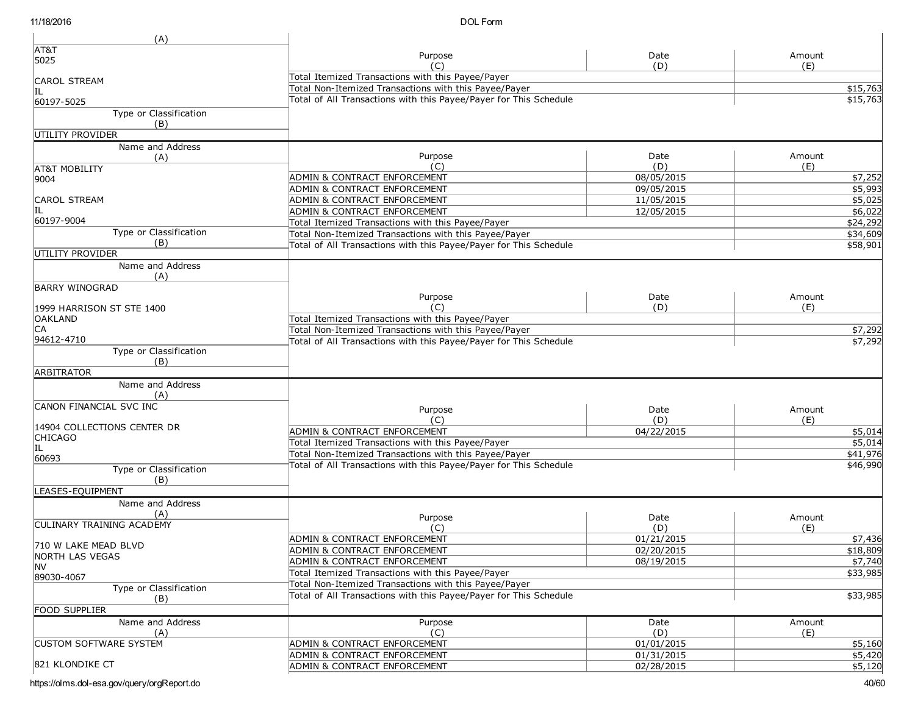| Name and Address (A) | Purpose (C) | Date (D) | Amount (E) |
|---|---|---|---|
| AT&T<br>5025<br><br>CAROL STREAM<br>IL<br>60197-5025 | Total Itemized Transactions with this Payee/Payer | | |
| | Total Non-Itemized Transactions with this Payee/Payer | | $15,763 |
| | Total of All Transactions with this Payee/Payer for This Schedule | | $15,763 |
| Type or Classification (B): UTILITY PROVIDER | | | |

| Name and Address (A) | Purpose (C) | Date (D) | Amount (E) |
|---|---|---|---|
| AT&T MOBILITY<br>9004<br><br>CAROL STREAM<br>IL<br>60197-9004 | ADMIN & CONTRACT ENFORCEMENT | 08/05/2015 | $7,252 |
| | ADMIN & CONTRACT ENFORCEMENT | 09/05/2015 | $5,993 |
| | ADMIN & CONTRACT ENFORCEMENT | 11/05/2015 | $5,025 |
| | ADMIN & CONTRACT ENFORCEMENT | 12/05/2015 | $6,022 |
| | Total Itemized Transactions with this Payee/Payer | | $24,292 |
| | Total Non-Itemized Transactions with this Payee/Payer | | $34,609 |
| | Total of All Transactions with this Payee/Payer for This Schedule | | $58,901 |
| Type or Classification (B): UTILITY PROVIDER | | | |

| Name and Address (A) | Purpose (C) | Date (D) | Amount (E) |
|---|---|---|---|
| BARRY WINOGRAD<br><br>1999 HARRISON ST STE 1400<br>OAKLAND<br>CA<br>94612-4710 | Total Itemized Transactions with this Payee/Payer | | |
| | Total Non-Itemized Transactions with this Payee/Payer | | $7,292 |
| | Total of All Transactions with this Payee/Payer for This Schedule | | $7,292 |
| Type or Classification (B): ARBITRATOR | | | |

| Name and Address (A) | Purpose (C) | Date (D) | Amount (E) |
|---|---|---|---|
| CANON FINANCIAL SVC INC<br><br>14904 COLLECTIONS CENTER DR<br>CHICAGO<br>IL<br>60693 | ADMIN & CONTRACT ENFORCEMENT | 04/22/2015 | $5,014 |
| | Total Itemized Transactions with this Payee/Payer | | $5,014 |
| | Total Non-Itemized Transactions with this Payee/Payer | | $41,976 |
| | Total of All Transactions with this Payee/Payer for This Schedule | | $46,990 |
| Type or Classification (B): LEASES-EQUIPMENT | | | |

| Name and Address (A) | Purpose (C) | Date (D) | Amount (E) |
|---|---|---|---|
| CULINARY TRAINING ACADEMY<br><br>710 W LAKE MEAD BLVD<br>NORTH LAS VEGAS<br>NV<br>89030-4067 | ADMIN & CONTRACT ENFORCEMENT | 01/21/2015 | $7,436 |
| | ADMIN & CONTRACT ENFORCEMENT | 02/20/2015 | $18,809 |
| | ADMIN & CONTRACT ENFORCEMENT | 08/19/2015 | $7,740 |
| | Total Itemized Transactions with this Payee/Payer | | $33,985 |
| | Total Non-Itemized Transactions with this Payee/Payer | | |
| | Total of All Transactions with this Payee/Payer for This Schedule | | $33,985 |
| Type or Classification (B): FOOD SUPPLIER | | | |

| Name and Address (A) | Purpose (C) | Date (D) | Amount (E) |
|---|---|---|---|
| CUSTOM SOFTWARE SYSTEM<br><br>821 KLONDIKE CT | ADMIN & CONTRACT ENFORCEMENT | 01/01/2015 | $5,160 |
| | ADMIN & CONTRACT ENFORCEMENT | 01/31/2015 | $5,420 |
| | ADMIN & CONTRACT ENFORCEMENT | 02/28/2015 | $5,120 |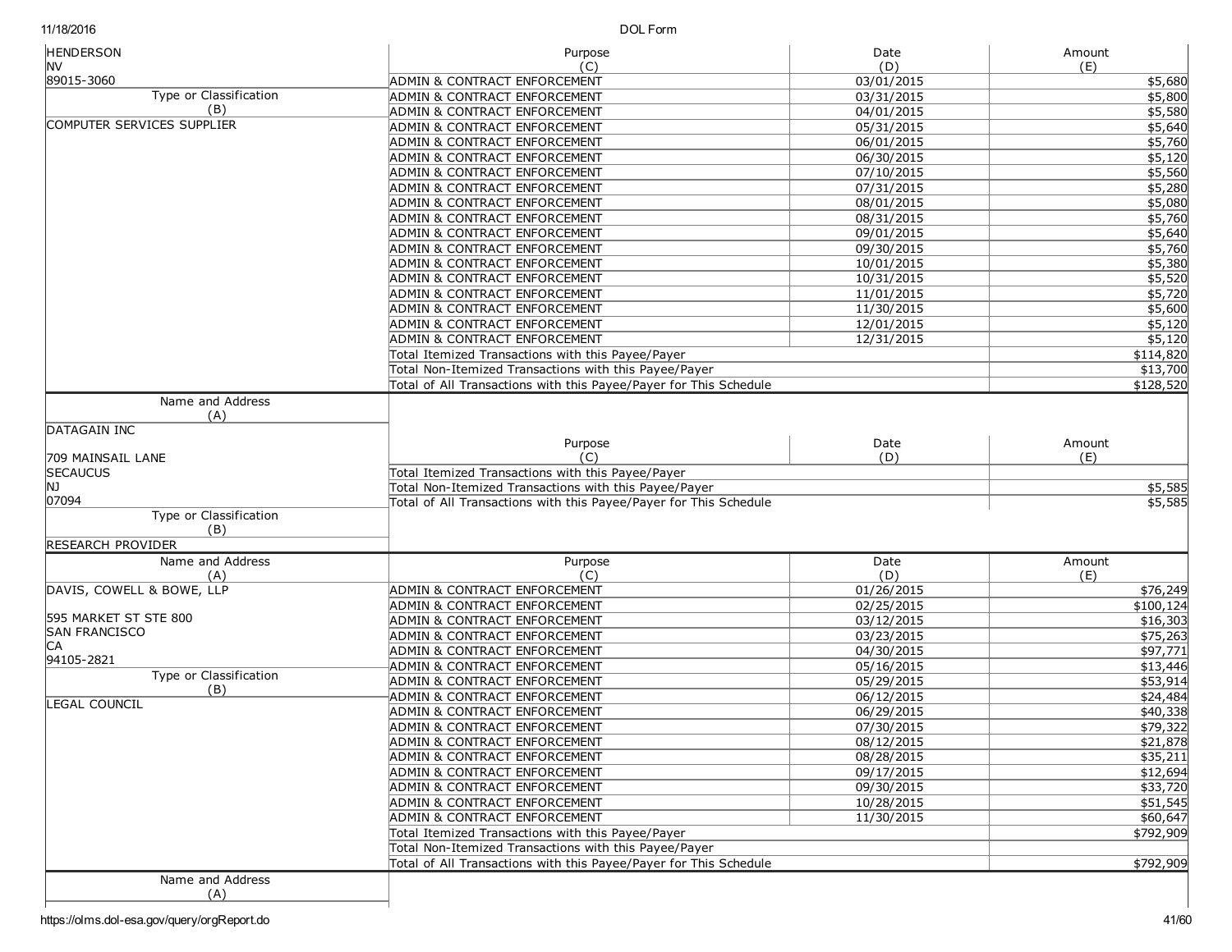| Name and Address (A) | Purpose (C) | Date (D) | Amount (E) |
|---|---|---|---|
| HENDERSON<br>NV<br>89015-3060 | ADMIN & CONTRACT ENFORCEMENT | 03/01/2015 | $5,680 |
| Type or Classification (B) | ADMIN & CONTRACT ENFORCEMENT | 03/31/2015 | $5,800 |
| COMPUTER SERVICES SUPPLIER | ADMIN & CONTRACT ENFORCEMENT | 04/01/2015 | $5,580 |
| | ADMIN & CONTRACT ENFORCEMENT | 05/31/2015 | $5,640 |
| | ADMIN & CONTRACT ENFORCEMENT | 06/01/2015 | $5,760 |
| | ADMIN & CONTRACT ENFORCEMENT | 06/30/2015 | $5,120 |
| | ADMIN & CONTRACT ENFORCEMENT | 07/10/2015 | $5,560 |
| | ADMIN & CONTRACT ENFORCEMENT | 07/31/2015 | $5,280 |
| | ADMIN & CONTRACT ENFORCEMENT | 08/01/2015 | $5,080 |
| | ADMIN & CONTRACT ENFORCEMENT | 08/31/2015 | $5,760 |
| | ADMIN & CONTRACT ENFORCEMENT | 09/01/2015 | $5,640 |
| | ADMIN & CONTRACT ENFORCEMENT | 09/30/2015 | $5,760 |
| | ADMIN & CONTRACT ENFORCEMENT | 10/01/2015 | $5,380 |
| | ADMIN & CONTRACT ENFORCEMENT | 10/31/2015 | $5,520 |
| | ADMIN & CONTRACT ENFORCEMENT | 11/01/2015 | $5,720 |
| | ADMIN & CONTRACT ENFORCEMENT | 11/30/2015 | $5,600 |
| | ADMIN & CONTRACT ENFORCEMENT | 12/01/2015 | $5,120 |
| | ADMIN & CONTRACT ENFORCEMENT | 12/31/2015 | $5,120 |
| | Total Itemized Transactions with this Payee/Payer | | $114,820 |
| | Total Non-Itemized Transactions with this Payee/Payer | | $13,700 |
| | Total of All Transactions with this Payee/Payer for This Schedule | | $128,520 |

| Name and Address (A) | Purpose (C) | Date (D) | Amount (E) |
|---|---|---|---|
| DATAGAIN INC<br><br>709 MAINSAIL LANE<br>SECAUCUS<br>NJ<br>07094 | Total Itemized Transactions with this Payee/Payer | | |
| | Total Non-Itemized Transactions with this Payee/Payer | | $5,585 |
| | Total of All Transactions with this Payee/Payer for This Schedule | | $5,585 |
| Type or Classification (B) | | | |
| RESEARCH PROVIDER | | | |

| Name and Address (A) | Purpose (C) | Date (D) | Amount (E) |
|---|---|---|---|
| DAVIS, COWELL & BOWE, LLP | ADMIN & CONTRACT ENFORCEMENT | 01/26/2015 | $76,249 |
| | ADMIN & CONTRACT ENFORCEMENT | 02/25/2015 | $100,124 |
| 595 MARKET ST STE 800 | ADMIN & CONTRACT ENFORCEMENT | 03/12/2015 | $16,303 |
| SAN FRANCISCO | ADMIN & CONTRACT ENFORCEMENT | 03/23/2015 | $75,263 |
| CA | ADMIN & CONTRACT ENFORCEMENT | 04/30/2015 | $97,771 |
| 94105-2821 | ADMIN & CONTRACT ENFORCEMENT | 05/16/2015 | $13,446 |
| Type or Classification (B) | ADMIN & CONTRACT ENFORCEMENT | 05/29/2015 | $53,914 |
| | ADMIN & CONTRACT ENFORCEMENT | 06/12/2015 | $24,484 |
| LEGAL COUNCIL | ADMIN & CONTRACT ENFORCEMENT | 06/29/2015 | $40,338 |
| | ADMIN & CONTRACT ENFORCEMENT | 07/30/2015 | $79,322 |
| | ADMIN & CONTRACT ENFORCEMENT | 08/12/2015 | $21,878 |
| | ADMIN & CONTRACT ENFORCEMENT | 08/28/2015 | $35,211 |
| | ADMIN & CONTRACT ENFORCEMENT | 09/17/2015 | $12,694 |
| | ADMIN & CONTRACT ENFORCEMENT | 09/30/2015 | $33,720 |
| | ADMIN & CONTRACT ENFORCEMENT | 10/28/2015 | $51,545 |
| | ADMIN & CONTRACT ENFORCEMENT | 11/30/2015 | $60,647 |
| | Total Itemized Transactions with this Payee/Payer | | $792,909 |
| | Total Non-Itemized Transactions with this Payee/Payer | | |
| | Total of All Transactions with this Payee/Payer for This Schedule | | $792,909 |

| Name and Address (A) | |
|---|---|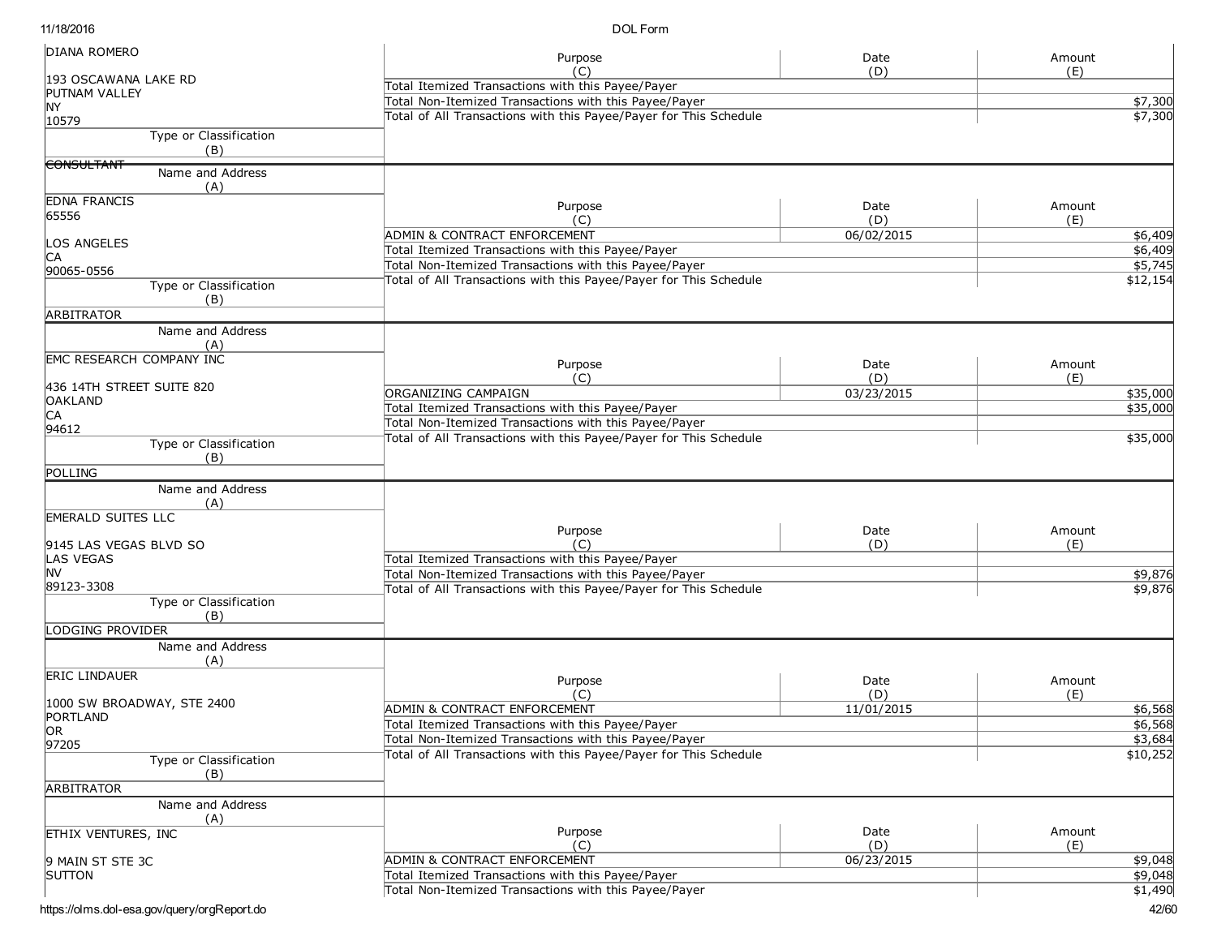| Name and Address (A) | Purpose (C) | Date (D) | Amount (E) |
|---|---|---|---|
| DIANA ROMERO<br><br>193 OSCAWANA LAKE RD<br>PUTNAM VALLEY<br>NY<br>10579 | Total Itemized Transactions with this Payee/Payer | | |
| | Total Non-Itemized Transactions with this Payee/Payer | | $7,300 |
| | Total of All Transactions with this Payee/Payer for This Schedule | | $7,300 |
| Type or Classification (B): CONSULTANT | | | |

| Name and Address (A) | Purpose (C) | Date (D) | Amount (E) |
|---|---|---|---|
| EDNA FRANCIS<br>65556<br><br>LOS ANGELES<br>CA<br>90065-0556 | ADMIN & CONTRACT ENFORCEMENT | 06/02/2015 | $6,409 |
| | Total Itemized Transactions with this Payee/Payer | | $6,409 |
| | Total Non-Itemized Transactions with this Payee/Payer | | $5,745 |
| | Total of All Transactions with this Payee/Payer for This Schedule | | $12,154 |
| Type or Classification (B): ARBITRATOR | | | |

| Name and Address (A) | Purpose (C) | Date (D) | Amount (E) |
|---|---|---|---|
| EMC RESEARCH COMPANY INC<br><br>436 14TH STREET SUITE 820<br>OAKLAND<br>CA<br>94612 | ORGANIZING CAMPAIGN | 03/23/2015 | $35,000 |
| | Total Itemized Transactions with this Payee/Payer | | $35,000 |
| | Total Non-Itemized Transactions with this Payee/Payer | | |
| | Total of All Transactions with this Payee/Payer for This Schedule | | $35,000 |
| Type or Classification (B): POLLING | | | |

| Name and Address (A) | Purpose (C) | Date (D) | Amount (E) |
|---|---|---|---|
| EMERALD SUITES LLC<br><br>9145 LAS VEGAS BLVD SO<br>LAS VEGAS<br>NV<br>89123-3308 | Total Itemized Transactions with this Payee/Payer | | |
| | Total Non-Itemized Transactions with this Payee/Payer | | $9,876 |
| | Total of All Transactions with this Payee/Payer for This Schedule | | $9,876 |
| Type or Classification (B): LODGING PROVIDER | | | |

| Name and Address (A) | Purpose (C) | Date (D) | Amount (E) |
|---|---|---|---|
| ERIC LINDAUER<br><br>1000 SW BROADWAY, STE 2400<br>PORTLAND<br>OR<br>97205 | ADMIN & CONTRACT ENFORCEMENT | 11/01/2015 | $6,568 |
| | Total Itemized Transactions with this Payee/Payer | | $6,568 |
| | Total Non-Itemized Transactions with this Payee/Payer | | $3,684 |
| | Total of All Transactions with this Payee/Payer for This Schedule | | $10,252 |
| Type or Classification (B): ARBITRATOR | | | |

| Name and Address (A) | Purpose (C) | Date (D) | Amount (E) |
|---|---|---|---|
| ETHIX VENTURES, INC<br><br>9 MAIN ST STE 3C<br>SUTTON | ADMIN & CONTRACT ENFORCEMENT | 06/23/2015 | $9,048 |
| | Total Itemized Transactions with this Payee/Payer | | $9,048 |
| | Total Non-Itemized Transactions with this Payee/Payer | | $1,490 |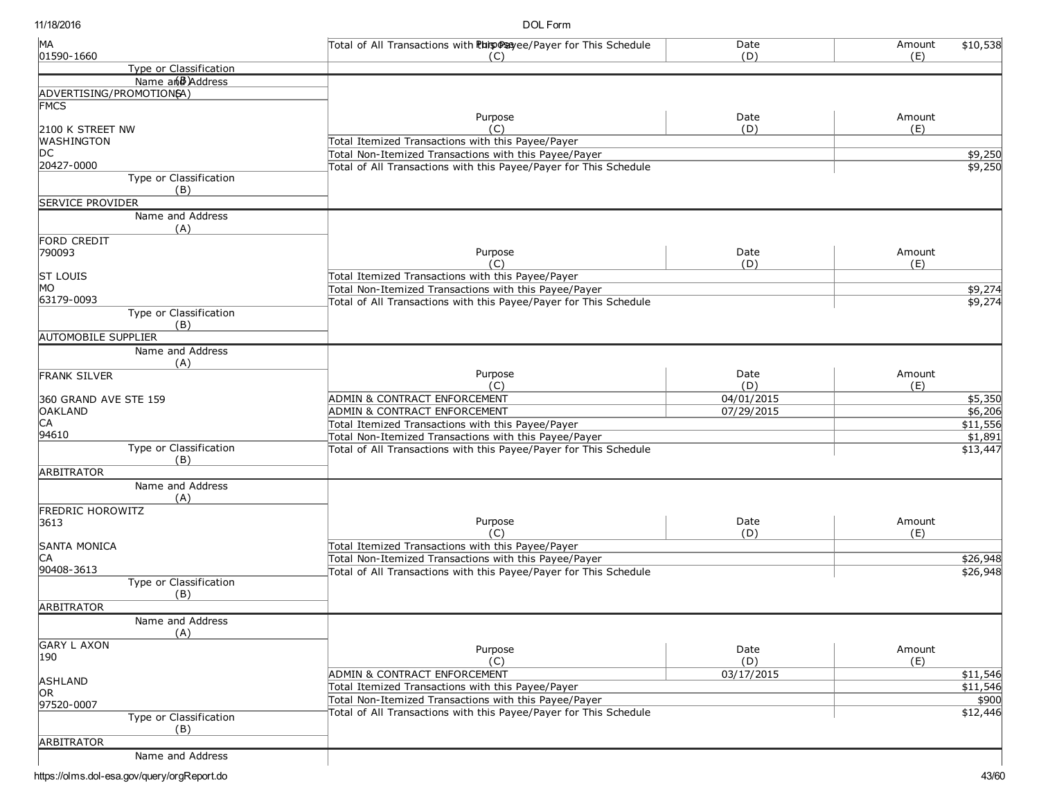| Name and Address (A) | Purpose (C) | Date (D) | Amount (E) |
|---|---|---|---|
| MA<br>01590-1660 | Total of All Transactions with this Payee/Payer for This Schedule | | $10,538 |
| Type or Classification (B) | | | |
| ADVERTISING/PROMOTIONS | | | |

| Name and Address (A) | Purpose (C) | Date (D) | Amount (E) |
|---|---|---|---|
| FMCS<br><br>2100 K STREET NW<br>WASHINGTON<br>DC<br>20427-0000 | Total Itemized Transactions with this Payee/Payer | | |
| | Total Non-Itemized Transactions with this Payee/Payer | | $9,250 |
| | Total of All Transactions with this Payee/Payer for This Schedule | | $9,250 |
| Type or Classification (B) | | | |
| SERVICE PROVIDER | | | |

| Name and Address (A) | Purpose (C) | Date (D) | Amount (E) |
|---|---|---|---|
| FORD CREDIT<br>790093<br><br>ST LOUIS<br>MO<br>63179-0093 | Total Itemized Transactions with this Payee/Payer | | |
| | Total Non-Itemized Transactions with this Payee/Payer | | $9,274 |
| | Total of All Transactions with this Payee/Payer for This Schedule | | $9,274 |
| Type or Classification (B) | | | |
| AUTOMOBILE SUPPLIER | | | |

| Name and Address (A) | Purpose (C) | Date (D) | Amount (E) |
|---|---|---|---|
| FRANK SILVER<br><br>360 GRAND AVE STE 159<br>OAKLAND<br>CA<br>94610 | ADMIN & CONTRACT ENFORCEMENT | 04/01/2015 | $5,350 |
| | ADMIN & CONTRACT ENFORCEMENT | 07/29/2015 | $6,206 |
| | Total Itemized Transactions with this Payee/Payer | | $11,556 |
| | Total Non-Itemized Transactions with this Payee/Payer | | $1,891 |
| | Total of All Transactions with this Payee/Payer for This Schedule | | $13,447 |
| Type or Classification (B) | | | |
| ARBITRATOR | | | |

| Name and Address (A) | Purpose (C) | Date (D) | Amount (E) |
|---|---|---|---|
| FREDRIC HOROWITZ<br>3613<br><br>SANTA MONICA<br>CA<br>90408-3613 | Total Itemized Transactions with this Payee/Payer | | |
| | Total Non-Itemized Transactions with this Payee/Payer | | $26,948 |
| | Total of All Transactions with this Payee/Payer for This Schedule | | $26,948 |
| Type or Classification (B) | | | |
| ARBITRATOR | | | |

| Name and Address (A) | Purpose (C) | Date (D) | Amount (E) |
|---|---|---|---|
| GARY L AXON<br>190<br><br>ASHLAND<br>OR<br>97520-0007 | ADMIN & CONTRACT ENFORCEMENT | 03/17/2015 | $11,546 |
| | Total Itemized Transactions with this Payee/Payer | | $11,546 |
| | Total Non-Itemized Transactions with this Payee/Payer | | $900 |
| | Total of All Transactions with this Payee/Payer for This Schedule | | $12,446 |
| Type or Classification (B) | | | |
| ARBITRATOR | | | |

Name and Address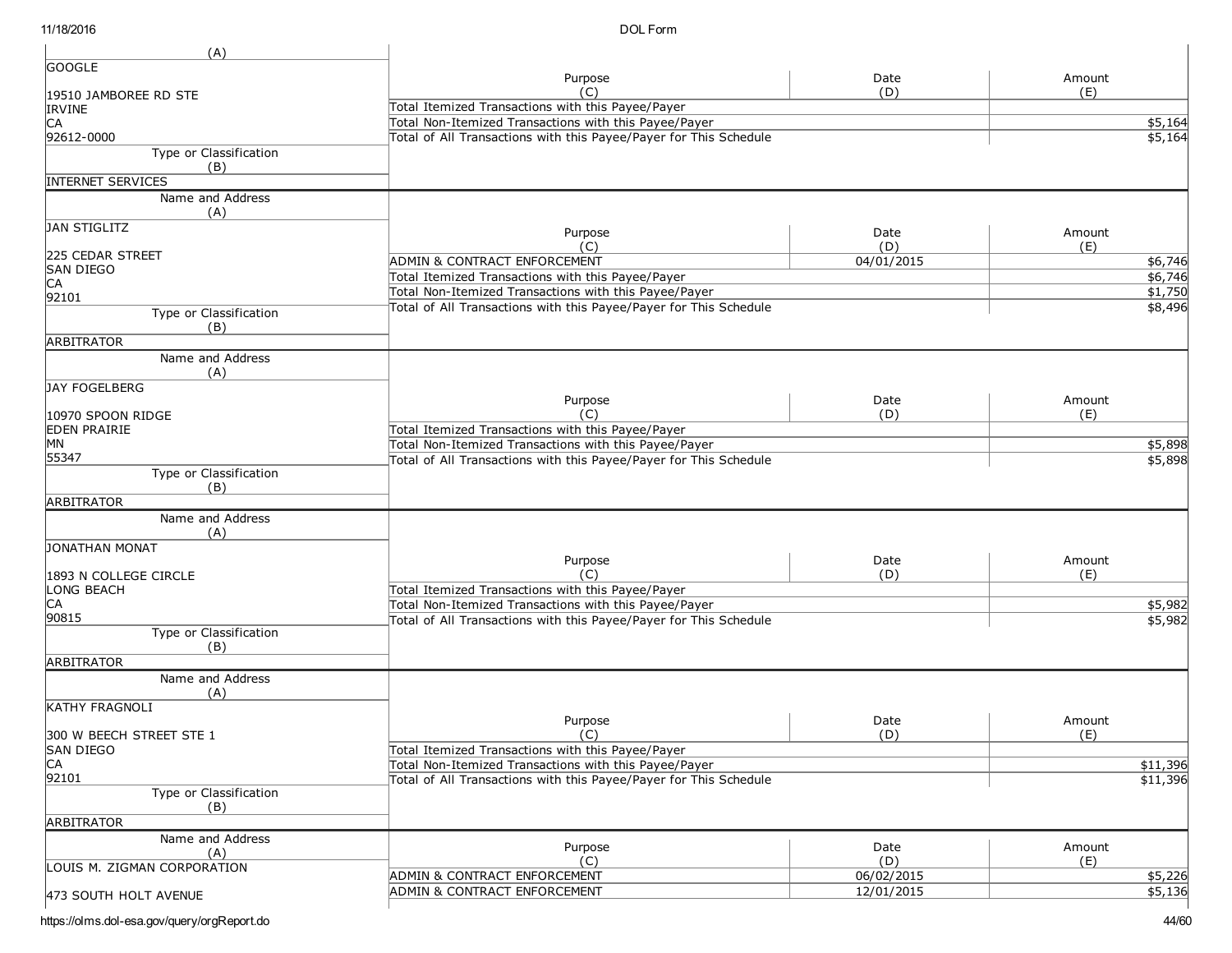| Name and Address (A) | Purpose (C) | Date (D) | Amount (E) |
|---|---|---|---|
| GOOGLE<br>19510 JAMBOREE RD STE<br>IRVINE<br>CA<br>92612-0000 | Total Itemized Transactions with this Payee/Payer | | |
| | Total Non-Itemized Transactions with this Payee/Payer | | $5,164 |
| | Total of All Transactions with this Payee/Payer for This Schedule | | $5,164 |
| Type or Classification (B): INTERNET SERVICES | | | |

| Name and Address (A) | Purpose (C) | Date (D) | Amount (E) |
|---|---|---|---|
| JAN STIGLITZ<br>225 CEDAR STREET<br>SAN DIEGO<br>CA<br>92101 | ADMIN & CONTRACT ENFORCEMENT | 04/01/2015 | $6,746 |
| | Total Itemized Transactions with this Payee/Payer | | $6,746 |
| | Total Non-Itemized Transactions with this Payee/Payer | | $1,750 |
| | Total of All Transactions with this Payee/Payer for This Schedule | | $8,496 |
| Type or Classification (B): ARBITRATOR | | | |

| Name and Address (A) | Purpose (C) | Date (D) | Amount (E) |
|---|---|---|---|
| JAY FOGELBERG<br>10970 SPOON RIDGE<br>EDEN PRAIRIE<br>MN<br>55347 | Total Itemized Transactions with this Payee/Payer | | |
| | Total Non-Itemized Transactions with this Payee/Payer | | $5,898 |
| | Total of All Transactions with this Payee/Payer for This Schedule | | $5,898 |
| Type or Classification (B): ARBITRATOR | | | |

| Name and Address (A) | Purpose (C) | Date (D) | Amount (E) |
|---|---|---|---|
| JONATHAN MONAT<br>1893 N COLLEGE CIRCLE<br>LONG BEACH<br>CA<br>90815 | Total Itemized Transactions with this Payee/Payer | | |
| | Total Non-Itemized Transactions with this Payee/Payer | | $5,982 |
| | Total of All Transactions with this Payee/Payer for This Schedule | | $5,982 |
| Type or Classification (B): ARBITRATOR | | | |

| Name and Address (A) | Purpose (C) | Date (D) | Amount (E) |
|---|---|---|---|
| KATHY FRAGNOLI<br>300 W BEECH STREET STE 1<br>SAN DIEGO<br>CA<br>92101 | Total Itemized Transactions with this Payee/Payer | | |
| | Total Non-Itemized Transactions with this Payee/Payer | | $11,396 |
| | Total of All Transactions with this Payee/Payer for This Schedule | | $11,396 |
| Type or Classification (B): ARBITRATOR | | | |

| Name and Address (A) | Purpose (C) | Date (D) | Amount (E) |
|---|---|---|---|
| LOUIS M. ZIGMAN CORPORATION<br>473 SOUTH HOLT AVENUE | ADMIN & CONTRACT ENFORCEMENT | 06/02/2015 | $5,226 |
| | ADMIN & CONTRACT ENFORCEMENT | 12/01/2015 | $5,136 |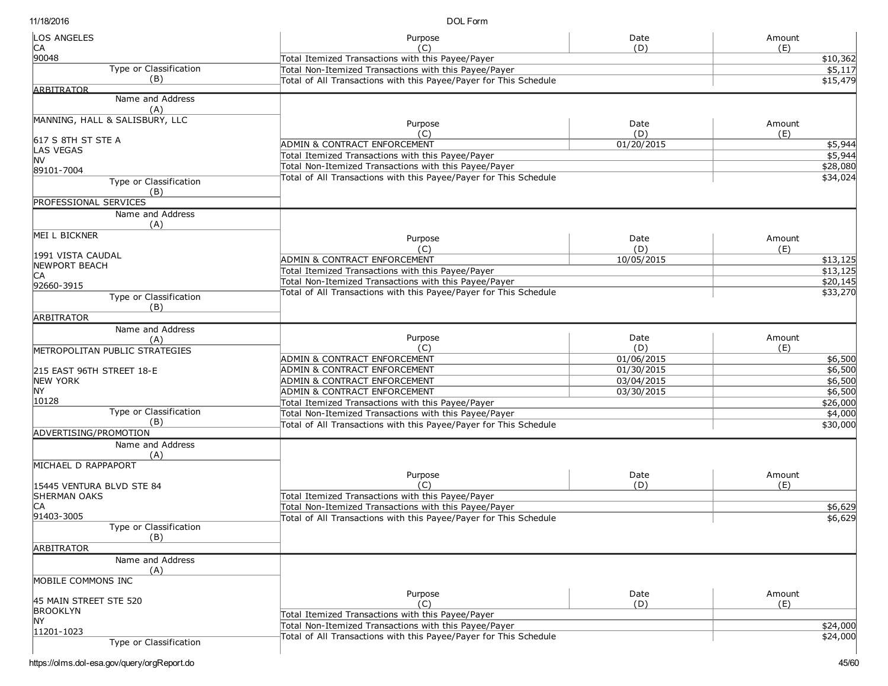| Name and Address (A) | Purpose (C) | Date (D) | Amount (E) |
|---|---|---|---|
| LOS ANGELES<br>CA<br>90048 | Total Itemized Transactions with this Payee/Payer | | $10,362 |
| | Total Non-Itemized Transactions with this Payee/Payer | | $5,117 |
| | Total of All Transactions with this Payee/Payer for This Schedule | | $15,479 |
| Type or Classification (B): ARBITRATOR | | | |

| Name and Address (A) | Purpose (C) | Date (D) | Amount (E) |
|---|---|---|---|
| MANNING, HALL & SALISBURY, LLC<br><br>617 S 8TH ST STE A<br>LAS VEGAS<br>NV<br>89101-7004 | ADMIN & CONTRACT ENFORCEMENT | 01/20/2015 | $5,944 |
| | Total Itemized Transactions with this Payee/Payer | | $5,944 |
| | Total Non-Itemized Transactions with this Payee/Payer | | $28,080 |
| | Total of All Transactions with this Payee/Payer for This Schedule | | $34,024 |
| Type or Classification (B): PROFESSIONAL SERVICES | | | |

| Name and Address (A) | Purpose (C) | Date (D) | Amount (E) |
|---|---|---|---|
| MEI L BICKNER<br><br>1991 VISTA CAUDAL<br>NEWPORT BEACH<br>CA<br>92660-3915 | ADMIN & CONTRACT ENFORCEMENT | 10/05/2015 | $13,125 |
| | Total Itemized Transactions with this Payee/Payer | | $13,125 |
| | Total Non-Itemized Transactions with this Payee/Payer | | $20,145 |
| | Total of All Transactions with this Payee/Payer for This Schedule | | $33,270 |
| Type or Classification (B): ARBITRATOR | | | |

| Name and Address (A) | Purpose (C) | Date (D) | Amount (E) |
|---|---|---|---|
| METROPOLITAN PUBLIC STRATEGIES<br><br>215 EAST 96TH STREET 18-E<br>NEW YORK<br>NY<br>10128 | ADMIN & CONTRACT ENFORCEMENT | 01/06/2015 | $6,500 |
| | ADMIN & CONTRACT ENFORCEMENT | 01/30/2015 | $6,500 |
| | ADMIN & CONTRACT ENFORCEMENT | 03/04/2015 | $6,500 |
| | ADMIN & CONTRACT ENFORCEMENT | 03/30/2015 | $6,500 |
| | Total Itemized Transactions with this Payee/Payer | | $26,000 |
| | Total Non-Itemized Transactions with this Payee/Payer | | $4,000 |
| | Total of All Transactions with this Payee/Payer for This Schedule | | $30,000 |
| Type or Classification (B): ADVERTISING/PROMOTION | | | |

| Name and Address (A) | Purpose (C) | Date (D) | Amount (E) |
|---|---|---|---|
| MICHAEL D RAPPAPORT<br><br>15445 VENTURA BLVD STE 84<br>SHERMAN OAKS<br>CA<br>91403-3005 | Total Itemized Transactions with this Payee/Payer | | |
| | Total Non-Itemized Transactions with this Payee/Payer | | $6,629 |
| | Total of All Transactions with this Payee/Payer for This Schedule | | $6,629 |
| Type or Classification (B): ARBITRATOR | | | |

| Name and Address (A) | Purpose (C) | Date (D) | Amount (E) |
|---|---|---|---|
| MOBILE COMMONS INC<br><br>45 MAIN STREET STE 520<br>BROOKLYN<br>NY<br>11201-1023 | Total Itemized Transactions with this Payee/Payer | | |
| | Total Non-Itemized Transactions with this Payee/Payer | | $24,000 |
| | Total of All Transactions with this Payee/Payer for This Schedule | | $24,000 |
| Type or Classification | | | |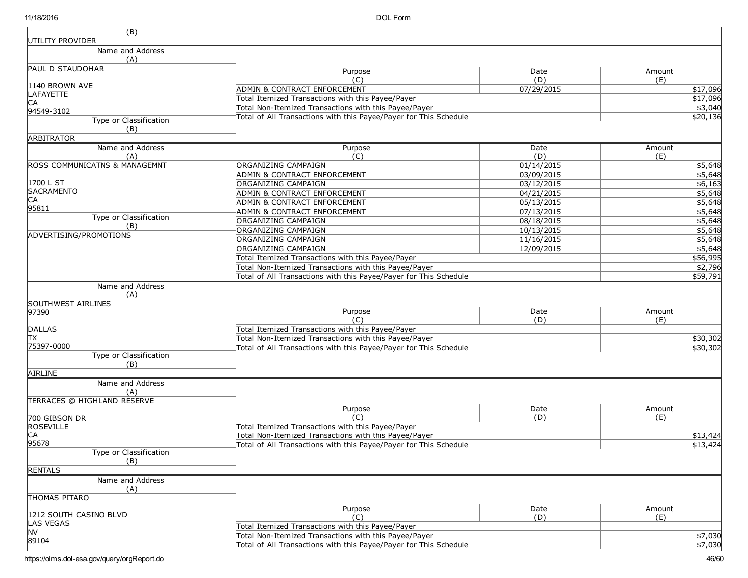| (B) | | | |
|---|---|---|---|
| UTILITY PROVIDER | | | |

| Name and Address (A) | Purpose (C) | Date (D) | Amount (E) |
|---|---|---|---|
| PAUL D STAUDOHAR<br><br>1140 BROWN AVE<br>LAFAYETTE<br>CA<br>94549-3102 | ADMIN & CONTRACT ENFORCEMENT | 07/29/2015 | $17,096 |
| | Total Itemized Transactions with this Payee/Payer | | $17,096 |
| | Total Non-Itemized Transactions with this Payee/Payer | | $3,040 |
| | Total of All Transactions with this Payee/Payer for This Schedule | | $20,136 |
| **Type or Classification (B)** | | | |
| ARBITRATOR | | | |

| Name and Address (A) | Purpose (C) | Date (D) | Amount (E) |
|---|---|---|---|
| ROSS COMMUNICATNS & MANAGEMNT<br><br>1700 L ST<br>SACRAMENTO<br>CA<br>95811 | ORGANIZING CAMPAIGN | 01/14/2015 | $5,648 |
| | ADMIN & CONTRACT ENFORCEMENT | 03/09/2015 | $5,648 |
| | ORGANIZING CAMPAIGN | 03/12/2015 | $6,163 |
| | ADMIN & CONTRACT ENFORCEMENT | 04/21/2015 | $5,648 |
| | ADMIN & CONTRACT ENFORCEMENT | 05/13/2015 | $5,648 |
| | ADMIN & CONTRACT ENFORCEMENT | 07/13/2015 | $5,648 |
| **Type or Classification (B)** | ORGANIZING CAMPAIGN | 08/18/2015 | $5,648 |
| ADVERTISING/PROMOTIONS | ORGANIZING CAMPAIGN | 10/13/2015 | $5,648 |
| | ORGANIZING CAMPAIGN | 11/16/2015 | $5,648 |
| | ORGANIZING CAMPAIGN | 12/09/2015 | $5,648 |
| | Total Itemized Transactions with this Payee/Payer | | $56,995 |
| | Total Non-Itemized Transactions with this Payee/Payer | | $2,796 |
| | Total of All Transactions with this Payee/Payer for This Schedule | | $59,791 |

| Name and Address (A) | Purpose (C) | Date (D) | Amount (E) |
|---|---|---|---|
| SOUTHWEST AIRLINES<br>97390<br><br>DALLAS<br>TX<br>75397-0000 | Total Itemized Transactions with this Payee/Payer | | |
| | Total Non-Itemized Transactions with this Payee/Payer | | $30,302 |
| | Total of All Transactions with this Payee/Payer for This Schedule | | $30,302 |
| **Type or Classification (B)** | | | |
| AIRLINE | | | |

| Name and Address (A) | Purpose (C) | Date (D) | Amount (E) |
|---|---|---|---|
| TERRACES @ HIGHLAND RESERVE<br><br>700 GIBSON DR<br>ROSEVILLE<br>CA<br>95678 | Total Itemized Transactions with this Payee/Payer | | |
| | Total Non-Itemized Transactions with this Payee/Payer | | $13,424 |
| | Total of All Transactions with this Payee/Payer for This Schedule | | $13,424 |
| **Type or Classification (B)** | | | |
| RENTALS | | | |

| Name and Address (A) | Purpose (C) | Date (D) | Amount (E) |
|---|---|---|---|
| THOMAS PITARO<br><br>1212 SOUTH CASINO BLVD<br>LAS VEGAS<br>NV<br>89104 | Total Itemized Transactions with this Payee/Payer | | |
| | Total Non-Itemized Transactions with this Payee/Payer | | $7,030 |
| | Total of All Transactions with this Payee/Payer for This Schedule | | $7,030 |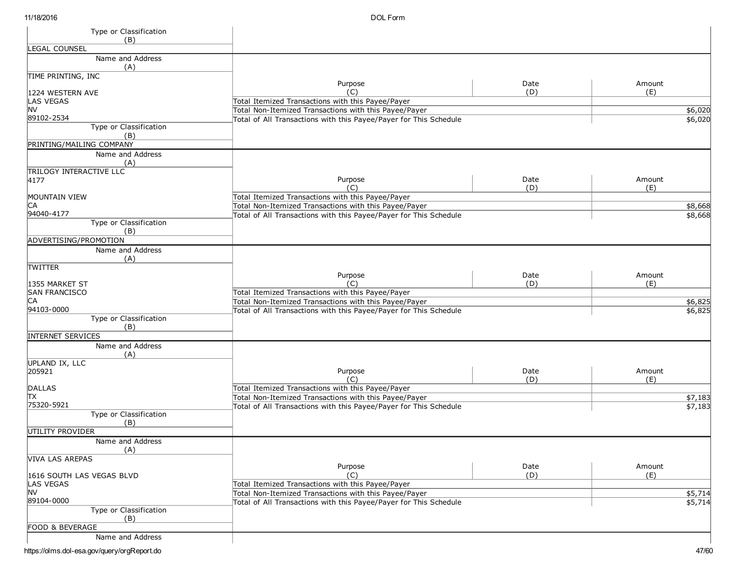| Type or Classification (B) | | | |
|---|---|---|---|
| LEGAL COUNSEL | | | |

| Name and Address (A) | Purpose (C) | Date (D) | Amount (E) |
|---|---|---|---|
| TIME PRINTING, INC<br><br>1224 WESTERN AVE<br>LAS VEGAS<br>NV<br>89102-2534 | Total Itemized Transactions with this Payee/Payer | | |
| | Total Non-Itemized Transactions with this Payee/Payer | | $6,020 |
| | Total of All Transactions with this Payee/Payer for This Schedule | | $6,020 |
| **Type or Classification (B)** | | | |
| PRINTING/MAILING COMPANY | | | |

| Name and Address (A) | Purpose (C) | Date (D) | Amount (E) |
|---|---|---|---|
| TRILOGY INTERACTIVE LLC<br>4177<br><br>MOUNTAIN VIEW<br>CA<br>94040-4177 | Total Itemized Transactions with this Payee/Payer | | |
| | Total Non-Itemized Transactions with this Payee/Payer | | $8,668 |
| | Total of All Transactions with this Payee/Payer for This Schedule | | $8,668 |
| **Type or Classification (B)** | | | |
| ADVERTISING/PROMOTION | | | |

| Name and Address (A) | Purpose (C) | Date (D) | Amount (E) |
|---|---|---|---|
| TWITTER<br><br>1355 MARKET ST<br>SAN FRANCISCO<br>CA<br>94103-0000 | Total Itemized Transactions with this Payee/Payer | | |
| | Total Non-Itemized Transactions with this Payee/Payer | | $6,825 |
| | Total of All Transactions with this Payee/Payer for This Schedule | | $6,825 |
| **Type or Classification (B)** | | | |
| INTERNET SERVICES | | | |

| Name and Address (A) | Purpose (C) | Date (D) | Amount (E) |
|---|---|---|---|
| UPLAND IX, LLC<br>205921<br><br>DALLAS<br>TX<br>75320-5921 | Total Itemized Transactions with this Payee/Payer | | |
| | Total Non-Itemized Transactions with this Payee/Payer | | $7,183 |
| | Total of All Transactions with this Payee/Payer for This Schedule | | $7,183 |
| **Type or Classification (B)** | | | |
| UTILITY PROVIDER | | | |

| Name and Address (A) | Purpose (C) | Date (D) | Amount (E) |
|---|---|---|---|
| VIVA LAS AREPAS<br><br>1616 SOUTH LAS VEGAS BLVD<br>LAS VEGAS<br>NV<br>89104-0000 | Total Itemized Transactions with this Payee/Payer | | |
| | Total Non-Itemized Transactions with this Payee/Payer | | $5,714 |
| | Total of All Transactions with this Payee/Payer for This Schedule | | $5,714 |
| **Type or Classification (B)** | | | |
| FOOD & BEVERAGE | | | |

Name and Address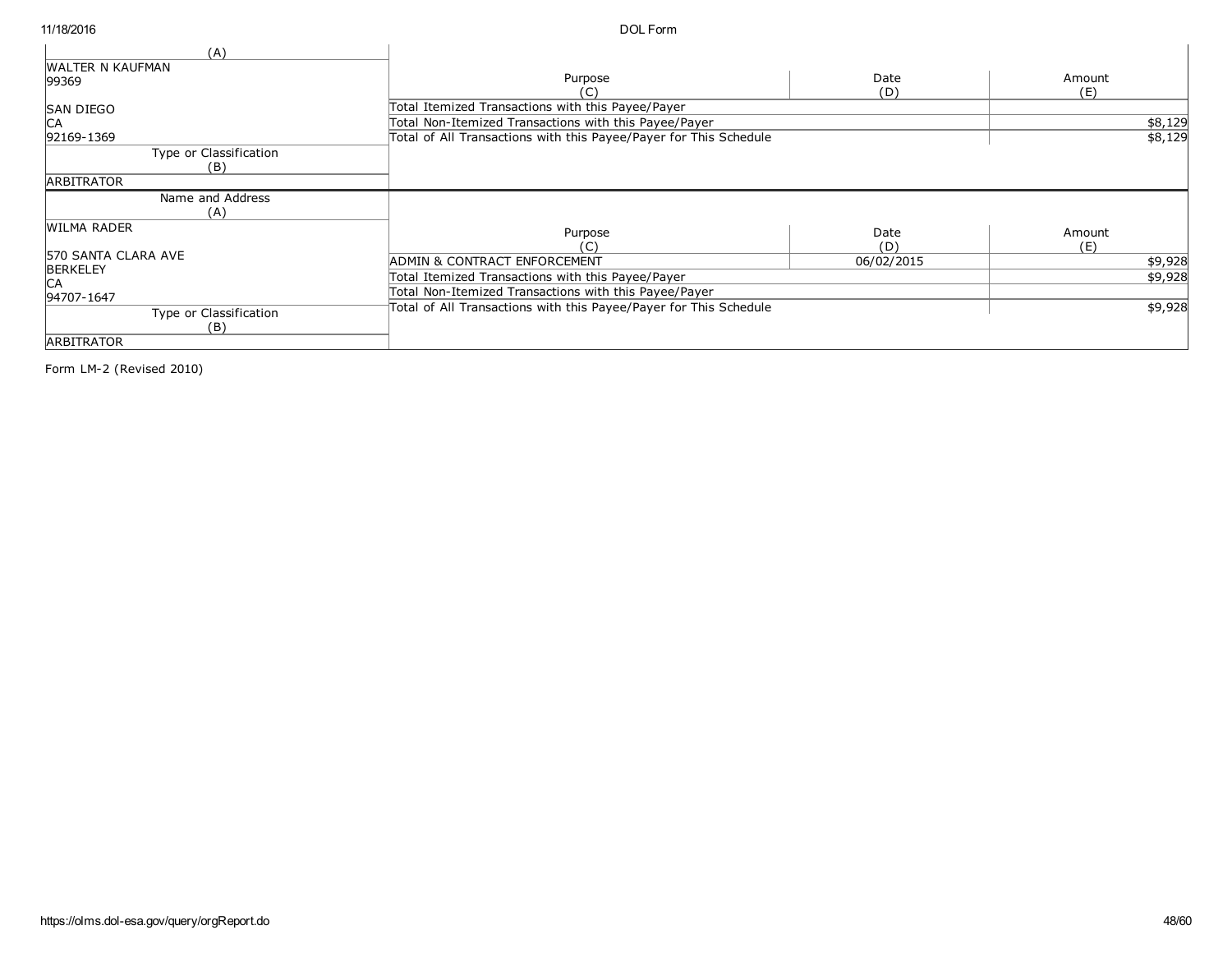| (A) | | | |
|---|---|---|---|
| WALTER N KAUFMAN<br>99369<br><br>SAN DIEGO<br>CA<br>92169-1369 | Purpose<br>(C) | Date<br>(D) | Amount<br>(E) |
| | Total Itemized Transactions with this Payee/Payer | | |
| | Total Non-Itemized Transactions with this Payee/Payer | | $8,129 |
| | Total of All Transactions with this Payee/Payer for This Schedule | | $8,129 |
| Type or Classification<br>(B) | | | |
| ARBITRATOR | | | |

| Name and Address<br>(A) | | | |
|---|---|---|---|
| WILMA RADER<br><br>570 SANTA CLARA AVE<br>BERKELEY<br>CA<br>94707-1647 | Purpose<br>(C) | Date<br>(D) | Amount<br>(E) |
| | ADMIN & CONTRACT ENFORCEMENT | 06/02/2015 | $9,928 |
| | Total Itemized Transactions with this Payee/Payer | | $9,928 |
| | Total Non-Itemized Transactions with this Payee/Payer | | |
| | Total of All Transactions with this Payee/Payer for This Schedule | | $9,928 |
| Type or Classification<br>(B) | | | |
| ARBITRATOR | | | |

Form LM-2 (Revised 2010)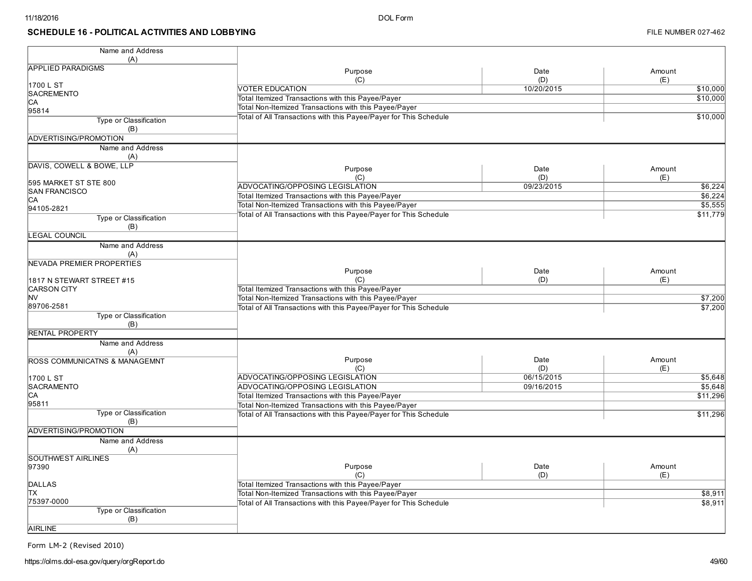## SCHEDULE 16 - POLITICAL ACTIVITIES AND LOBBYING

FILE NUMBER 027-462

| Name and Address (A) | Purpose (C) | Date (D) | Amount (E) |
|---|---|---|---|
| APPLIED PARADIGMS<br>1700 L ST<br>SACREMENTO<br>CA<br>95814 | VOTER EDUCATION | 10/20/2015 | $10,000 |
| | Total Itemized Transactions with this Payee/Payer | | $10,000 |
| | Total Non-Itemized Transactions with this Payee/Payer | | |
| | Total of All Transactions with this Payee/Payer for This Schedule | | $10,000 |
| **Type or Classification (B)**<br>ADVERTISING/PROMOTION | | | |

| Name and Address (A) | Purpose (C) | Date (D) | Amount (E) |
|---|---|---|---|
| DAVIS, COWELL & BOWE, LLP<br>595 MARKET ST STE 800<br>SAN FRANCISCO<br>CA<br>94105-2821 | ADVOCATING/OPPOSING LEGISLATION | 09/23/2015 | $6,224 |
| | Total Itemized Transactions with this Payee/Payer | | $6,224 |
| | Total Non-Itemized Transactions with this Payee/Payer | | $5,555 |
| | Total of All Transactions with this Payee/Payer for This Schedule | | $11,779 |
| **Type or Classification (B)**<br>LEGAL COUNCIL | | | |

| Name and Address (A) | Purpose (C) | Date (D) | Amount (E) |
|---|---|---|---|
| NEVADA PREMIER PROPERTIES<br>1817 N STEWART STREET #15<br>CARSON CITY<br>NV<br>89706-2581 | Total Itemized Transactions with this Payee/Payer | | |
| | Total Non-Itemized Transactions with this Payee/Payer | | $7,200 |
| | Total of All Transactions with this Payee/Payer for This Schedule | | $7,200 |
| **Type or Classification (B)**<br>RENTAL PROPERTY | | | |

| Name and Address (A) | Purpose (C) | Date (D) | Amount (E) |
|---|---|---|---|
| ROSS COMMUNICATNS & MANAGEMNT<br>1700 L ST<br>SACRAMENTO<br>CA<br>95811 | ADVOCATING/OPPOSING LEGISLATION | 06/15/2015 | $5,648 |
| | ADVOCATING/OPPOSING LEGISLATION | 09/16/2015 | $5,648 |
| | Total Itemized Transactions with this Payee/Payer | | $11,296 |
| | Total Non-Itemized Transactions with this Payee/Payer | | |
| | Total of All Transactions with this Payee/Payer for This Schedule | | $11,296 |
| **Type or Classification (B)**<br>ADVERTISING/PROMOTION | | | |

| Name and Address (A) | Purpose (C) | Date (D) | Amount (E) |
|---|---|---|---|
| SOUTHWEST AIRLINES<br>97390<br>DALLAS<br>TX<br>75397-0000 | Total Itemized Transactions with this Payee/Payer | | |
| | Total Non-Itemized Transactions with this Payee/Payer | | $8,911 |
| | Total of All Transactions with this Payee/Payer for This Schedule | | $8,911 |
| **Type or Classification (B)**<br>AIRLINE | | | |

Form LM-2 (Revised 2010)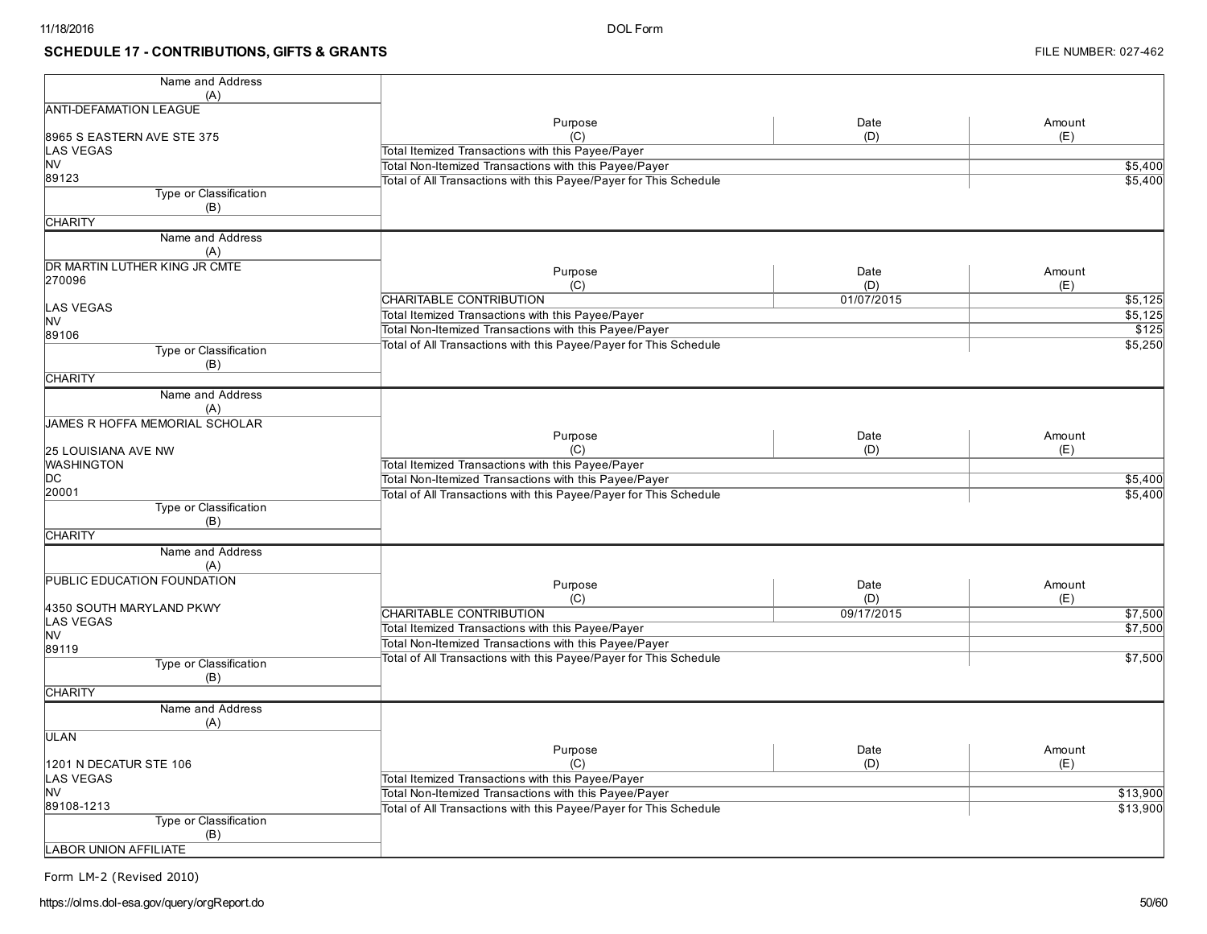## SCHEDULE 17 - CONTRIBUTIONS, GIFTS & GRANTS

FILE NUMBER: 027-462

| Name and Address (A) | Purpose (C) | Date (D) | Amount (E) |
|---|---|---|---|
| ANTI-DEFAMATION LEAGUE<br>8965 S EASTERN AVE STE 375<br>LAS VEGAS<br>NV<br>89123 | Total Itemized Transactions with this Payee/Payer | | |
| | Total Non-Itemized Transactions with this Payee/Payer | | $5,400 |
| | Total of All Transactions with this Payee/Payer for This Schedule | | $5,400 |
| Type or Classification (B): CHARITY | | | |

| Name and Address (A) | Purpose (C) | Date (D) | Amount (E) |
|---|---|---|---|
| DR MARTIN LUTHER KING JR CMTE<br>270096<br>LAS VEGAS<br>NV<br>89106 | CHARITABLE CONTRIBUTION | 01/07/2015 | $5,125 |
| | Total Itemized Transactions with this Payee/Payer | | $5,125 |
| | Total Non-Itemized Transactions with this Payee/Payer | | $125 |
| | Total of All Transactions with this Payee/Payer for This Schedule | | $5,250 |
| Type or Classification (B): CHARITY | | | |

| Name and Address (A) | Purpose (C) | Date (D) | Amount (E) |
|---|---|---|---|
| JAMES R HOFFA MEMORIAL SCHOLAR<br>25 LOUISIANA AVE NW<br>WASHINGTON<br>DC<br>20001 | Total Itemized Transactions with this Payee/Payer | | |
| | Total Non-Itemized Transactions with this Payee/Payer | | $5,400 |
| | Total of All Transactions with this Payee/Payer for This Schedule | | $5,400 |
| Type or Classification (B): CHARITY | | | |

| Name and Address (A) | Purpose (C) | Date (D) | Amount (E) |
|---|---|---|---|
| PUBLIC EDUCATION FOUNDATION<br>4350 SOUTH MARYLAND PKWY<br>LAS VEGAS<br>NV<br>89119 | CHARITABLE CONTRIBUTION | 09/17/2015 | $7,500 |
| | Total Itemized Transactions with this Payee/Payer | | $7,500 |
| | Total Non-Itemized Transactions with this Payee/Payer | | |
| | Total of All Transactions with this Payee/Payer for This Schedule | | $7,500 |
| Type or Classification (B): CHARITY | | | |

| Name and Address (A) | Purpose (C) | Date (D) | Amount (E) |
|---|---|---|---|
| ULAN<br>1201 N DECATUR STE 106<br>LAS VEGAS<br>NV<br>89108-1213 | Total Itemized Transactions with this Payee/Payer | | |
| | Total Non-Itemized Transactions with this Payee/Payer | | $13,900 |
| | Total of All Transactions with this Payee/Payer for This Schedule | | $13,900 |
| Type or Classification (B): LABOR UNION AFFILIATE | | | |

Form LM-2 (Revised 2010)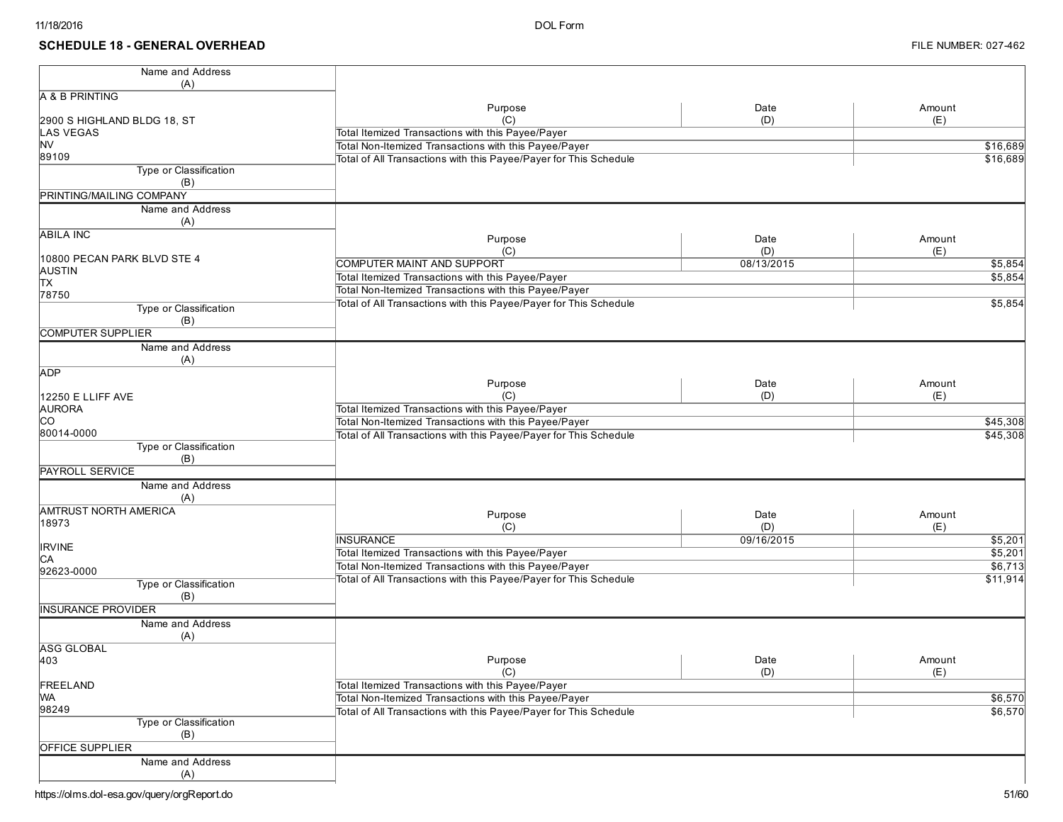## SCHEDULE 18 - GENERAL OVERHEAD

FILE NUMBER: 027-462

| Name and Address (A) | Type or Classification (B) | Purpose (C) | Date (D) | Amount (E) |
|---|---|---|---|---|
| A & B PRINTING<br>2900 S HIGHLAND BLDG 18, ST<br>LAS VEGAS<br>NV<br>89109 | PRINTING/MAILING COMPANY | | | |
| | | Total Itemized Transactions with this Payee/Payer | | |
| | | Total Non-Itemized Transactions with this Payee/Payer | | $16,689 |
| | | Total of All Transactions with this Payee/Payer for This Schedule | | $16,689 |
| ABILA INC<br>10800 PECAN PARK BLVD STE 4<br>AUSTIN<br>TX<br>78750 | COMPUTER SUPPLIER | COMPUTER MAINT AND SUPPORT | 08/13/2015 | $5,854 |
| | | Total Itemized Transactions with this Payee/Payer | | $5,854 |
| | | Total Non-Itemized Transactions with this Payee/Payer | | |
| | | Total of All Transactions with this Payee/Payer for This Schedule | | $5,854 |
| ADP<br>12250 E LLIFF AVE<br>AURORA<br>CO<br>80014-0000 | PAYROLL SERVICE | | | |
| | | Total Itemized Transactions with this Payee/Payer | | |
| | | Total Non-Itemized Transactions with this Payee/Payer | | $45,308 |
| | | Total of All Transactions with this Payee/Payer for This Schedule | | $45,308 |
| AMTRUST NORTH AMERICA<br>18973<br>IRVINE<br>CA<br>92623-0000 | INSURANCE PROVIDER | INSURANCE | 09/16/2015 | $5,201 |
| | | Total Itemized Transactions with this Payee/Payer | | $5,201 |
| | | Total Non-Itemized Transactions with this Payee/Payer | | $6,713 |
| | | Total of All Transactions with this Payee/Payer for This Schedule | | $11,914 |
| ASG GLOBAL<br>403<br>FREELAND<br>WA<br>98249 | OFFICE SUPPLIER | | | |
| | | Total Itemized Transactions with this Payee/Payer | | |
| | | Total Non-Itemized Transactions with this Payee/Payer | | $6,570 |
| | | Total of All Transactions with this Payee/Payer for This Schedule | | $6,570 |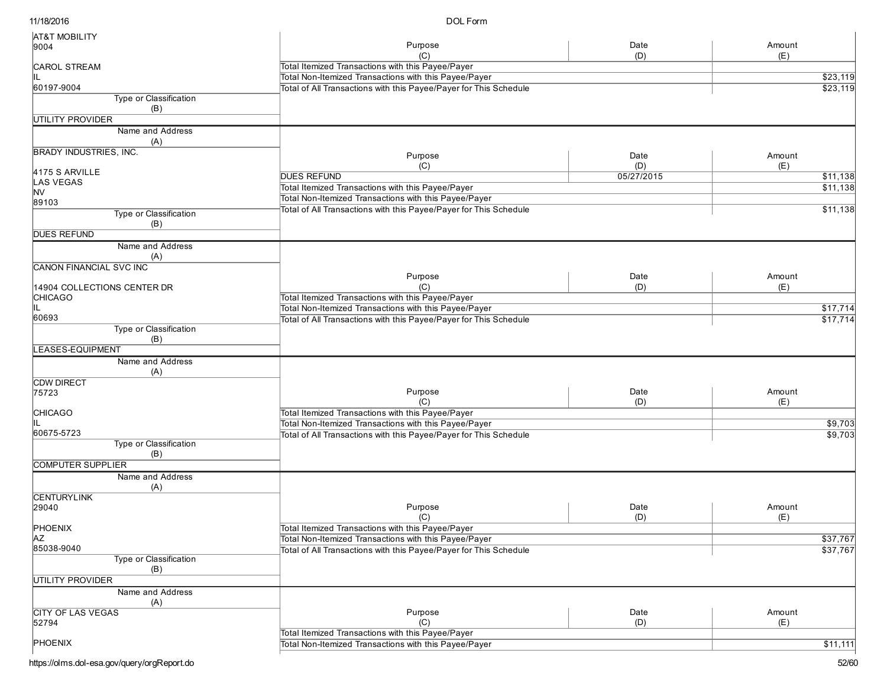| Name and Address (A) | Purpose (C) | Date (D) | Amount (E) |
|---|---|---|---|
| AT&T MOBILITY<br>9004<br><br>CAROL STREAM<br>IL<br>60197-9004 | Total Itemized Transactions with this Payee/Payer | | |
| | Total Non-Itemized Transactions with this Payee/Payer | | $23,119 |
| | Total of All Transactions with this Payee/Payer for This Schedule | | $23,119 |
| **Type or Classification (B)**: UTILITY PROVIDER | | | |

| Name and Address (A) | Purpose (C) | Date (D) | Amount (E) |
|---|---|---|---|
| BRADY INDUSTRIES, INC.<br><br>4175 S ARVILLE<br>LAS VEGAS<br>NV<br>89103 | DUES REFUND | 05/27/2015 | $11,138 |
| | Total Itemized Transactions with this Payee/Payer | | $11,138 |
| | Total Non-Itemized Transactions with this Payee/Payer | | |
| | Total of All Transactions with this Payee/Payer for This Schedule | | $11,138 |
| **Type or Classification (B)**: DUES REFUND | | | |

| Name and Address (A) | Purpose (C) | Date (D) | Amount (E) |
|---|---|---|---|
| CANON FINANCIAL SVC INC<br><br>14904 COLLECTIONS CENTER DR<br>CHICAGO<br>IL<br>60693 | Total Itemized Transactions with this Payee/Payer | | |
| | Total Non-Itemized Transactions with this Payee/Payer | | $17,714 |
| | Total of All Transactions with this Payee/Payer for This Schedule | | $17,714 |
| **Type or Classification (B)**: LEASES-EQUIPMENT | | | |

| Name and Address (A) | Purpose (C) | Date (D) | Amount (E) |
|---|---|---|---|
| CDW DIRECT<br>75723<br><br>CHICAGO<br>IL<br>60675-5723 | Total Itemized Transactions with this Payee/Payer | | |
| | Total Non-Itemized Transactions with this Payee/Payer | | $9,703 |
| | Total of All Transactions with this Payee/Payer for This Schedule | | $9,703 |
| **Type or Classification (B)**: COMPUTER SUPPLIER | | | |

| Name and Address (A) | Purpose (C) | Date (D) | Amount (E) |
|---|---|---|---|
| CENTURYLINK<br>29040<br><br>PHOENIX<br>AZ<br>85038-9040 | Total Itemized Transactions with this Payee/Payer | | |
| | Total Non-Itemized Transactions with this Payee/Payer | | $37,767 |
| | Total of All Transactions with this Payee/Payer for This Schedule | | $37,767 |
| **Type or Classification (B)**: UTILITY PROVIDER | | | |

| Name and Address (A) | Purpose (C) | Date (D) | Amount (E) |
|---|---|---|---|
| CITY OF LAS VEGAS<br>52794<br><br>PHOENIX | Total Itemized Transactions with this Payee/Payer | | |
| | Total Non-Itemized Transactions with this Payee/Payer | | $11,111 |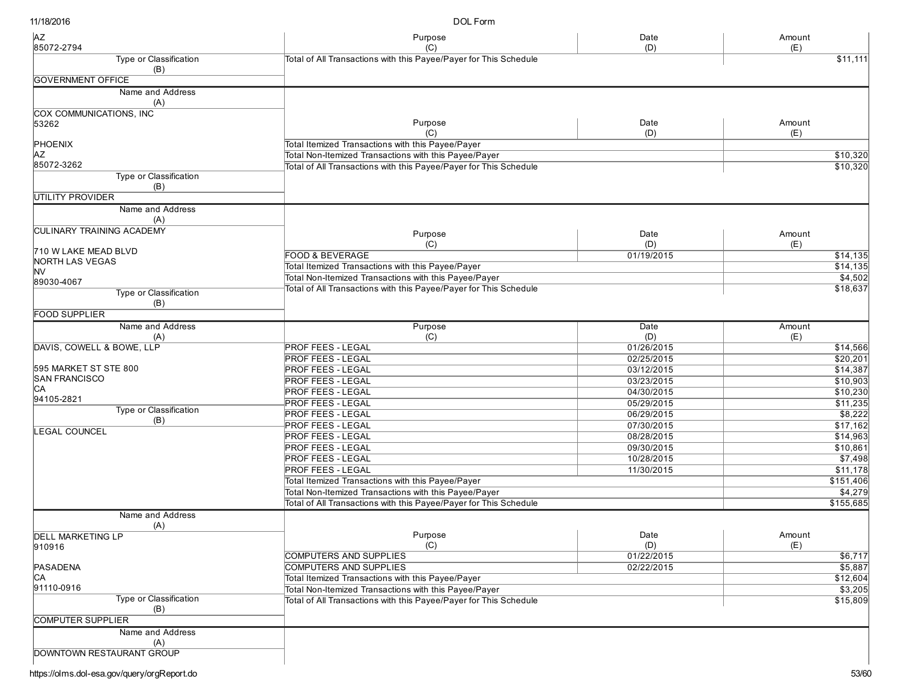| Name and Address (A) | Purpose (C) | Date (D) | Amount (E) |
|---|---|---|---|
| AZ 85072-2794 | | | |
| Type or Classification (B): GOVERNMENT OFFICE | Total of All Transactions with this Payee/Payer for This Schedule | | $11,111 |

| Name and Address (A) | Purpose (C) | Date (D) | Amount (E) |
|---|---|---|---|
| COX COMMUNICATIONS, INC 53262 PHOENIX AZ 85072-3262 | Total Itemized Transactions with this Payee/Payer | | |
| | Total Non-Itemized Transactions with this Payee/Payer | | $10,320 |
| Type or Classification (B): UTILITY PROVIDER | Total of All Transactions with this Payee/Payer for This Schedule | | $10,320 |

| Name and Address (A) | Purpose (C) | Date (D) | Amount (E) |
|---|---|---|---|
| CULINARY TRAINING ACADEMY 710 W LAKE MEAD BLVD NORTH LAS VEGAS NV 89030-4067 | FOOD & BEVERAGE | 01/19/2015 | $14,135 |
| | Total Itemized Transactions with this Payee/Payer | | $14,135 |
| | Total Non-Itemized Transactions with this Payee/Payer | | $4,502 |
| Type or Classification (B): FOOD SUPPLIER | Total of All Transactions with this Payee/Payer for This Schedule | | $18,637 |

| Name and Address (A) | Purpose (C) | Date (D) | Amount (E) |
|---|---|---|---|
| DAVIS, COWELL & BOWE, LLP | PROF FEES - LEGAL | 01/26/2015 | $14,566 |
| | PROF FEES - LEGAL | 02/25/2015 | $20,201 |
| 595 MARKET ST STE 800 | PROF FEES - LEGAL | 03/12/2015 | $14,387 |
| SAN FRANCISCO | PROF FEES - LEGAL | 03/23/2015 | $10,903 |
| CA | PROF FEES - LEGAL | 04/30/2015 | $10,230 |
| 94105-2821 | PROF FEES - LEGAL | 05/29/2015 | $11,235 |
| Type or Classification (B) | PROF FEES - LEGAL | 06/29/2015 | $8,222 |
| LEGAL COUNCEL | PROF FEES - LEGAL | 07/30/2015 | $17,162 |
| | PROF FEES - LEGAL | 08/28/2015 | $14,963 |
| | PROF FEES - LEGAL | 09/30/2015 | $10,861 |
| | PROF FEES - LEGAL | 10/28/2015 | $7,498 |
| | PROF FEES - LEGAL | 11/30/2015 | $11,178 |
| | Total Itemized Transactions with this Payee/Payer | | $151,406 |
| | Total Non-Itemized Transactions with this Payee/Payer | | $4,279 |
| | Total of All Transactions with this Payee/Payer for This Schedule | | $155,685 |

| Name and Address (A) | Purpose (C) | Date (D) | Amount (E) |
|---|---|---|---|
| DELL MARKETING LP 910916 PASADENA CA 91110-0916 | COMPUTERS AND SUPPLIES | 01/22/2015 | $6,717 |
| | COMPUTERS AND SUPPLIES | 02/22/2015 | $5,887 |
| | Total Itemized Transactions with this Payee/Payer | | $12,604 |
| | Total Non-Itemized Transactions with this Payee/Payer | | $3,205 |
| Type or Classification (B): COMPUTER SUPPLIER | Total of All Transactions with this Payee/Payer for This Schedule | | $15,809 |

| Name and Address (A) | Purpose (C) | Date (D) | Amount (E) |
|---|---|---|---|
| DOWNTOWN RESTAURANT GROUP | | | |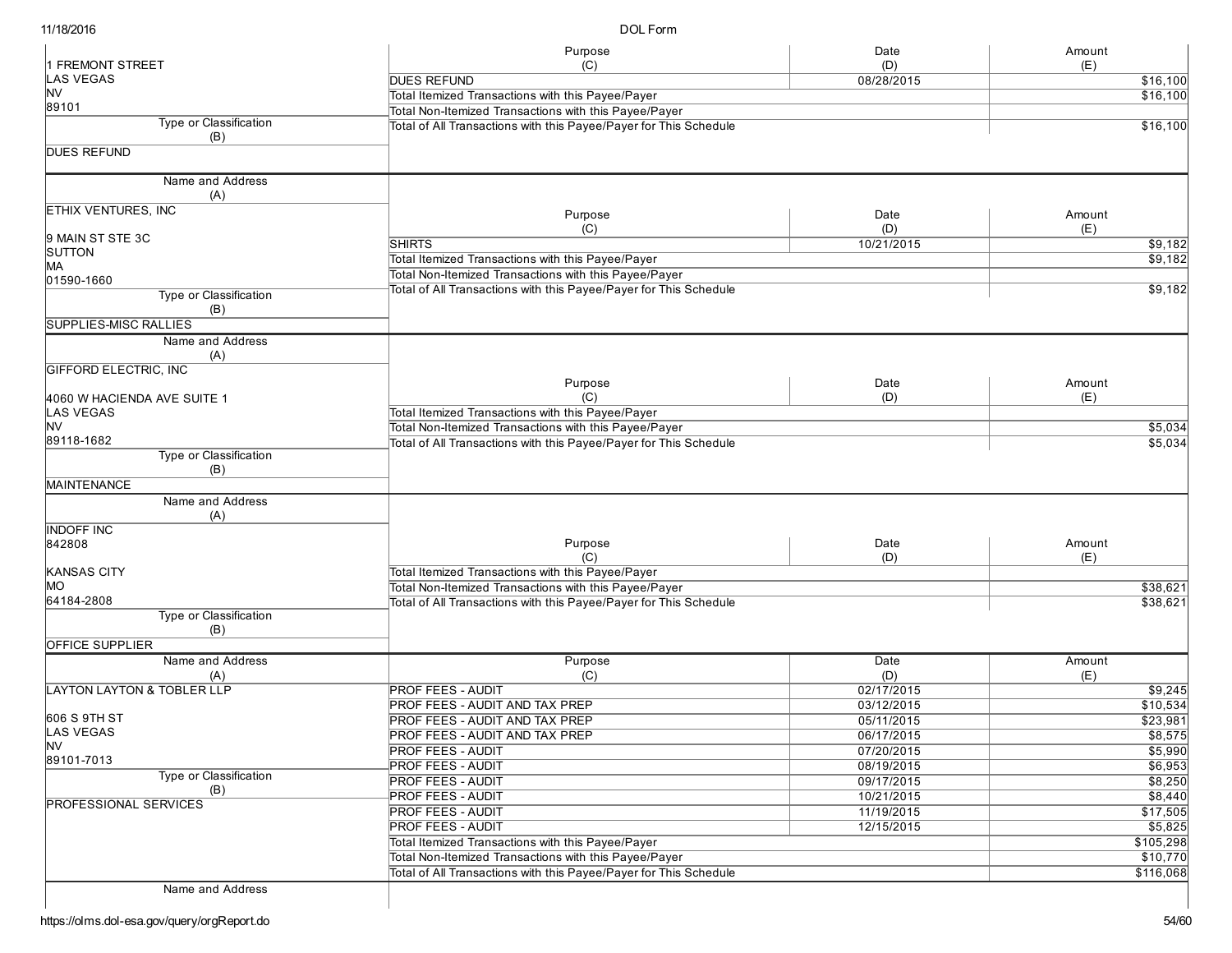| Name and Address (A) | Purpose (C) | Date (D) | Amount (E) |
|---|---|---|---|
| 1 FREMONT STREET<br>LAS VEGAS<br>NV<br>89101 | DUES REFUND | 08/28/2015 | $16,100 |
| | Total Itemized Transactions with this Payee/Payer | | $16,100 |
| | Total Non-Itemized Transactions with this Payee/Payer | | |
| **Type or Classification (B)** | Total of All Transactions with this Payee/Payer for This Schedule | | $16,100 |
| DUES REFUND | | | |

| Name and Address (A) | Purpose (C) | Date (D) | Amount (E) |
|---|---|---|---|
| ETHIX VENTURES, INC<br><br>9 MAIN ST STE 3C<br>SUTTON<br>MA<br>01590-1660 | SHIRTS | 10/21/2015 | $9,182 |
| | Total Itemized Transactions with this Payee/Payer | | $9,182 |
| | Total Non-Itemized Transactions with this Payee/Payer | | |
| **Type or Classification (B)** | Total of All Transactions with this Payee/Payer for This Schedule | | $9,182 |
| SUPPLIES-MISC RALLIES | | | |

| Name and Address (A) | Purpose (C) | Date (D) | Amount (E) |
|---|---|---|---|
| GIFFORD ELECTRIC, INC<br><br>4060 W HACIENDA AVE SUITE 1<br>LAS VEGAS<br>NV<br>89118-1682 | Total Itemized Transactions with this Payee/Payer | | |
| | Total Non-Itemized Transactions with this Payee/Payer | | $5,034 |
| **Type or Classification (B)** | Total of All Transactions with this Payee/Payer for This Schedule | | $5,034 |
| MAINTENANCE | | | |

| Name and Address (A) | Purpose (C) | Date (D) | Amount (E) |
|---|---|---|---|
| INDOFF INC<br>842808<br><br>KANSAS CITY<br>MO<br>64184-2808 | Total Itemized Transactions with this Payee/Payer | | |
| | Total Non-Itemized Transactions with this Payee/Payer | | $38,621 |
| **Type or Classification (B)** | Total of All Transactions with this Payee/Payer for This Schedule | | $38,621 |
| OFFICE SUPPLIER | | | |

| Name and Address (A) | Purpose (C) | Date (D) | Amount (E) |
|---|---|---|---|
| LAYTON LAYTON & TOBLER LLP<br><br>606 S 9TH ST<br>LAS VEGAS<br>NV<br>89101-7013 | PROF FEES - AUDIT | 02/17/2015 | $9,245 |
| | PROF FEES - AUDIT AND TAX PREP | 03/12/2015 | $10,534 |
| | PROF FEES - AUDIT AND TAX PREP | 05/11/2015 | $23,981 |
| | PROF FEES - AUDIT AND TAX PREP | 06/17/2015 | $8,575 |
| | PROF FEES - AUDIT | 07/20/2015 | $5,990 |
| | PROF FEES - AUDIT | 08/19/2015 | $6,953 |
| **Type or Classification (B)** | PROF FEES - AUDIT | 09/17/2015 | $8,250 |
| PROFESSIONAL SERVICES | PROF FEES - AUDIT | 10/21/2015 | $8,440 |
| | PROF FEES - AUDIT | 11/19/2015 | $17,505 |
| | PROF FEES - AUDIT | 12/15/2015 | $5,825 |
| | Total Itemized Transactions with this Payee/Payer | | $105,298 |
| | Total Non-Itemized Transactions with this Payee/Payer | | $10,770 |
| | Total of All Transactions with this Payee/Payer for This Schedule | | $116,068 |

| Name and Address |
|---|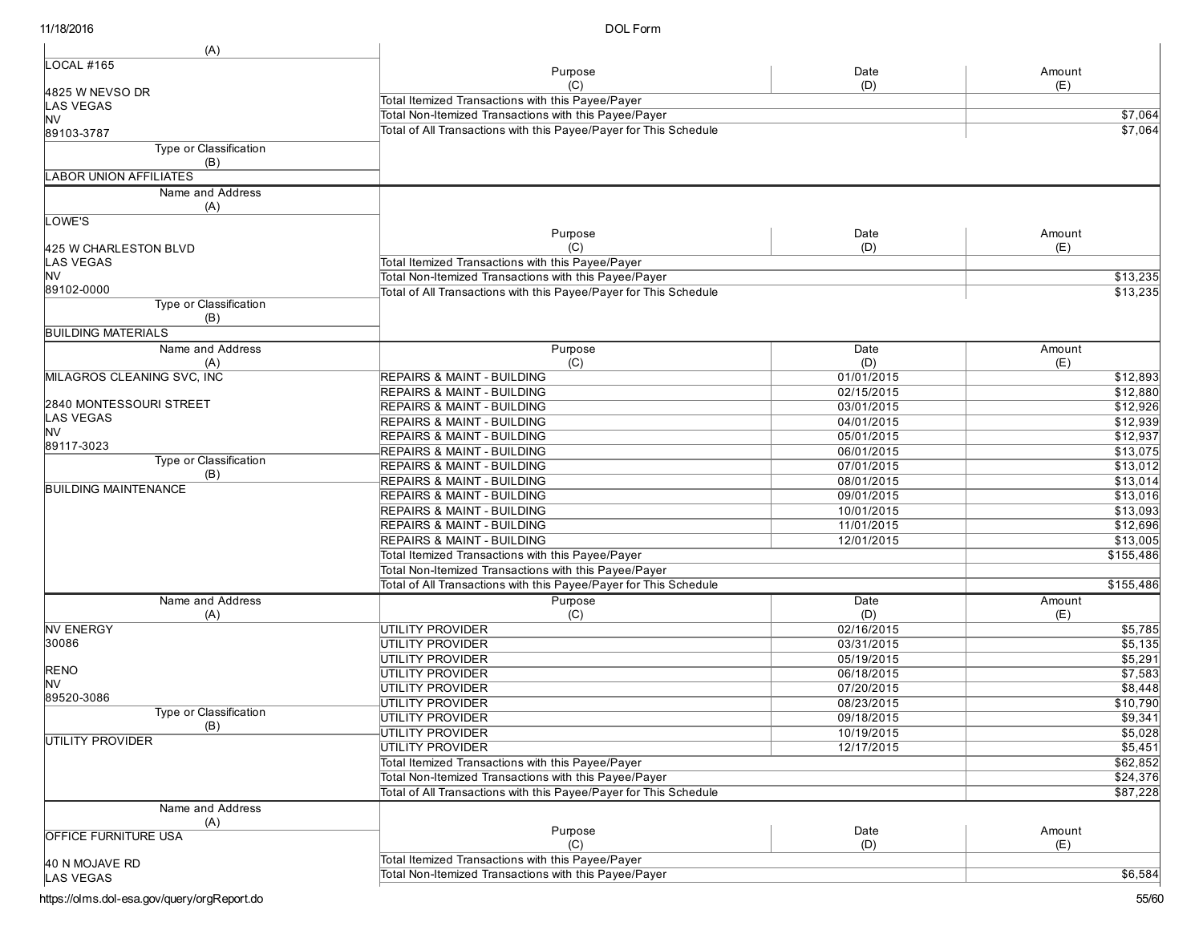| Name and Address (A) | Purpose (C) | Date (D) | Amount (E) |
|---|---|---|---|
| LOCAL #165<br><br>4825 W NEVSO DR<br>LAS VEGAS<br>NV<br>89103-3787 | Total Itemized Transactions with this Payee/Payer | | |
| | Total Non-Itemized Transactions with this Payee/Payer | | $7,064 |
| | Total of All Transactions with this Payee/Payer for This Schedule | | $7,064 |
| **Type or Classification (B)**: LABOR UNION AFFILIATES | | | |

| Name and Address (A) | Purpose (C) | Date (D) | Amount (E) |
|---|---|---|---|
| LOWE'S<br><br>425 W CHARLESTON BLVD<br>LAS VEGAS<br>NV<br>89102-0000 | Total Itemized Transactions with this Payee/Payer | | |
| | Total Non-Itemized Transactions with this Payee/Payer | | $13,235 |
| | Total of All Transactions with this Payee/Payer for This Schedule | | $13,235 |
| **Type or Classification (B)**: BUILDING MATERIALS | | | |

| Name and Address (A) | Purpose (C) | Date (D) | Amount (E) |
|---|---|---|---|
| MILAGROS CLEANING SVC, INC<br><br>2840 MONTESSOURI STREET<br>LAS VEGAS<br>NV<br>89117-3023 | REPAIRS & MAINT - BUILDING | 01/01/2015 | $12,893 |
| | REPAIRS & MAINT - BUILDING | 02/15/2015 | $12,880 |
| | REPAIRS & MAINT - BUILDING | 03/01/2015 | $12,926 |
| | REPAIRS & MAINT - BUILDING | 04/01/2015 | $12,939 |
| | REPAIRS & MAINT - BUILDING | 05/01/2015 | $12,937 |
| | REPAIRS & MAINT - BUILDING | 06/01/2015 | $13,075 |
| **Type or Classification (B)**: BUILDING MAINTENANCE | REPAIRS & MAINT - BUILDING | 07/01/2015 | $13,012 |
| | REPAIRS & MAINT - BUILDING | 08/01/2015 | $13,014 |
| | REPAIRS & MAINT - BUILDING | 09/01/2015 | $13,016 |
| | REPAIRS & MAINT - BUILDING | 10/01/2015 | $13,093 |
| | REPAIRS & MAINT - BUILDING | 11/01/2015 | $12,696 |
| | REPAIRS & MAINT - BUILDING | 12/01/2015 | $13,005 |
| | Total Itemized Transactions with this Payee/Payer | | $155,486 |
| | Total Non-Itemized Transactions with this Payee/Payer | | |
| | Total of All Transactions with this Payee/Payer for This Schedule | | $155,486 |

| Name and Address (A) | Purpose (C) | Date (D) | Amount (E) |
|---|---|---|---|
| NV ENERGY<br>30086<br><br>RENO<br>NV<br>89520-3086 | UTILITY PROVIDER | 02/16/2015 | $5,785 |
| | UTILITY PROVIDER | 03/31/2015 | $5,135 |
| | UTILITY PROVIDER | 05/19/2015 | $5,291 |
| | UTILITY PROVIDER | 06/18/2015 | $7,583 |
| | UTILITY PROVIDER | 07/20/2015 | $8,448 |
| | UTILITY PROVIDER | 08/23/2015 | $10,790 |
| **Type or Classification (B)**: UTILITY PROVIDER | UTILITY PROVIDER | 09/18/2015 | $9,341 |
| | UTILITY PROVIDER | 10/19/2015 | $5,028 |
| | UTILITY PROVIDER | 12/17/2015 | $5,451 |
| | Total Itemized Transactions with this Payee/Payer | | $62,852 |
| | Total Non-Itemized Transactions with this Payee/Payer | | $24,376 |
| | Total of All Transactions with this Payee/Payer for This Schedule | | $87,228 |

| Name and Address (A) | Purpose (C) | Date (D) | Amount (E) |
|---|---|---|---|
| OFFICE FURNITURE USA<br><br>40 N MOJAVE RD<br>LAS VEGAS | Total Itemized Transactions with this Payee/Payer | | |
| | Total Non-Itemized Transactions with this Payee/Payer | | $6,584 |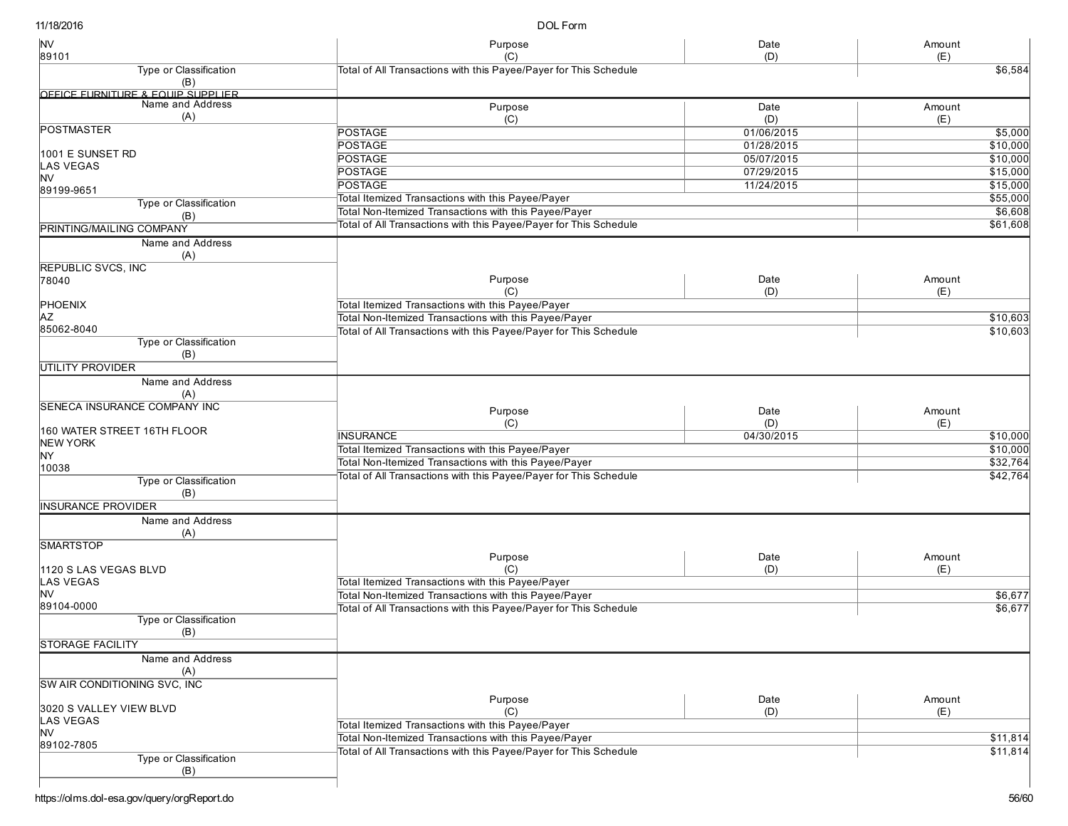| Name and Address (A) | Purpose (C) | Date (D) | Amount (E) |
|---|---|---|---|
| NV<br>89101 | | | |
| **Type or Classification (B)** | Total of All Transactions with this Payee/Payer for This Schedule | | $6,584 |
| OFFICE FURNITURE & EQUIP SUPPLIER | | | |

| Name and Address (A) | Purpose (C) | Date (D) | Amount (E) |
|---|---|---|---|
| POSTMASTER<br><br>1001 E SUNSET RD<br>LAS VEGAS<br>NV<br>89199-9651 | POSTAGE | 01/06/2015 | $5,000 |
| | POSTAGE | 01/28/2015 | $10,000 |
| | POSTAGE | 05/07/2015 | $10,000 |
| | POSTAGE | 07/29/2015 | $15,000 |
| | POSTAGE | 11/24/2015 | $15,000 |
| **Type or Classification (B)** | Total Itemized Transactions with this Payee/Payer | | $55,000 |
| PRINTING/MAILING COMPANY | Total Non-Itemized Transactions with this Payee/Payer | | $6,608 |
| | Total of All Transactions with this Payee/Payer for This Schedule | | $61,608 |

| Name and Address (A) | Purpose (C) | Date (D) | Amount (E) |
|---|---|---|---|
| REPUBLIC SVCS, INC<br>78040<br><br>PHOENIX<br>AZ<br>85062-8040 | Total Itemized Transactions with this Payee/Payer | | |
| | Total Non-Itemized Transactions with this Payee/Payer | | $10,603 |
| | Total of All Transactions with this Payee/Payer for This Schedule | | $10,603 |
| **Type or Classification (B)** | | | |
| UTILITY PROVIDER | | | |

| Name and Address (A) | Purpose (C) | Date (D) | Amount (E) |
|---|---|---|---|
| SENECA INSURANCE COMPANY INC<br><br>160 WATER STREET 16TH FLOOR<br>NEW YORK<br>NY<br>10038 | INSURANCE | 04/30/2015 | $10,000 |
| | Total Itemized Transactions with this Payee/Payer | | $10,000 |
| | Total Non-Itemized Transactions with this Payee/Payer | | $32,764 |
| | Total of All Transactions with this Payee/Payer for This Schedule | | $42,764 |
| **Type or Classification (B)** | | | |
| INSURANCE PROVIDER | | | |

| Name and Address (A) | Purpose (C) | Date (D) | Amount (E) |
|---|---|---|---|
| SMARTSTOP<br><br>1120 S LAS VEGAS BLVD<br>LAS VEGAS<br>NV<br>89104-0000 | Total Itemized Transactions with this Payee/Payer | | |
| | Total Non-Itemized Transactions with this Payee/Payer | | $6,677 |
| | Total of All Transactions with this Payee/Payer for This Schedule | | $6,677 |
| **Type or Classification (B)** | | | |
| STORAGE FACILITY | | | |

| Name and Address (A) | Purpose (C) | Date (D) | Amount (E) |
|---|---|---|---|
| SW AIR CONDITIONING SVC, INC<br><br>3020 S VALLEY VIEW BLVD<br>LAS VEGAS<br>NV<br>89102-7805 | Total Itemized Transactions with this Payee/Payer | | |
| | Total Non-Itemized Transactions with this Payee/Payer | | $11,814 |
| | Total of All Transactions with this Payee/Payer for This Schedule | | $11,814 |
| **Type or Classification (B)** | | | |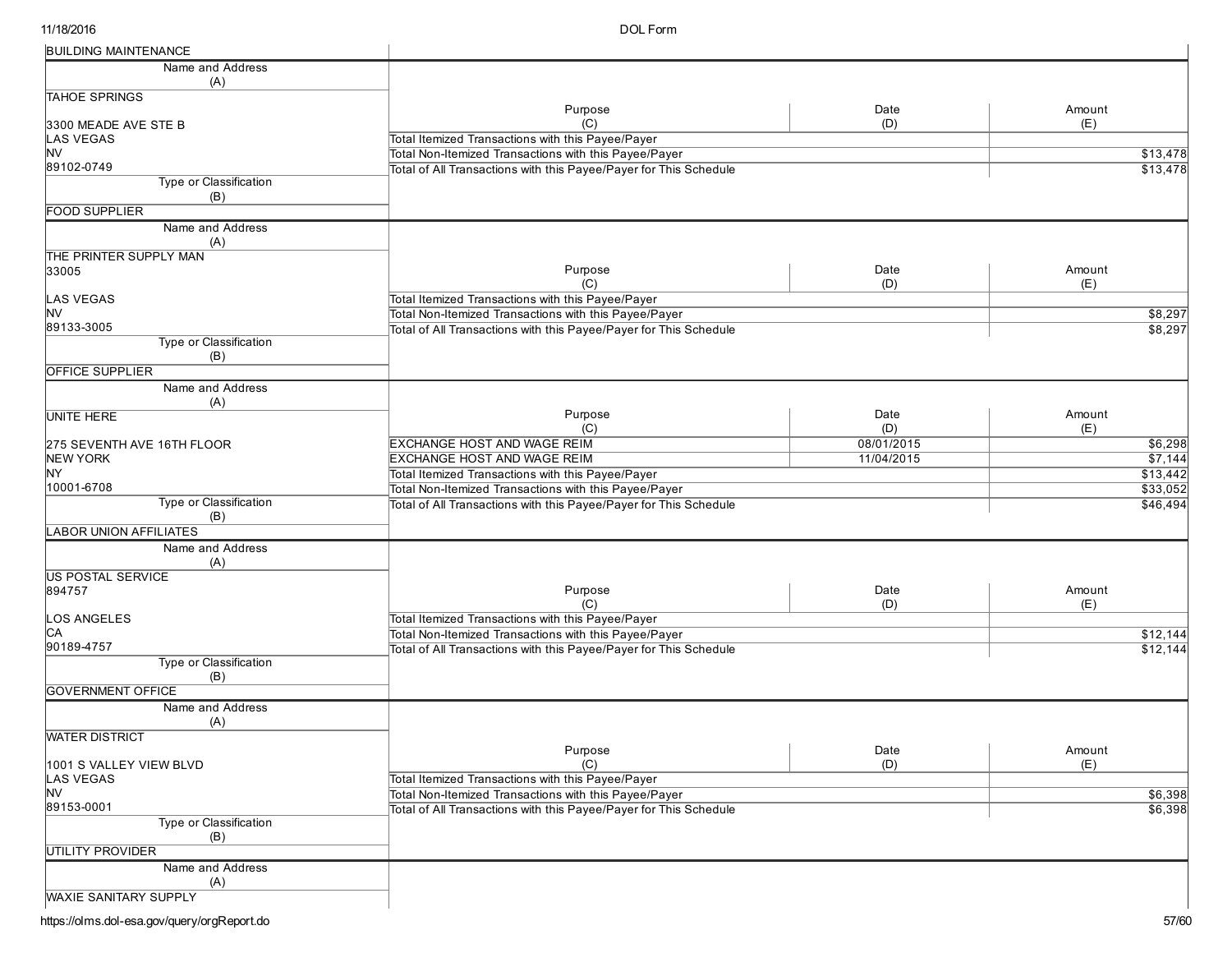BUILDING MAINTENANCE

| Name and Address (A) | Purpose (C) | Date (D) | Amount (E) |
|---|---|---|---|
| TAHOE SPRINGS<br><br>3300 MEADE AVE STE B<br>LAS VEGAS<br>NV<br>89102-0749 | Total Itemized Transactions with this Payee/Payer | | |
| | Total Non-Itemized Transactions with this Payee/Payer | | $13,478 |
| | Total of All Transactions with this Payee/Payer for This Schedule | | $13,478 |
| **Type or Classification (B)** | | | |
| FOOD SUPPLIER | | | |

| Name and Address (A) | Purpose (C) | Date (D) | Amount (E) |
|---|---|---|---|
| THE PRINTER SUPPLY MAN<br>33005<br><br>LAS VEGAS<br>NV<br>89133-3005 | Total Itemized Transactions with this Payee/Payer | | |
| | Total Non-Itemized Transactions with this Payee/Payer | | $8,297 |
| | Total of All Transactions with this Payee/Payer for This Schedule | | $8,297 |
| **Type or Classification (B)** | | | |
| OFFICE SUPPLIER | | | |

| Name and Address (A) | Purpose (C) | Date (D) | Amount (E) |
|---|---|---|---|
| UNITE HERE<br><br>275 SEVENTH AVE 16TH FLOOR<br>NEW YORK<br>NY<br>10001-6708 | EXCHANGE HOST AND WAGE REIM | 08/01/2015 | $6,298 |
| | EXCHANGE HOST AND WAGE REIM | 11/04/2015 | $7,144 |
| | Total Itemized Transactions with this Payee/Payer | | $13,442 |
| | Total Non-Itemized Transactions with this Payee/Payer | | $33,052 |
| | Total of All Transactions with this Payee/Payer for This Schedule | | $46,494 |
| **Type or Classification (B)** | | | |
| LABOR UNION AFFILIATES | | | |

| Name and Address (A) | Purpose (C) | Date (D) | Amount (E) |
|---|---|---|---|
| US POSTAL SERVICE<br>894757<br><br>LOS ANGELES<br>CA<br>90189-4757 | Total Itemized Transactions with this Payee/Payer | | |
| | Total Non-Itemized Transactions with this Payee/Payer | | $12,144 |
| | Total of All Transactions with this Payee/Payer for This Schedule | | $12,144 |
| **Type or Classification (B)** | | | |
| GOVERNMENT OFFICE | | | |

| Name and Address (A) | Purpose (C) | Date (D) | Amount (E) |
|---|---|---|---|
| WATER DISTRICT<br><br>1001 S VALLEY VIEW BLVD<br>LAS VEGAS<br>NV<br>89153-0001 | Total Itemized Transactions with this Payee/Payer | | |
| | Total Non-Itemized Transactions with this Payee/Payer | | $6,398 |
| | Total of All Transactions with this Payee/Payer for This Schedule | | $6,398 |
| **Type or Classification (B)** | | | |
| UTILITY PROVIDER | | | |

| Name and Address (A) |
|---|
| WAXIE SANITARY SUPPLY |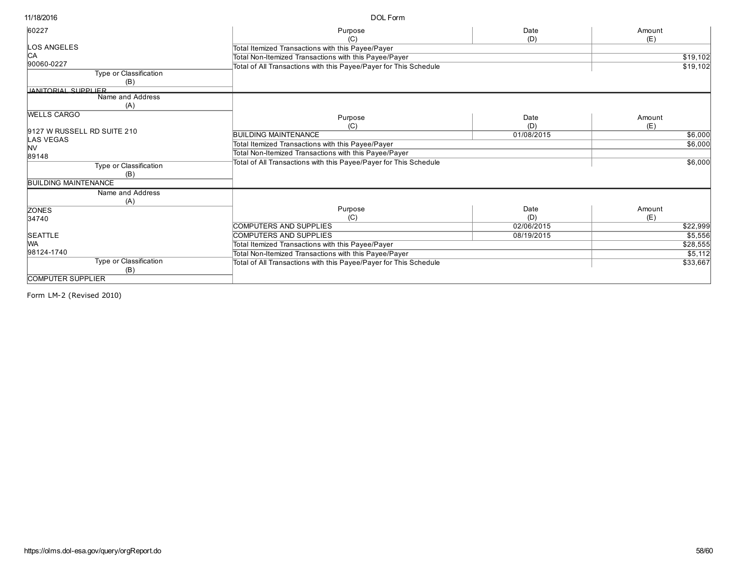| Name and Address (A) | Purpose (C) | Date (D) | Amount (E) |
|---|---|---|---|
| 60227<br><br>LOS ANGELES<br>CA<br>90060-0227 | Total Itemized Transactions with this Payee/Payer | | |
| | Total Non-Itemized Transactions with this Payee/Payer | | $19,102 |
| | Total of All Transactions with this Payee/Payer for This Schedule | | $19,102 |
| **Type or Classification (B)** | | | |
| JANITORIAL SUPPLIER | | | |

| Name and Address (A) | Purpose (C) | Date (D) | Amount (E) |
|---|---|---|---|
| WELLS CARGO<br><br>9127 W RUSSELL RD SUITE 210<br>LAS VEGAS<br>NV<br>89148 | BUILDING MAINTENANCE | 01/08/2015 | $6,000 |
| | Total Itemized Transactions with this Payee/Payer | | $6,000 |
| | Total Non-Itemized Transactions with this Payee/Payer | | |
| | Total of All Transactions with this Payee/Payer for This Schedule | | $6,000 |
| **Type or Classification (B)** | | | |
| BUILDING MAINTENANCE | | | |

| Name and Address (A) | Purpose (C) | Date (D) | Amount (E) |
|---|---|---|---|
| ZONES<br>34740<br><br>SEATTLE<br>WA<br>98124-1740 | COMPUTERS AND SUPPLIES | 02/06/2015 | $22,999 |
| | COMPUTERS AND SUPPLIES | 08/19/2015 | $5,556 |
| | Total Itemized Transactions with this Payee/Payer | | $28,555 |
| | Total Non-Itemized Transactions with this Payee/Payer | | $5,112 |
| | Total of All Transactions with this Payee/Payer for This Schedule | | $33,667 |
| **Type or Classification (B)** | | | |
| COMPUTER SUPPLIER | | | |

Form LM-2 (Revised 2010)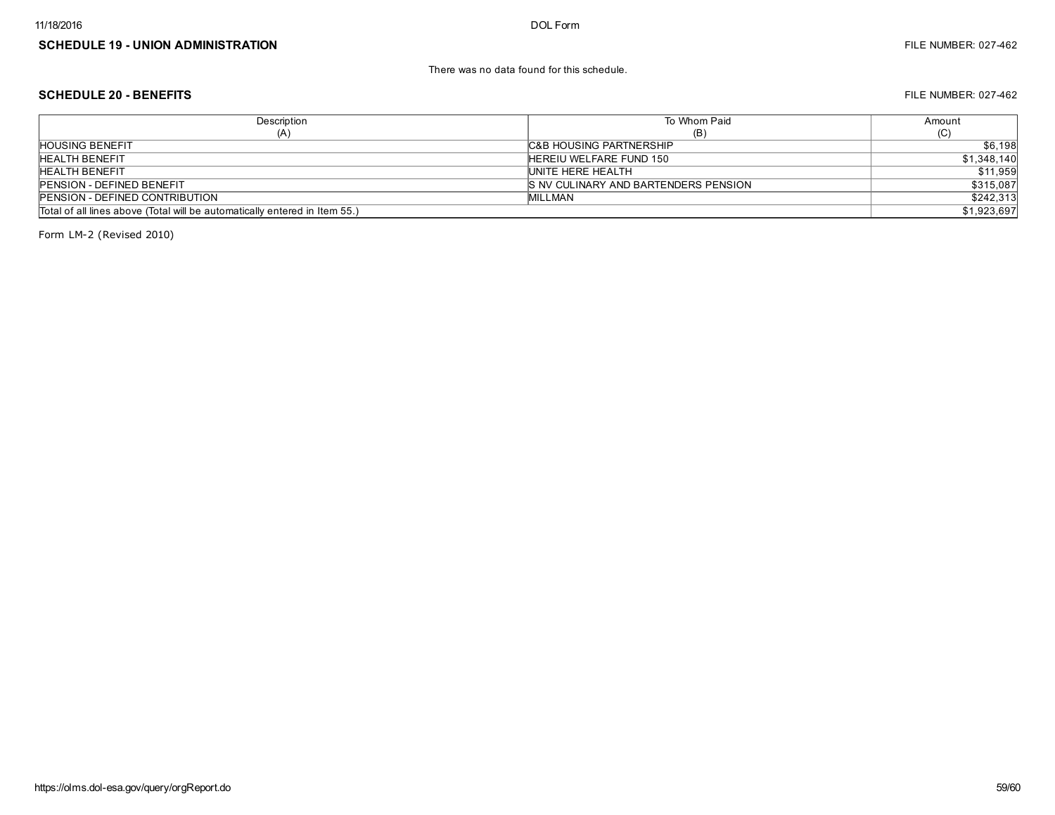## SCHEDULE 19 - UNION ADMINISTRATION

FILE NUMBER: 027-462

There was no data found for this schedule.

## SCHEDULE 20 - BENEFITS

FILE NUMBER: 027-462

| Description (A) | To Whom Paid (B) | Amount (C) |
|---|---|---|
| HOUSING BENEFIT | C&B HOUSING PARTNERSHIP | $6,198 |
| HEALTH BENEFIT | HEREIU WELFARE FUND 150 | $1,348,140 |
| HEALTH BENEFIT | UNITE HERE HEALTH | $11,959 |
| PENSION - DEFINED BENEFIT | S NV CULINARY AND BARTENDERS PENSION | $315,087 |
| PENSION - DEFINED CONTRIBUTION | MILLMAN | $242,313 |
| Total of all lines above (Total will be automatically entered in Item 55.) | | $1,923,697 |

Form LM-2 (Revised 2010)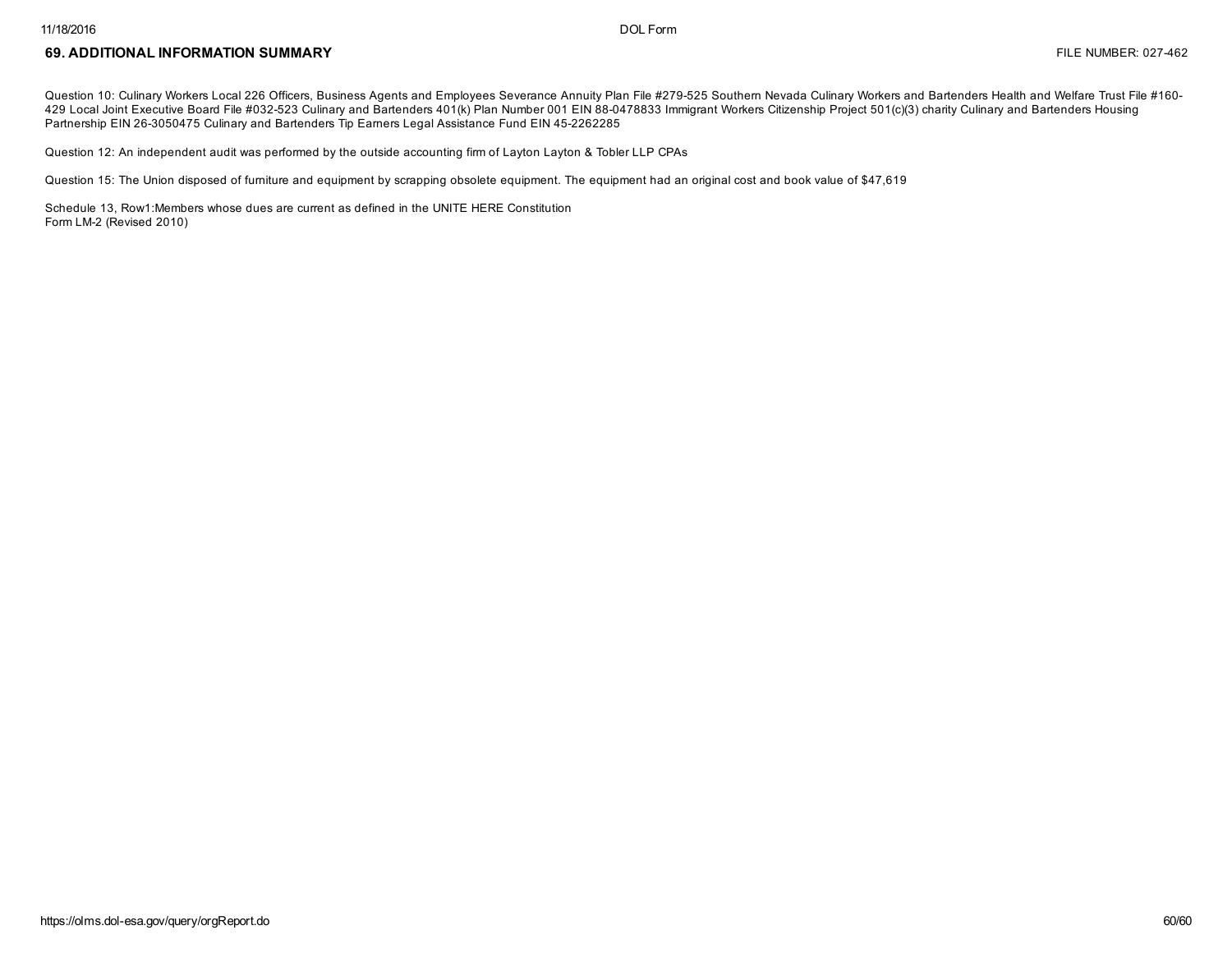## 69. ADDITIONAL INFORMATION SUMMARY

FILE NUMBER: 027-462

Question 10: Culinary Workers Local 226 Officers, Business Agents and Employees Severance Annuity Plan File #279-525 Southern Nevada Culinary Workers and Bartenders Health and Welfare Trust File #160-429 Local Joint Executive Board File #032-523 Culinary and Bartenders 401(k) Plan Number 001 EIN 88-0478833 Immigrant Workers Citizenship Project 501(c)(3) charity Culinary and Bartenders Housing Partnership EIN 26-3050475 Culinary and Bartenders Tip Earners Legal Assistance Fund EIN 45-2262285

Question 12: An independent audit was performed by the outside accounting firm of Layton Layton & Tobler LLP CPAs

Question 15: The Union disposed of furniture and equipment by scrapping obsolete equipment. The equipment had an original cost and book value of $47,619

Schedule 13, Row1:Members whose dues are current as defined in the UNITE HERE Constitution
Form LM-2 (Revised 2010)